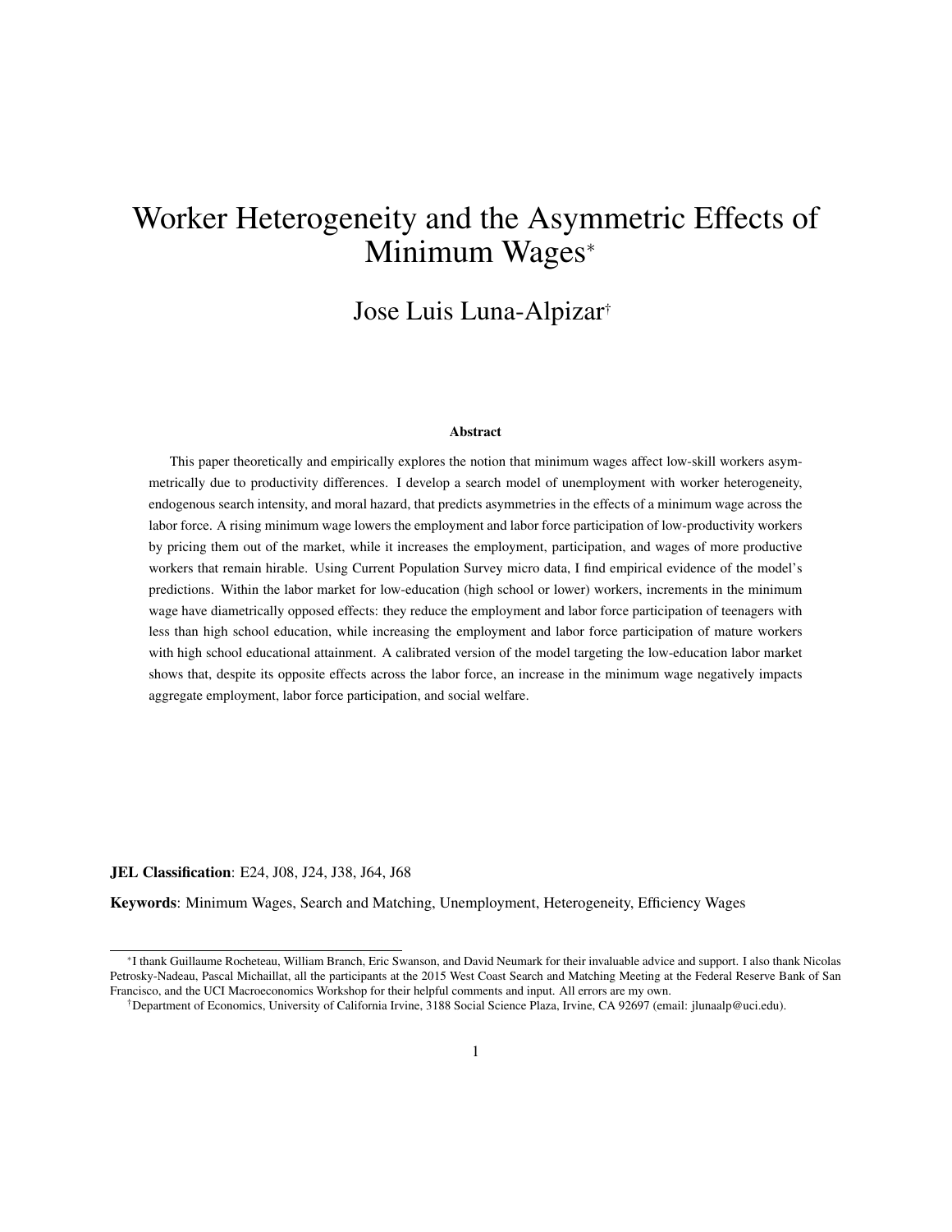# Worker Heterogeneity and the Asymmetric Effects of Minimum Wages*

Jose Luis Luna-Alpizar†

### Abstract

This paper theoretically and empirically explores the notion that minimum wages affect low-skill workers asymmetrically due to productivity differences. I develop a search model of unemployment with worker heterogeneity, endogenous search intensity, and moral hazard, that predicts asymmetries in the effects of a minimum wage across the labor force. A rising minimum wage lowers the employment and labor force participation of low-productivity workers by pricing them out of the market, while it increases the employment, participation, and wages of more productive workers that remain hirable. Using Current Population Survey micro data, I find empirical evidence of the model's predictions. Within the labor market for low-education (high school or lower) workers, increments in the minimum wage have diametrically opposed effects: they reduce the employment and labor force participation of teenagers with less than high school education, while increasing the employment and labor force participation of mature workers with high school educational attainment. A calibrated version of the model targeting the low-education labor market shows that, despite its opposite effects across the labor force, an increase in the minimum wage negatively impacts aggregate employment, labor force participation, and social welfare.

**JEL Classification**: E24, J08, J24, J38, J64, J68

**Keywords**: Minimum Wages, Search and Matching, Unemployment, Heterogeneity, Efficiency Wages

*I thank Guillaume Rocheteau, William Branch, Eric Swanson, and David Neumark for their invaluable advice and support. I also thank Nicolas Petrosky-Nadeau, Pascal Michaillat, all the participants at the 2015 West Coast Search and Matching Meeting at the Federal Reserve Bank of San Francisco, and the UCI Macroeconomics Workshop for their helpful comments and input. All errors are my own.

†Department of Economics, University of California Irvine, 3188 Social Science Plaza, Irvine, CA 92697 (email: jlunaalp@uci.edu).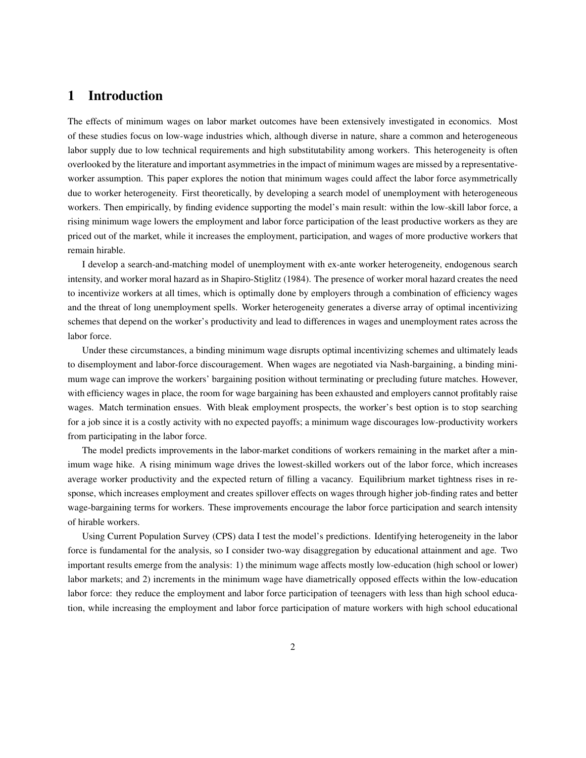# 1 Introduction

The effects of minimum wages on labor market outcomes have been extensively investigated in economics. Most of these studies focus on low-wage industries which, although diverse in nature, share a common and heterogeneous labor supply due to low technical requirements and high substitutability among workers. This heterogeneity is often overlooked by the literature and important asymmetries in the impact of minimum wages are missed by a representative-worker assumption. This paper explores the notion that minimum wages could affect the labor force asymmetrically due to worker heterogeneity. First theoretically, by developing a search model of unemployment with heterogeneous workers. Then empirically, by finding evidence supporting the model's main result: within the low-skill labor force, a rising minimum wage lowers the employment and labor force participation of the least productive workers as they are priced out of the market, while it increases the employment, participation, and wages of more productive workers that remain hirable.

I develop a search-and-matching model of unemployment with ex-ante worker heterogeneity, endogenous search intensity, and worker moral hazard as in Shapiro-Stiglitz (1984). The presence of worker moral hazard creates the need to incentivize workers at all times, which is optimally done by employers through a combination of efficiency wages and the threat of long unemployment spells. Worker heterogeneity generates a diverse array of optimal incentivizing schemes that depend on the worker's productivity and lead to differences in wages and unemployment rates across the labor force.

Under these circumstances, a binding minimum wage disrupts optimal incentivizing schemes and ultimately leads to disemployment and labor-force discouragement. When wages are negotiated via Nash-bargaining, a binding minimum wage can improve the workers' bargaining position without terminating or precluding future matches. However, with efficiency wages in place, the room for wage bargaining has been exhausted and employers cannot profitably raise wages. Match termination ensues. With bleak employment prospects, the worker's best option is to stop searching for a job since it is a costly activity with no expected payoffs; a minimum wage discourages low-productivity workers from participating in the labor force.

The model predicts improvements in the labor-market conditions of workers remaining in the market after a minimum wage hike. A rising minimum wage drives the lowest-skilled workers out of the labor force, which increases average worker productivity and the expected return of filling a vacancy. Equilibrium market tightness rises in response, which increases employment and creates spillover effects on wages through higher job-finding rates and better wage-bargaining terms for workers. These improvements encourage the labor force participation and search intensity of hirable workers.

Using Current Population Survey (CPS) data I test the model's predictions. Identifying heterogeneity in the labor force is fundamental for the analysis, so I consider two-way disaggregation by educational attainment and age. Two important results emerge from the analysis: 1) the minimum wage affects mostly low-education (high school or lower) labor markets; and 2) increments in the minimum wage have diametrically opposed effects within the low-education labor force: they reduce the employment and labor force participation of teenagers with less than high school education, while increasing the employment and labor force participation of mature workers with high school educational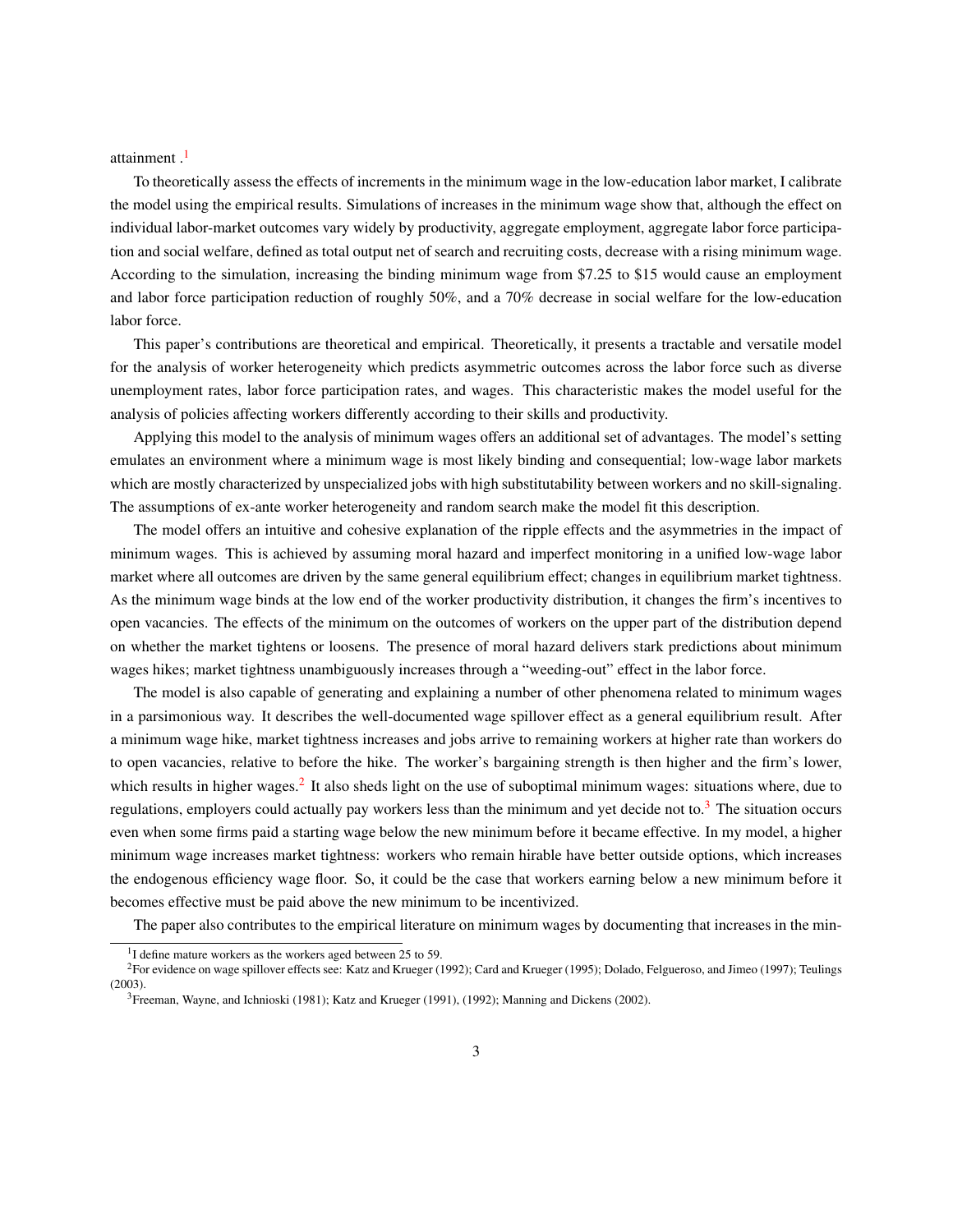attainment .[1]

To theoretically assess the effects of increments in the minimum wage in the low-education labor market, I calibrate the model using the empirical results. Simulations of increases in the minimum wage show that, although the effect on individual labor-market outcomes vary widely by productivity, aggregate employment, aggregate labor force participation and social welfare, defined as total output net of search and recruiting costs, decrease with a rising minimum wage. According to the simulation, increasing the binding minimum wage from $7.25 to $15 would cause an employment and labor force participation reduction of roughly 50%, and a 70% decrease in social welfare for the low-education labor force.

This paper's contributions are theoretical and empirical. Theoretically, it presents a tractable and versatile model for the analysis of worker heterogeneity which predicts asymmetric outcomes across the labor force such as diverse unemployment rates, labor force participation rates, and wages. This characteristic makes the model useful for the analysis of policies affecting workers differently according to their skills and productivity.

Applying this model to the analysis of minimum wages offers an additional set of advantages. The model's setting emulates an environment where a minimum wage is most likely binding and consequential; low-wage labor markets which are mostly characterized by unspecialized jobs with high substitutability between workers and no skill-signaling. The assumptions of ex-ante worker heterogeneity and random search make the model fit this description.

The model offers an intuitive and cohesive explanation of the ripple effects and the asymmetries in the impact of minimum wages. This is achieved by assuming moral hazard and imperfect monitoring in a unified low-wage labor market where all outcomes are driven by the same general equilibrium effect; changes in equilibrium market tightness. As the minimum wage binds at the low end of the worker productivity distribution, it changes the firm's incentives to open vacancies. The effects of the minimum on the outcomes of workers on the upper part of the distribution depend on whether the market tightens or loosens. The presence of moral hazard delivers stark predictions about minimum wages hikes; market tightness unambiguously increases through a "weeding-out" effect in the labor force.

The model is also capable of generating and explaining a number of other phenomena related to minimum wages in a parsimonious way. It describes the well-documented wage spillover effect as a general equilibrium result. After a minimum wage hike, market tightness increases and jobs arrive to remaining workers at higher rate than workers do to open vacancies, relative to before the hike. The worker's bargaining strength is then higher and the firm's lower, which results in higher wages.[2] It also sheds light on the use of suboptimal minimum wages: situations where, due to regulations, employers could actually pay workers less than the minimum and yet decide not to.[3] The situation occurs even when some firms paid a starting wage below the new minimum before it became effective. In my model, a higher minimum wage increases market tightness: workers who remain hirable have better outside options, which increases the endogenous efficiency wage floor. So, it could be the case that workers earning below a new minimum before it becomes effective must be paid above the new minimum to be incentivized.

The paper also contributes to the empirical literature on minimum wages by documenting that increases in the min-

[1] I define mature workers as the workers aged between 25 to 59.

[2] For evidence on wage spillover effects see: Katz and Krueger (1992); Card and Krueger (1995); Dolado, Felgueroso, and Jimeo (1997); Teulings (2003).

[3] Freeman, Wayne, and Ichnioski (1981); Katz and Krueger (1991), (1992); Manning and Dickens (2002).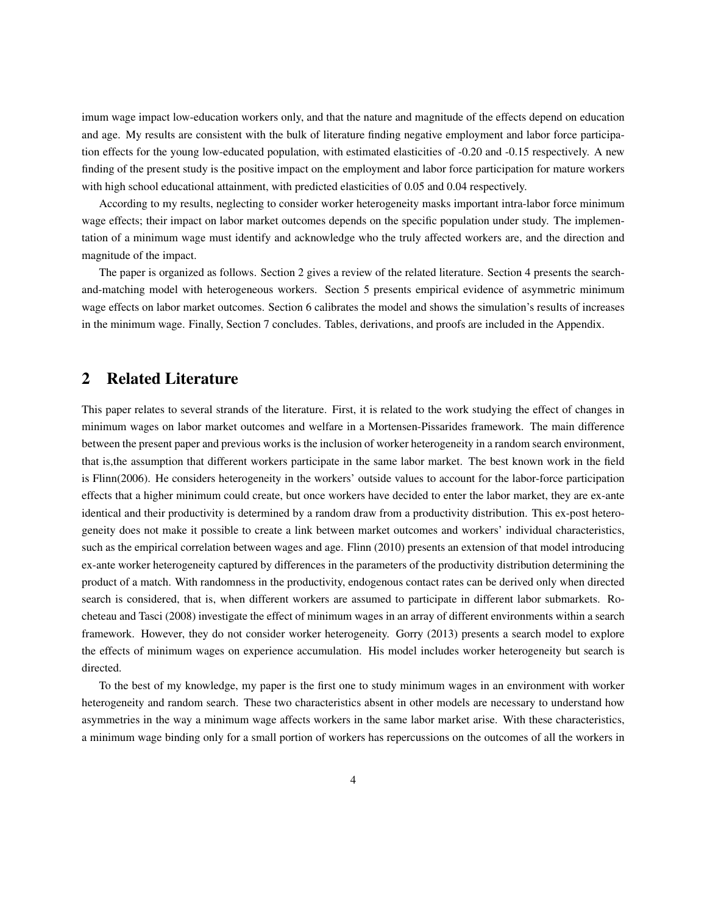imum wage impact low-education workers only, and that the nature and magnitude of the effects depend on education and age. My results are consistent with the bulk of literature finding negative employment and labor force participation effects for the young low-educated population, with estimated elasticities of -0.20 and -0.15 respectively. A new finding of the present study is the positive impact on the employment and labor force participation for mature workers with high school educational attainment, with predicted elasticities of 0.05 and 0.04 respectively.

According to my results, neglecting to consider worker heterogeneity masks important intra-labor force minimum wage effects; their impact on labor market outcomes depends on the specific population under study. The implementation of a minimum wage must identify and acknowledge who the truly affected workers are, and the direction and magnitude of the impact.

The paper is organized as follows. Section 2 gives a review of the related literature. Section 4 presents the search-and-matching model with heterogeneous workers. Section 5 presents empirical evidence of asymmetric minimum wage effects on labor market outcomes. Section 6 calibrates the model and shows the simulation's results of increases in the minimum wage. Finally, Section 7 concludes. Tables, derivations, and proofs are included in the Appendix.

## 2 Related Literature

This paper relates to several strands of the literature. First, it is related to the work studying the effect of changes in minimum wages on labor market outcomes and welfare in a Mortensen-Pissarides framework. The main difference between the present paper and previous works is the inclusion of worker heterogeneity in a random search environment, that is,the assumption that different workers participate in the same labor market. The best known work in the field is Flinn(2006). He considers heterogeneity in the workers' outside values to account for the labor-force participation effects that a higher minimum could create, but once workers have decided to enter the labor market, they are ex-ante identical and their productivity is determined by a random draw from a productivity distribution. This ex-post heterogeneity does not make it possible to create a link between market outcomes and workers' individual characteristics, such as the empirical correlation between wages and age. Flinn (2010) presents an extension of that model introducing ex-ante worker heterogeneity captured by differences in the parameters of the productivity distribution determining the product of a match. With randomness in the productivity, endogenous contact rates can be derived only when directed search is considered, that is, when different workers are assumed to participate in different labor submarkets. Rocheteau and Tasci (2008) investigate the effect of minimum wages in an array of different environments within a search framework. However, they do not consider worker heterogeneity. Gorry (2013) presents a search model to explore the effects of minimum wages on experience accumulation. His model includes worker heterogeneity but search is directed.

To the best of my knowledge, my paper is the first one to study minimum wages in an environment with worker heterogeneity and random search. These two characteristics absent in other models are necessary to understand how asymmetries in the way a minimum wage affects workers in the same labor market arise. With these characteristics, a minimum wage binding only for a small portion of workers has repercussions on the outcomes of all the workers in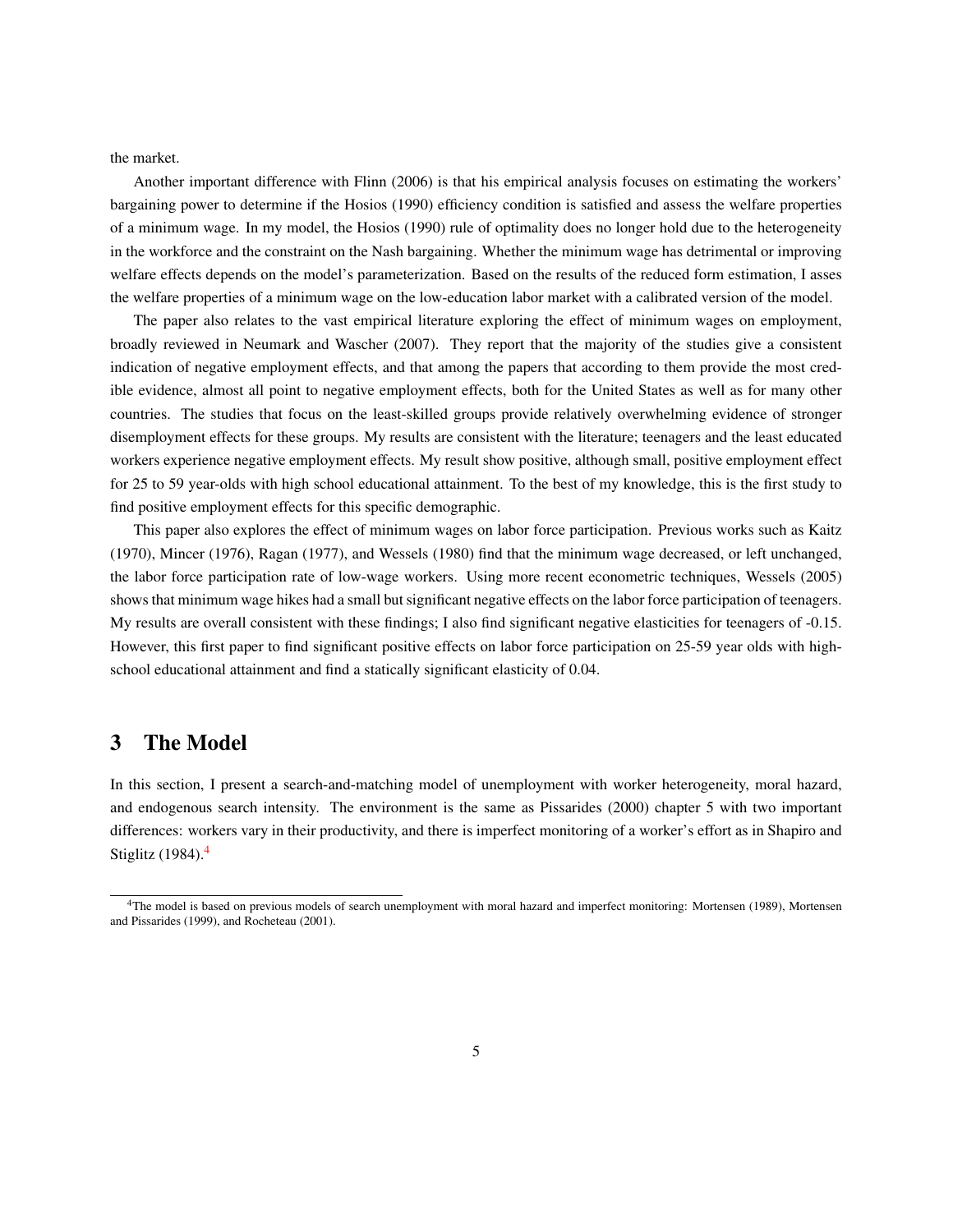the market.

Another important difference with Flinn (2006) is that his empirical analysis focuses on estimating the workers' bargaining power to determine if the Hosios (1990) efficiency condition is satisfied and assess the welfare properties of a minimum wage. In my model, the Hosios (1990) rule of optimality does no longer hold due to the heterogeneity in the workforce and the constraint on the Nash bargaining. Whether the minimum wage has detrimental or improving welfare effects depends on the model's parameterization. Based on the results of the reduced form estimation, I asses the welfare properties of a minimum wage on the low-education labor market with a calibrated version of the model.

The paper also relates to the vast empirical literature exploring the effect of minimum wages on employment, broadly reviewed in Neumark and Wascher (2007). They report that the majority of the studies give a consistent indication of negative employment effects, and that among the papers that according to them provide the most credible evidence, almost all point to negative employment effects, both for the United States as well as for many other countries. The studies that focus on the least-skilled groups provide relatively overwhelming evidence of stronger disemployment effects for these groups. My results are consistent with the literature; teenagers and the least educated workers experience negative employment effects. My result show positive, although small, positive employment effect for 25 to 59 year-olds with high school educational attainment. To the best of my knowledge, this is the first study to find positive employment effects for this specific demographic.

This paper also explores the effect of minimum wages on labor force participation. Previous works such as Kaitz (1970), Mincer (1976), Ragan (1977), and Wessels (1980) find that the minimum wage decreased, or left unchanged, the labor force participation rate of low-wage workers. Using more recent econometric techniques, Wessels (2005) shows that minimum wage hikes had a small but significant negative effects on the labor force participation of teenagers. My results are overall consistent with these findings; I also find significant negative elasticities for teenagers of -0.15. However, this first paper to find significant positive effects on labor force participation on 25-59 year olds with high-school educational attainment and find a statically significant elasticity of 0.04.

## 3 The Model

In this section, I present a search-and-matching model of unemployment with worker heterogeneity, moral hazard, and endogenous search intensity. The environment is the same as Pissarides (2000) chapter 5 with two important differences: workers vary in their productivity, and there is imperfect monitoring of a worker's effort as in Shapiro and Stiglitz (1984).[4]

[4] The model is based on previous models of search unemployment with moral hazard and imperfect monitoring: Mortensen (1989), Mortensen and Pissarides (1999), and Rocheteau (2001).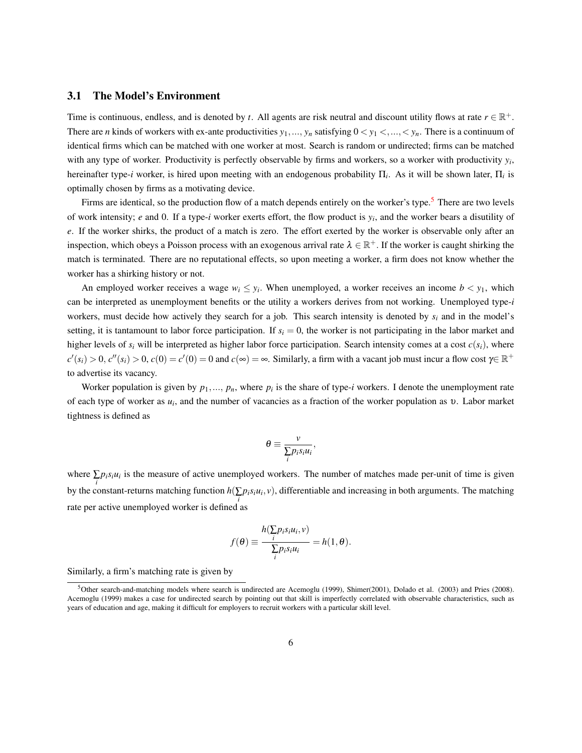### 3.1 The Model's Environment

Time is continuous, endless, and is denoted by $t$. All agents are risk neutral and discount utility flows at rate $r \in \mathbb{R}^+$. There are $n$ kinds of workers with ex-ante productivities $y_1, ..., y_n$ satisfying $0 < y_1 <, ..., < y_n$. There is a continuum of identical firms which can be matched with one worker at most. Search is random or undirected; firms can be matched with any type of worker. Productivity is perfectly observable by firms and workers, so a worker with productivity $y_i$, hereinafter type-$i$ worker, is hired upon meeting with an endogenous probability $\Pi_i$. As it will be shown later, $\Pi_i$ is optimally chosen by firms as a motivating device.

Firms are identical, so the production flow of a match depends entirely on the worker's type.[5] There are two levels of work intensity; $e$ and 0. If a type-$i$ worker exerts effort, the flow product is $y_i$, and the worker bears a disutility of $e$. If the worker shirks, the product of a match is zero. The effort exerted by the worker is observable only after an inspection, which obeys a Poisson process with an exogenous arrival rate $\lambda \in \mathbb{R}^+$. If the worker is caught shirking the match is terminated. There are no reputational effects, so upon meeting a worker, a firm does not know whether the worker has a shirking history or not.

An employed worker receives a wage $w_i \leq y_i$. When unemployed, a worker receives an income $b < y_1$, which can be interpreted as unemployment benefits or the utility a workers derives from not working. Unemployed type-$i$ workers, must decide how actively they search for a job. This search intensity is denoted by $s_i$ and in the model's setting, it is tantamount to labor force participation. If $s_i = 0$, the worker is not participating in the labor market and higher levels of $s_i$ will be interpreted as higher labor force participation. Search intensity comes at a cost $c(s_i)$, where $c'(s_i) > 0$, $c''(s_i) > 0$, $c(0) = c'(0) = 0$ and $c(\infty) = \infty$. Similarly, a firm with a vacant job must incur a flow cost $\gamma \in \mathbb{R}^+$ to advertise its vacancy.

Worker population is given by $p_1, ..., p_n$, where $p_i$ is the share of type-$i$ workers. I denote the unemployment rate of each type of worker as $u_i$, and the number of vacancies as a fraction of the worker population as $\upsilon$. Labor market tightness is defined as

$$\theta \equiv \frac{v}{\sum_i p_i s_i u_i},$$

where $\sum_i p_i s_i u_i$ is the measure of active unemployed workers. The number of matches made per-unit of time is given by the constant-returns matching function $h(\sum_i p_i s_i u_i, v)$, differentiable and increasing in both arguments. The matching rate per active unemployed worker is defined as

$$f(\theta) \equiv \frac{h(\sum_i p_i s_i u_i, v)}{\sum_i p_i s_i u_i} = h(1, \theta).$$

Similarly, a firm's matching rate is given by

[5] Other search-and-matching models where search is undirected are Acemoglu (1999), Shimer(2001), Dolado et al. (2003) and Pries (2008). Acemoglu (1999) makes a case for undirected search by pointing out that skill is imperfectly correlated with observable characteristics, such as years of education and age, making it difficult for employers to recruit workers with a particular skill level.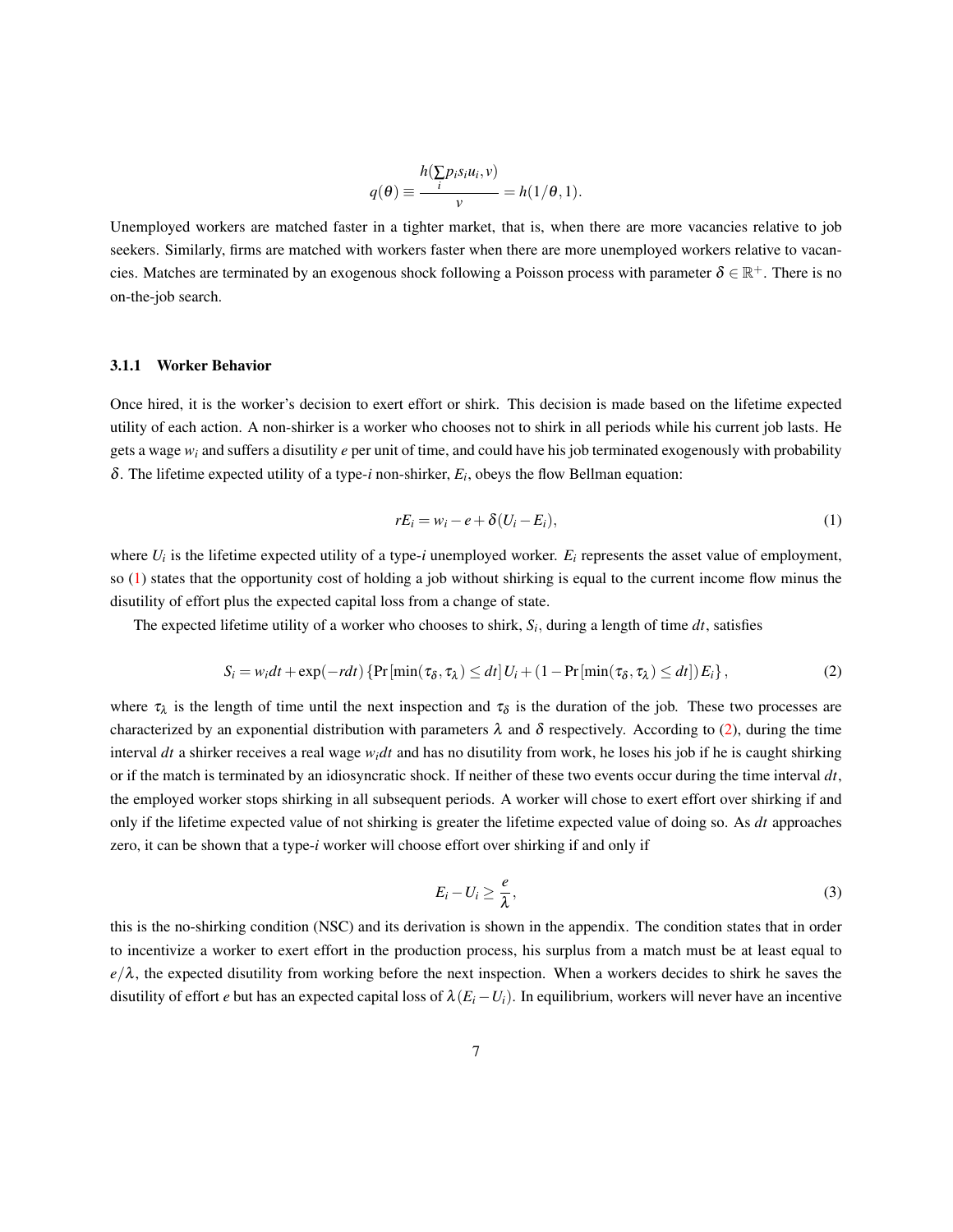$$q(\theta) \equiv \frac{h(\sum_i p_i s_i u_i, v)}{v} = h(1/\theta, 1).$$

Unemployed workers are matched faster in a tighter market, that is, when there are more vacancies relative to job seekers. Similarly, firms are matched with workers faster when there are more unemployed workers relative to vacancies. Matches are terminated by an exogenous shock following a Poisson process with parameter $\delta \in \mathbb{R}^+$. There is no on-the-job search.

### 3.1.1 Worker Behavior

Once hired, it is the worker's decision to exert effort or shirk. This decision is made based on the lifetime expected utility of each action. A non-shirker is a worker who chooses not to shirk in all periods while his current job lasts. He gets a wage $w_i$ and suffers a disutility $e$ per unit of time, and could have his job terminated exogenously with probability $\delta$. The lifetime expected utility of a type-$i$ non-shirker, $E_i$, obeys the flow Bellman equation:

$$rE_i = w_i - e + \delta(U_i - E_i), \tag{1}$$

where $U_i$ is the lifetime expected utility of a type-$i$ unemployed worker. $E_i$ represents the asset value of employment, so (1) states that the opportunity cost of holding a job without shirking is equal to the current income flow minus the disutility of effort plus the expected capital loss from a change of state.

The expected lifetime utility of a worker who chooses to shirk, $S_i$, during a length of time $dt$, satisfies

$$S_i = w_i dt + \exp(-rdt)\left\{\Pr[\min(\tau_\delta, \tau_\lambda) \leq dt]\, U_i + (1 - \Pr[\min(\tau_\delta, \tau_\lambda) \leq dt])\, E_i\right\}, \tag{2}$$

where $\tau_\lambda$ is the length of time until the next inspection and $\tau_\delta$ is the duration of the job. These two processes are characterized by an exponential distribution with parameters $\lambda$ and $\delta$ respectively. According to (2), during the time interval $dt$ a shirker receives a real wage $w_i dt$ and has no disutility from work, he loses his job if he is caught shirking or if the match is terminated by an idiosyncratic shock. If neither of these two events occur during the time interval $dt$, the employed worker stops shirking in all subsequent periods. A worker will chose to exert effort over shirking if and only if the lifetime expected value of not shirking is greater the lifetime expected value of doing so. As $dt$ approaches zero, it can be shown that a type-$i$ worker will choose effort over shirking if and only if

$$E_i - U_i \geq \frac{e}{\lambda}, \tag{3}$$

this is the no-shirking condition (NSC) and its derivation is shown in the appendix. The condition states that in order to incentivize a worker to exert effort in the production process, his surplus from a match must be at least equal to $e/\lambda$, the expected disutility from working before the next inspection. When a workers decides to shirk he saves the disutility of effort $e$ but has an expected capital loss of $\lambda(E_i - U_i)$. In equilibrium, workers will never have an incentive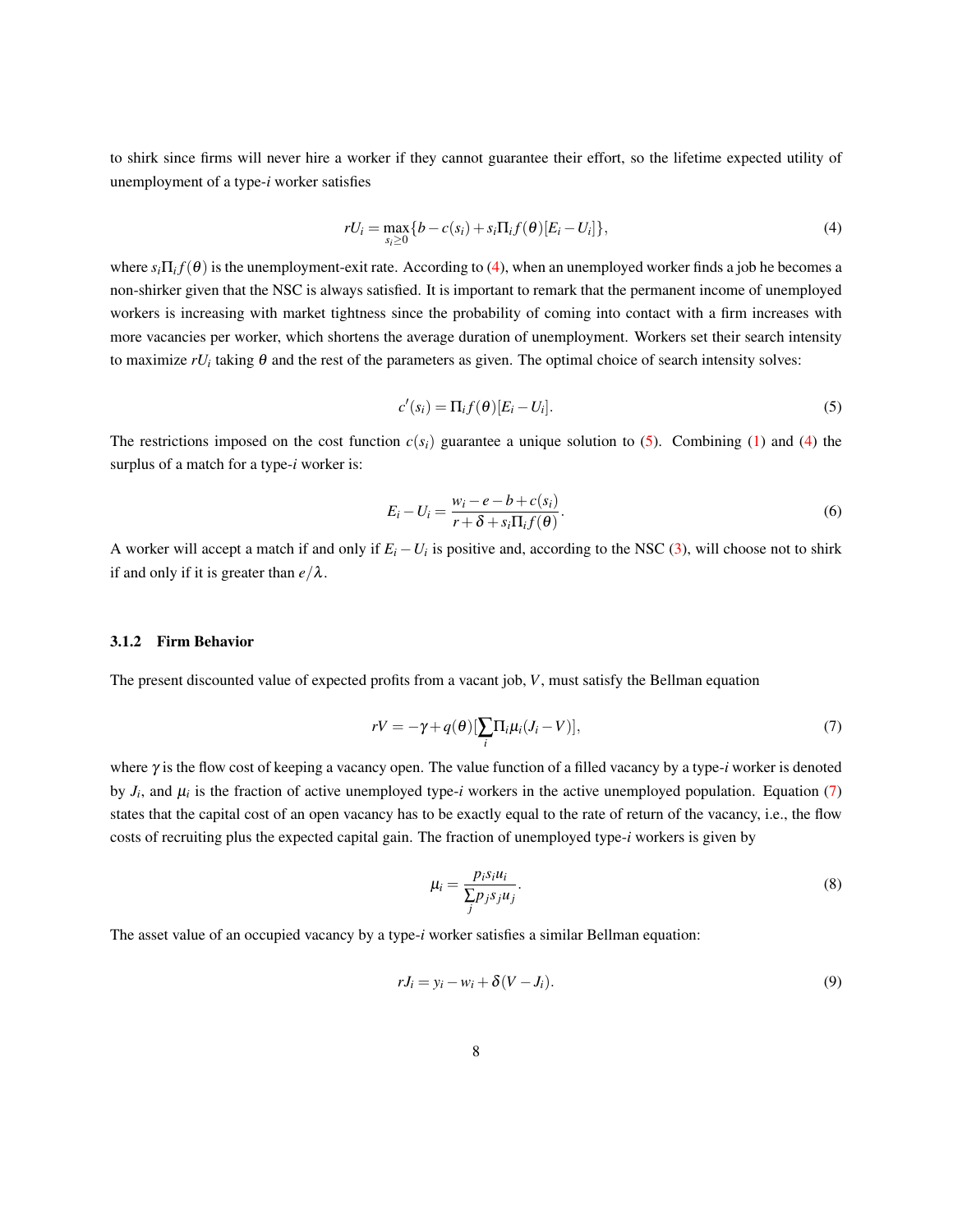to shirk since firms will never hire a worker if they cannot guarantee their effort, so the lifetime expected utility of unemployment of a type-$i$ worker satisfies

$$rU_i = \max_{s_i \geq 0} \{b - c(s_i) + s_i \Pi_i f(\theta)[E_i - U_i]\}, \tag{4}$$

where $s_i \Pi_i f(\theta)$ is the unemployment-exit rate. According to (4), when an unemployed worker finds a job he becomes a non-shirker given that the NSC is always satisfied. It is important to remark that the permanent income of unemployed workers is increasing with market tightness since the probability of coming into contact with a firm increases with more vacancies per worker, which shortens the average duration of unemployment. Workers set their search intensity to maximize $rU_i$ taking $\theta$ and the rest of the parameters as given. The optimal choice of search intensity solves:

$$c'(s_i) = \Pi_i f(\theta)[E_i - U_i]. \tag{5}$$

The restrictions imposed on the cost function $c(s_i)$ guarantee a unique solution to (5). Combining (1) and (4) the surplus of a match for a type-$i$ worker is:

$$E_i - U_i = \frac{w_i - e - b + c(s_i)}{r + \delta + s_i \Pi_i f(\theta)}. \tag{6}$$

A worker will accept a match if and only if $E_i - U_i$ is positive and, according to the NSC (3), will choose not to shirk if and only if it is greater than $e/\lambda$.

### 3.1.2 Firm Behavior

The present discounted value of expected profits from a vacant job, $V$, must satisfy the Bellman equation

$$rV = -\gamma + q(\theta)[\sum_i \Pi_i \mu_i (J_i - V)], \tag{7}$$

where $\gamma$ is the flow cost of keeping a vacancy open. The value function of a filled vacancy by a type-$i$ worker is denoted by $J_i$, and $\mu_i$ is the fraction of active unemployed type-$i$ workers in the active unemployed population. Equation (7) states that the capital cost of an open vacancy has to be exactly equal to the rate of return of the vacancy, i.e., the flow costs of recruiting plus the expected capital gain. The fraction of unemployed type-$i$ workers is given by

$$\mu_i = \frac{p_i s_i u_i}{\sum_j p_j s_j u_j}. \tag{8}$$

The asset value of an occupied vacancy by a type-$i$ worker satisfies a similar Bellman equation:

$$rJ_i = y_i - w_i + \delta(V - J_i). \tag{9}$$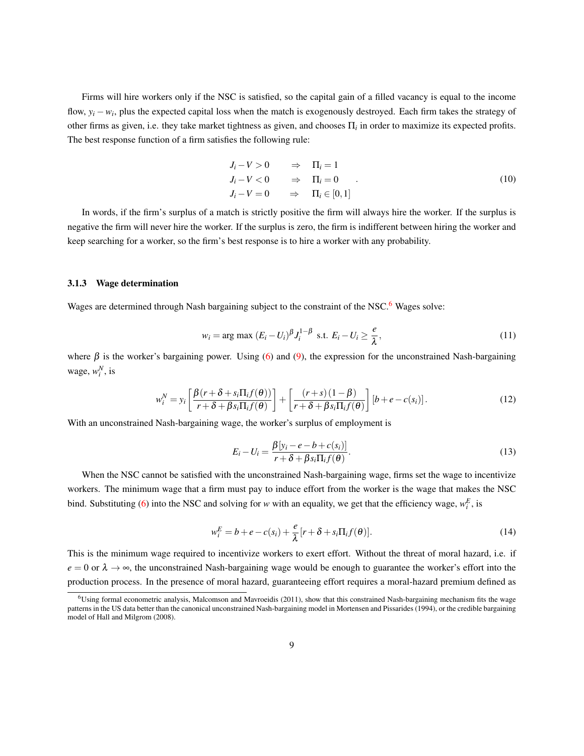Firms will hire workers only if the NSC is satisfied, so the capital gain of a filled vacancy is equal to the income flow, $y_i - w_i$, plus the expected capital loss when the match is exogenously destroyed. Each firm takes the strategy of other firms as given, i.e. they take market tightness as given, and chooses $\Pi_i$ in order to maximize its expected profits. The best response function of a firm satisfies the following rule:

$$\begin{array}{lcl} J_i - V > 0 & \Rightarrow & \Pi_i = 1 \\ J_i - V < 0 & \Rightarrow & \Pi_i = 0 \\ J_i - V = 0 & \Rightarrow & \Pi_i \in [0,1] \end{array} . \tag{10}$$

In words, if the firm's surplus of a match is strictly positive the firm will always hire the worker. If the surplus is negative the firm will never hire the worker. If the surplus is zero, the firm is indifferent between hiring the worker and keep searching for a worker, so the firm's best response is to hire a worker with any probability.

### 3.1.3 Wage determination

Wages are determined through Nash bargaining subject to the constraint of the NSC.[6] Wages solve:

$$w_i = \arg\max\, (E_i - U_i)^{\beta} J_i^{1-\beta} \;\text{ s.t. }\; E_i - U_i \geq \frac{e}{\lambda}, \tag{11}$$

where $\beta$ is the worker's bargaining power. Using (6) and (9), the expression for the unconstrained Nash-bargaining wage, $w_i^N$, is

$$w_i^N = y_i \left[ \frac{\beta (r + \delta + s_i \Pi_i f(\theta))}{r + \delta + \beta s_i \Pi_i f(\theta)} \right] + \left[ \frac{(r+s)(1-\beta)}{r + \delta + \beta s_i \Pi_i f(\theta)} \right] [b + e - c(s_i)]. \tag{12}$$

With an unconstrained Nash-bargaining wage, the worker's surplus of employment is

$$E_i - U_i = \frac{\beta [y_i - e - b + c(s_i)]}{r + \delta + \beta s_i \Pi_i f(\theta)}. \tag{13}$$

When the NSC cannot be satisfied with the unconstrained Nash-bargaining wage, firms set the wage to incentivize workers. The minimum wage that a firm must pay to induce effort from the worker is the wage that makes the NSC bind. Substituting (6) into the NSC and solving for $w$ with an equality, we get that the efficiency wage, $w_i^E$, is

$$w_i^E = b + e - c(s_i) + \frac{e}{\lambda}[r + \delta + s_i \Pi_i f(\theta)]. \tag{14}$$

This is the minimum wage required to incentivize workers to exert effort. Without the threat of moral hazard, i.e. if $e = 0$ or $\lambda \to \infty$, the unconstrained Nash-bargaining wage would be enough to guarantee the worker's effort into the production process. In the presence of moral hazard, guaranteeing effort requires a moral-hazard premium defined as

[6] Using formal econometric analysis, Malcomson and Mavroeidis (2011), show that this constrained Nash-bargaining mechanism fits the wage patterns in the US data better than the canonical unconstrained Nash-bargaining model in Mortensen and Pissarides (1994), or the credible bargaining model of Hall and Milgrom (2008).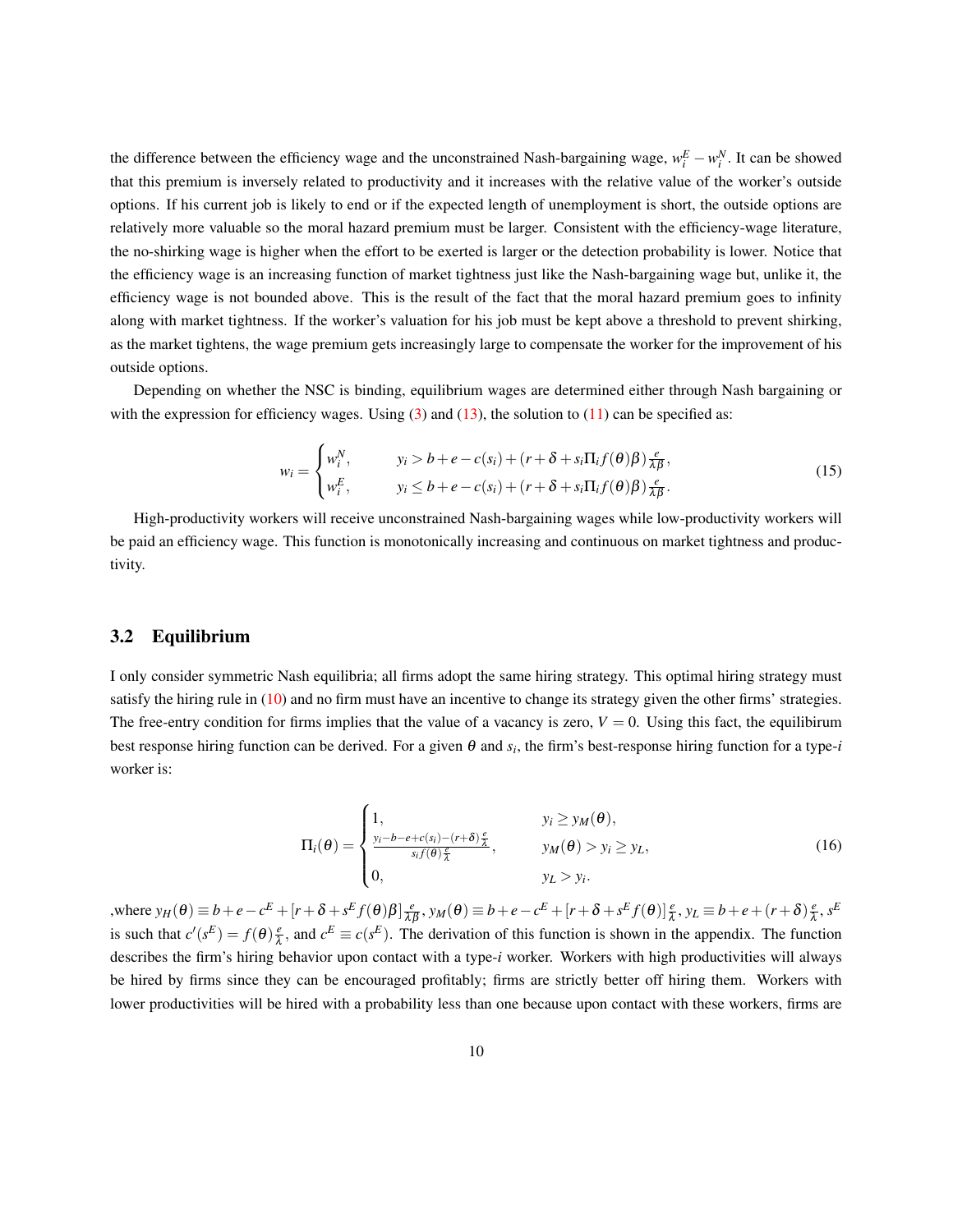the difference between the efficiency wage and the unconstrained Nash-bargaining wage, $w_i^E - w_i^N$. It can be showed that this premium is inversely related to productivity and it increases with the relative value of the worker's outside options. If his current job is likely to end or if the expected length of unemployment is short, the outside options are relatively more valuable so the moral hazard premium must be larger. Consistent with the efficiency-wage literature, the no-shirking wage is higher when the effort to be exerted is larger or the detection probability is lower. Notice that the efficiency wage is an increasing function of market tightness just like the Nash-bargaining wage but, unlike it, the efficiency wage is not bounded above. This is the result of the fact that the moral hazard premium goes to infinity along with market tightness. If the worker's valuation for his job must be kept above a threshold to prevent shirking, as the market tightens, the wage premium gets increasingly large to compensate the worker for the improvement of his outside options.

Depending on whether the NSC is binding, equilibrium wages are determined either through Nash bargaining or with the expression for efficiency wages. Using (3) and (13), the solution to (11) can be specified as:

$$
w_i = \begin{cases} w_i^N, & y_i > b + e - c(s_i) + (r + \delta + s_i \Pi_i f(\theta)\beta)\frac{e}{\lambda\beta}, \\ w_i^E, & y_i \leq b + e - c(s_i) + (r + \delta + s_i \Pi_i f(\theta)\beta)\frac{e}{\lambda\beta}. \end{cases} \tag{15}
$$

High-productivity workers will receive unconstrained Nash-bargaining wages while low-productivity workers will be paid an efficiency wage. This function is monotonically increasing and continuous on market tightness and productivity.

## 3.2 Equilibrium

I only consider symmetric Nash equilibria; all firms adopt the same hiring strategy. This optimal hiring strategy must satisfy the hiring rule in (10) and no firm must have an incentive to change its strategy given the other firms' strategies. The free-entry condition for firms implies that the value of a vacancy is zero, $V = 0$. Using this fact, the equilibirum best response hiring function can be derived. For a given $\theta$ and $s_i$, the firm's best-response hiring function for a type-$i$ worker is:

$$
\Pi_i(\theta) = \begin{cases} 1, & y_i \geq y_M(\theta), \\ \frac{y_i - b - e + c(s_i) - (r+\delta)\frac{e}{\lambda}}{s_i f(\theta)\frac{e}{\lambda}}, & y_M(\theta) > y_i \geq y_L, \\ 0, & y_L > y_i. \end{cases} \tag{16}
$$

,where $y_H(\theta) \equiv b + e - c^E + [r + \delta + s^E f(\theta)\beta]\frac{e}{\lambda\beta}$, $y_M(\theta) \equiv b + e - c^E + [r + \delta + s^E f(\theta)]\frac{e}{\lambda}$, $y_L \equiv b + e + (r+\delta)\frac{e}{\lambda}$, $s^E$ is such that $c'(s^E) = f(\theta)\frac{e}{\lambda}$, and $c^E \equiv c(s^E)$. The derivation of this function is shown in the appendix. The function describes the firm's hiring behavior upon contact with a type-$i$ worker. Workers with high productivities will always be hired by firms since they can be encouraged profitably; firms are strictly better off hiring them. Workers with lower productivities will be hired with a probability less than one because upon contact with these workers, firms are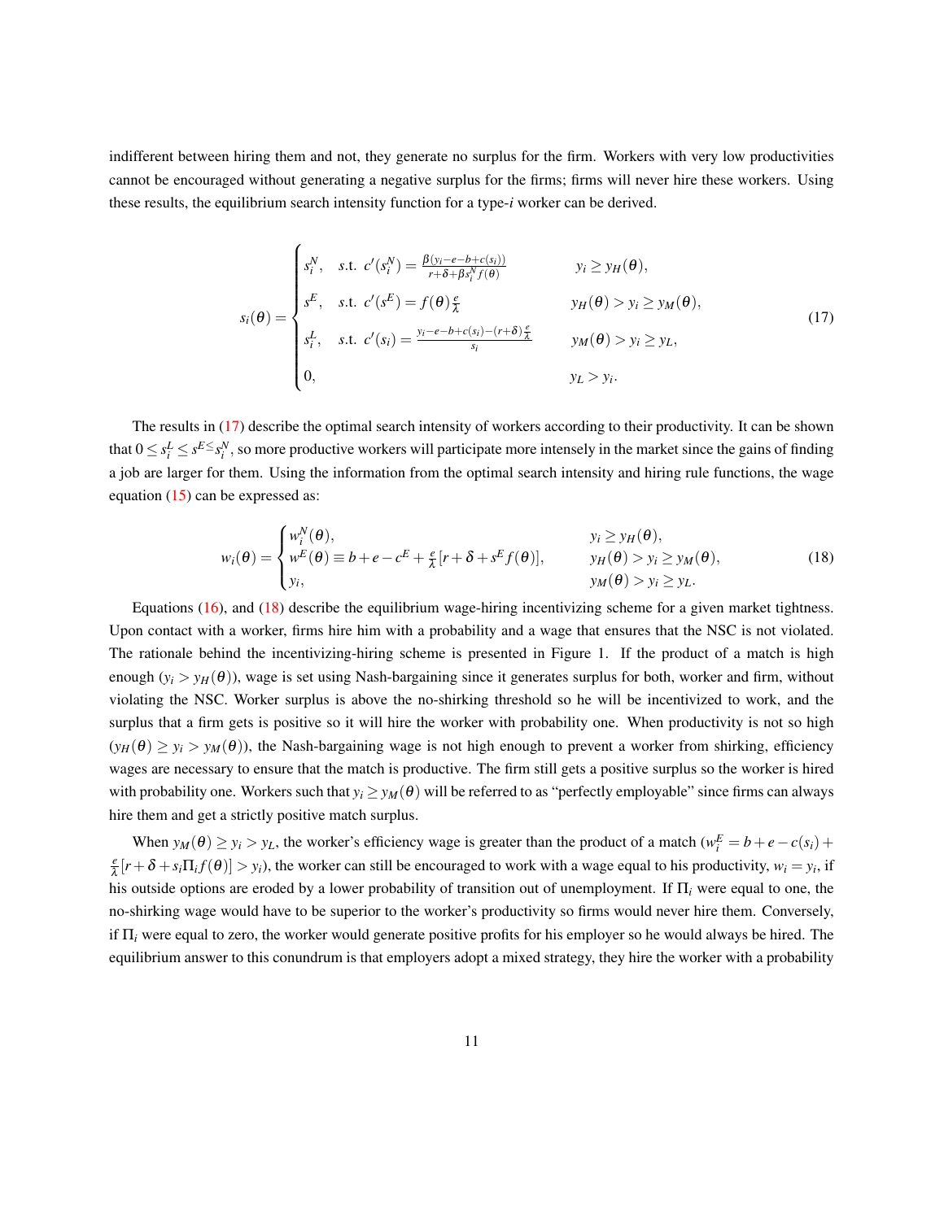indifferent between hiring them and not, they generate no surplus for the firm. Workers with very low productivities cannot be encouraged without generating a negative surplus for the firms; firms will never hire these workers. Using these results, the equilibrium search intensity function for a type-$i$ worker can be derived.

$$
s_i(\theta) = \begin{cases} s_i^N, \quad \text{s.t. } c'(s_i^N) = \frac{\beta(y_i - e - b + c(s_i))}{r + \delta + \beta s_i^N f(\theta)} & y_i \geq y_H(\theta), \\ s^E, \quad \text{s.t. } c'(s^E) = f(\theta)\frac{e}{\lambda} & y_H(\theta) > y_i \geq y_M(\theta), \\ s_i^L, \quad \text{s.t. } c'(s_i) = \frac{y_i - e - b + c(s_i) - (r+\delta)\frac{e}{\lambda}}{s_i} & y_M(\theta) > y_i \geq y_L, \\ 0, & y_L > y_i. \end{cases} \tag{17}
$$

The results in (17) describe the optimal search intensity of workers according to their productivity. It can be shown that $0 \leq s_i^L \leq s^E \leq s_i^N$, so more productive workers will participate more intensely in the market since the gains of finding a job are larger for them. Using the information from the optimal search intensity and hiring rule functions, the wage equation (15) can be expressed as:

$$
w_i(\theta) = \begin{cases} w_i^N(\theta), & y_i \geq y_H(\theta), \\ w^E(\theta) \equiv b + e - c^E + \frac{e}{\lambda}[r + \delta + s^E f(\theta)], & y_H(\theta) > y_i \geq y_M(\theta), \\ y_i, & y_M(\theta) > y_i \geq y_L. \end{cases} \tag{18}
$$

Equations (16), and (18) describe the equilibrium wage-hiring incentivizing scheme for a given market tightness. Upon contact with a worker, firms hire him with a probability and a wage that ensures that the NSC is not violated. The rationale behind the incentivizing-hiring scheme is presented in Figure 1. If the product of a match is high enough ($y_i > y_H(\theta)$), wage is set using Nash-bargaining since it generates surplus for both, worker and firm, without violating the NSC. Worker surplus is above the no-shirking threshold so he will be incentivized to work, and the surplus that a firm gets is positive so it will hire the worker with probability one. When productivity is not so high ($y_H(\theta) \geq y_i > y_M(\theta)$), the Nash-bargaining wage is not high enough to prevent a worker from shirking, efficiency wages are necessary to ensure that the match is productive. The firm still gets a positive surplus so the worker is hired with probability one. Workers such that $y_i \geq y_M(\theta)$ will be referred to as "perfectly employable" since firms can always hire them and get a strictly positive match surplus.

When $y_M(\theta) \geq y_i > y_L$, the worker's efficiency wage is greater than the product of a match ($w_i^E = b + e - c(s_i) + \frac{e}{\lambda}[r + \delta + s_i \Pi_i f(\theta)] > y_i$), the worker can still be encouraged to work with a wage equal to his productivity, $w_i = y_i$, if his outside options are eroded by a lower probability of transition out of unemployment. If $\Pi_i$ were equal to one, the no-shirking wage would have to be superior to the worker's productivity so firms would never hire them. Conversely, if $\Pi_i$ were equal to zero, the worker would generate positive profits for his employer so he would always be hired. The equilibrium answer to this conundrum is that employers adopt a mixed strategy, they hire the worker with a probability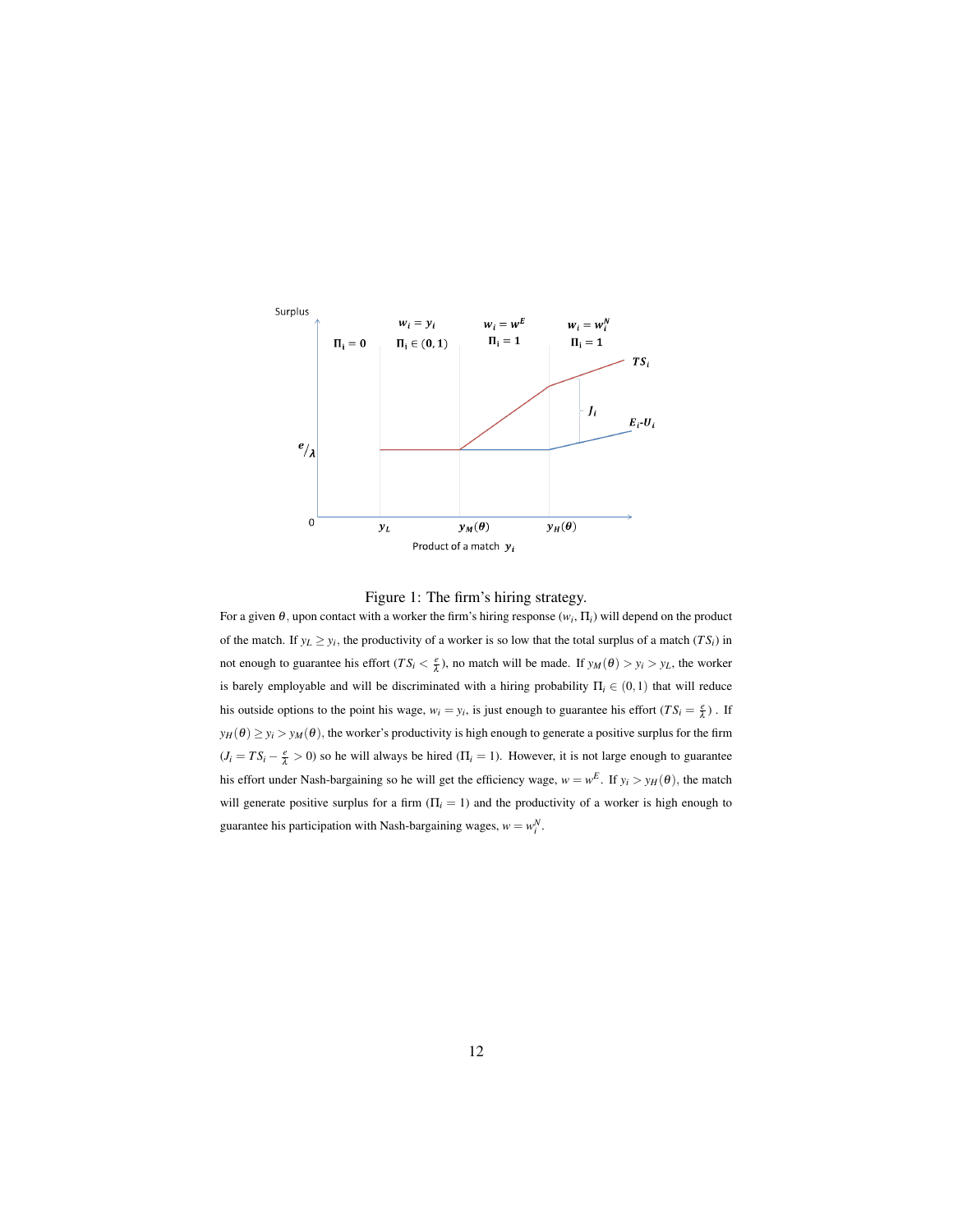Figure 1: The firm's hiring strategy.

For a given $\theta$, upon contact with a worker the firm's hiring response $(w_i, \Pi_i)$ will depend on the product of the match. If $y_L \geq y_i$, the productivity of a worker is so low that the total surplus of a match ($TS_i$) in not enough to guarantee his effort ($TS_i < \frac{e}{\lambda}$), no match will be made. If $y_M(\theta) > y_i > y_L$, the worker is barely employable and will be discriminated with a hiring probability $\Pi_i \in (0,1)$ that will reduce his outside options to the point his wage, $w_i = y_i$, is just enough to guarantee his effort ($TS_i = \frac{e}{\lambda}$) . If $y_H(\theta) \geq y_i > y_M(\theta)$, the worker's productivity is high enough to generate a positive surplus for the firm ($J_i = TS_i - \frac{e}{\lambda} > 0$) so he will always be hired ($\Pi_i = 1$). However, it is not large enough to guarantee his effort under Nash-bargaining so he will get the efficiency wage, $w = w^E$. If $y_i > y_H(\theta)$, the match will generate positive surplus for a firm ($\Pi_i = 1$) and the productivity of a worker is high enough to guarantee his participation with Nash-bargaining wages, $w = w_i^N$.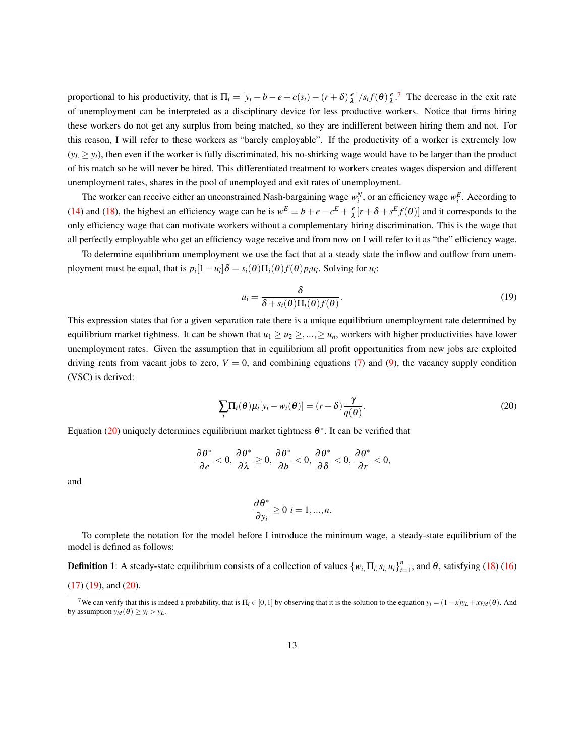proportional to his productivity, that is $\Pi_i = [y_i - b - e + c(s_i) - (r+\delta)\frac{e}{\lambda}]/s_i f(\theta)\frac{e}{\lambda}$.[7] The decrease in the exit rate of unemployment can be interpreted as a disciplinary device for less productive workers. Notice that firms hiring these workers do not get any surplus from being matched, so they are indifferent between hiring them and not. For this reason, I will refer to these workers as "barely employable". If the productivity of a worker is extremely low ($y_L \geq y_i$), then even if the worker is fully discriminated, his no-shirking wage would have to be larger than the product of his match so he will never be hired. This differentiated treatment to workers creates wages dispersion and different unemployment rates, shares in the pool of unemployed and exit rates of unemployment.

The worker can receive either an unconstrained Nash-bargaining wage $w_i^N$, or an efficiency wage $w_i^E$. According to (14) and (18), the highest an efficiency wage can be is $w^E \equiv b + e - c^E + \frac{e}{\lambda}[r + \delta + s^E f(\theta)]$ and it corresponds to the only efficiency wage that can motivate workers without a complementary hiring discrimination. This is the wage that all perfectly employable who get an efficiency wage receive and from now on I will refer to it as "the" efficiency wage.

To determine equilibrium unemployment we use the fact that at a steady state the inflow and outflow from unemployment must be equal, that is $p_i[1-u_i]\delta = s_i(\theta)\Pi_i(\theta)f(\theta)p_i u_i$. Solving for $u_i$:

$$u_i = \frac{\delta}{\delta + s_i(\theta)\Pi_i(\theta)f(\theta)}. \tag{19}$$

This expression states that for a given separation rate there is a unique equilibrium unemployment rate determined by equilibrium market tightness. It can be shown that $u_1 \geq u_2 \geq, ..., \geq u_n$, workers with higher productivities have lower unemployment rates. Given the assumption that in equilibrium all profit opportunities from new jobs are exploited driving rents from vacant jobs to zero, $V = 0$, and combining equations (7) and (9), the vacancy supply condition (VSC) is derived:

$$\sum_i \Pi_i(\theta)\mu_i[y_i - w_i(\theta)] = (r+\delta)\frac{\gamma}{q(\theta)}. \tag{20}$$

Equation (20) uniquely determines equilibrium market tightness $\theta^*$. It can be verified that

$$\frac{\partial \theta^*}{\partial e} < 0,\ \frac{\partial \theta^*}{\partial \lambda} \geq 0,\ \frac{\partial \theta^*}{\partial b} < 0,\ \frac{\partial \theta^*}{\partial \delta} < 0,\ \frac{\partial \theta^*}{\partial r} < 0,$$

and

$$\frac{\partial \theta^*}{\partial y_i} \geq 0\ \ i = 1, ..., n.$$

To complete the notation for the model before I introduce the minimum wage, a steady-state equilibrium of the model is defined as follows:

**Definition 1**: A steady-state equilibrium consists of a collection of values $\{w_i, \Pi_i, s_i, u_i\}_{i=1}^n$, and $\theta$, satisfying (18) (16) (17) (19), and (20).

[7] We can verify that this is indeed a probability, that is $\Pi_i \in [0,1]$ by observing that it is the solution to the equation $y_i = (1-x)y_L + xy_M(\theta)$. And by assumption $y_M(\theta) \geq y_i > y_L$.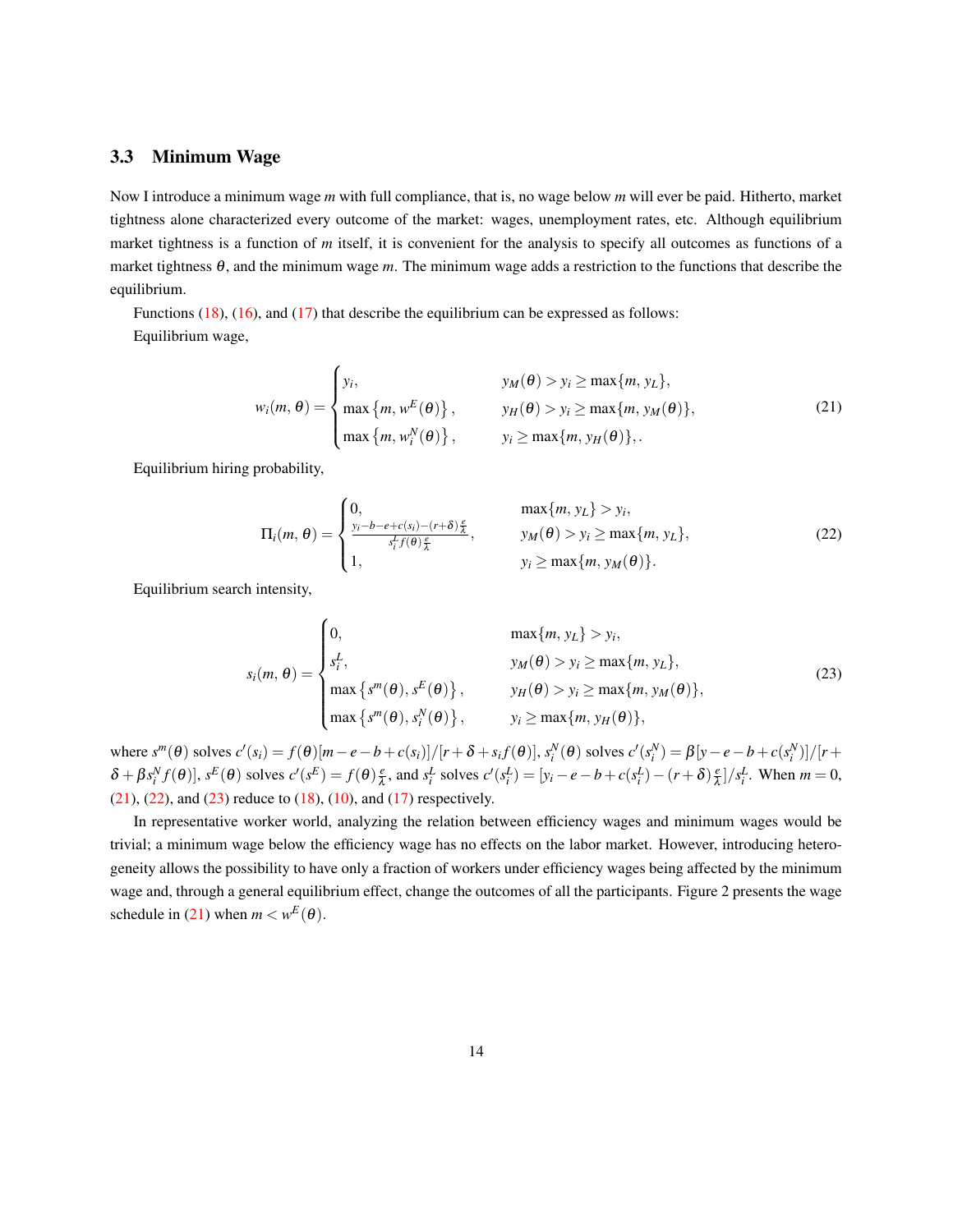### 3.3 Minimum Wage

Now I introduce a minimum wage $m$ with full compliance, that is, no wage below $m$ will ever be paid. Hitherto, market tightness alone characterized every outcome of the market: wages, unemployment rates, etc. Although equilibrium market tightness is a function of $m$ itself, it is convenient for the analysis to specify all outcomes as functions of a market tightness $\theta$, and the minimum wage $m$. The minimum wage adds a restriction to the functions that describe the equilibrium.

Functions (18), (16), and (17) that describe the equilibrium can be expressed as follows:

Equilibrium wage,

$$w_i(m,\theta) = \begin{cases} y_i, & y_M(\theta) > y_i \geq \max\{m,\, y_L\}, \\ \max\left\{m,\, w^E(\theta)\right\}, & y_H(\theta) > y_i \geq \max\{m,\, y_M(\theta)\}, \\ \max\left\{m,\, w_i^N(\theta)\right\}, & y_i \geq \max\{m,\, y_H(\theta)\},. \end{cases} \tag{21}$$

Equilibrium hiring probability,

$$\Pi_i(m,\theta) = \begin{cases} 0, & \max\{m,\, y_L\} > y_i, \\ \frac{y_i - b - e + c(s_i) - (r+\delta)\frac{e}{\lambda}}{s_i^L f(\theta)\frac{e}{\lambda}}, & y_M(\theta) > y_i \geq \max\{m,\, y_L\}, \\ 1, & y_i \geq \max\{m,\, y_M(\theta)\}. \end{cases} \tag{22}$$

Equilibrium search intensity,

$$s_i(m,\theta) = \begin{cases} 0, & \max\{m,\, y_L\} > y_i, \\ s_i^L, & y_M(\theta) > y_i \geq \max\{m,\, y_L\}, \\ \max\left\{s^m(\theta),\, s^E(\theta)\right\}, & y_H(\theta) > y_i \geq \max\{m,\, y_M(\theta)\}, \\ \max\left\{s^m(\theta),\, s_i^N(\theta)\right\}, & y_i \geq \max\{m,\, y_H(\theta)\}, \end{cases} \tag{23}$$

where $s^m(\theta)$ solves $c'(s_i) = f(\theta)[m - e - b + c(s_i)]/[r + \delta + s_i f(\theta)]$, $s_i^N(\theta)$ solves $c'(s_i^N) = \beta[y - e - b + c(s_i^N)]/[r + \delta + \beta s_i^N f(\theta)]$, $s^E(\theta)$ solves $c'(s^E) = f(\theta)\frac{e}{\lambda}$, and $s_i^L$ solves $c'(s_i^L) = [y_i - e - b + c(s_i^L) - (r+\delta)\frac{e}{\lambda}]/s_i^L$. When $m = 0$, (21), (22), and (23) reduce to (18), (10), and (17) respectively.

In representative worker world, analyzing the relation between efficiency wages and minimum wages would be trivial; a minimum wage below the efficiency wage has no effects on the labor market. However, introducing heterogeneity allows the possibility to have only a fraction of workers under efficiency wages being affected by the minimum wage and, through a general equilibrium effect, change the outcomes of all the participants. Figure 2 presents the wage schedule in (21) when $m < w^E(\theta)$.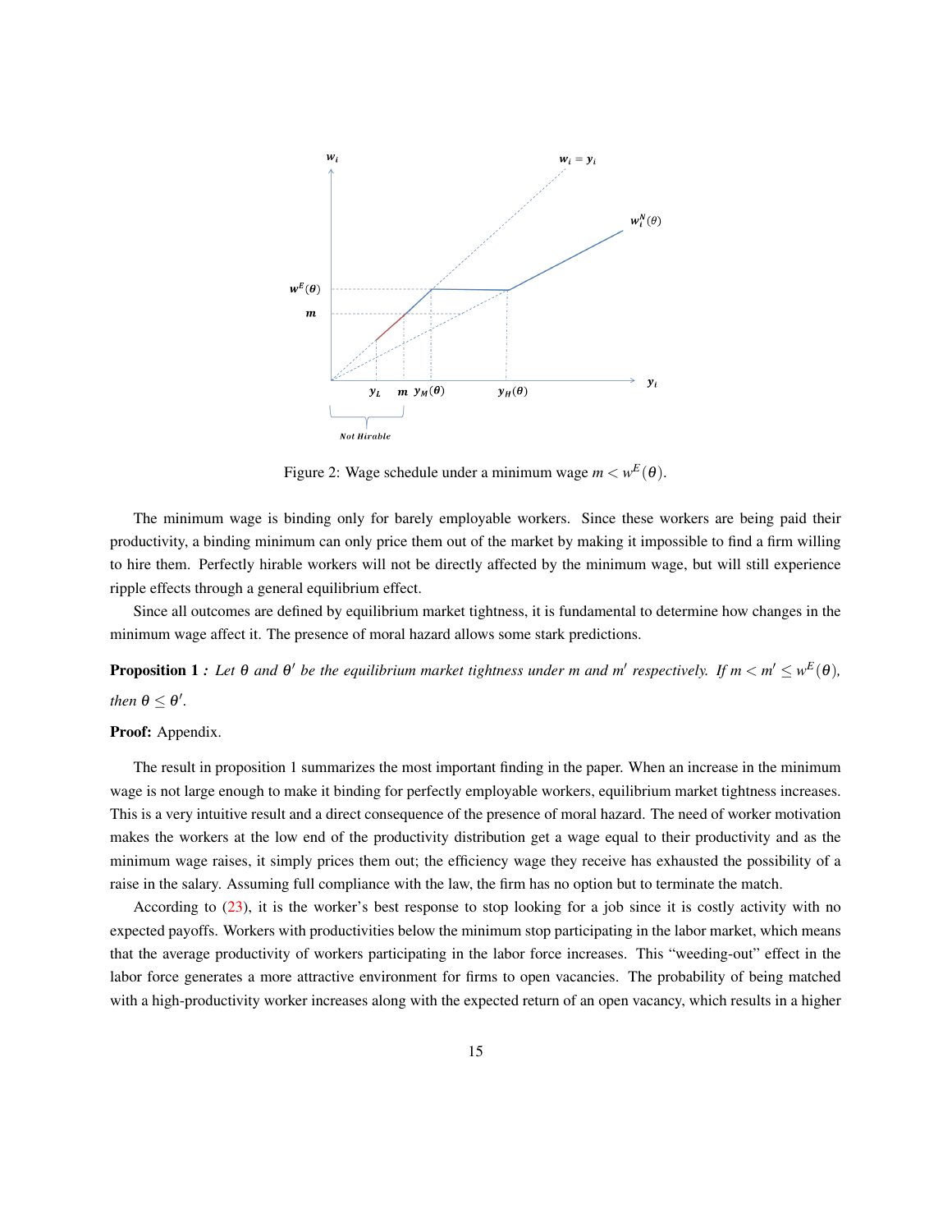Figure 2: Wage schedule under a minimum wage $m < w^E(\theta)$.

The minimum wage is binding only for barely employable workers. Since these workers are being paid their productivity, a binding minimum can only price them out of the market by making it impossible to find a firm willing to hire them. Perfectly hirable workers will not be directly affected by the minimum wage, but will still experience ripple effects through a general equilibrium effect.

Since all outcomes are defined by equilibrium market tightness, it is fundamental to determine how changes in the minimum wage affect it. The presence of moral hazard allows some stark predictions.

**Proposition 1** *: Let $\theta$ and $\theta'$ be the equilibrium market tightness under $m$ and $m'$ respectively. If $m < m' \leq w^E(\theta)$, then $\theta \leq \theta'$.*

**Proof:** Appendix.

The result in proposition 1 summarizes the most important finding in the paper. When an increase in the minimum wage is not large enough to make it binding for perfectly employable workers, equilibrium market tightness increases. This is a very intuitive result and a direct consequence of the presence of moral hazard. The need of worker motivation makes the workers at the low end of the productivity distribution get a wage equal to their productivity and as the minimum wage raises, it simply prices them out; the efficiency wage they receive has exhausted the possibility of a raise in the salary. Assuming full compliance with the law, the firm has no option but to terminate the match.

According to (23), it is the worker's best response to stop looking for a job since it is costly activity with no expected payoffs. Workers with productivities below the minimum stop participating in the labor market, which means that the average productivity of workers participating in the labor force increases. This "weeding-out" effect in the labor force generates a more attractive environment for firms to open vacancies. The probability of being matched with a high-productivity worker increases along with the expected return of an open vacancy, which results in a higher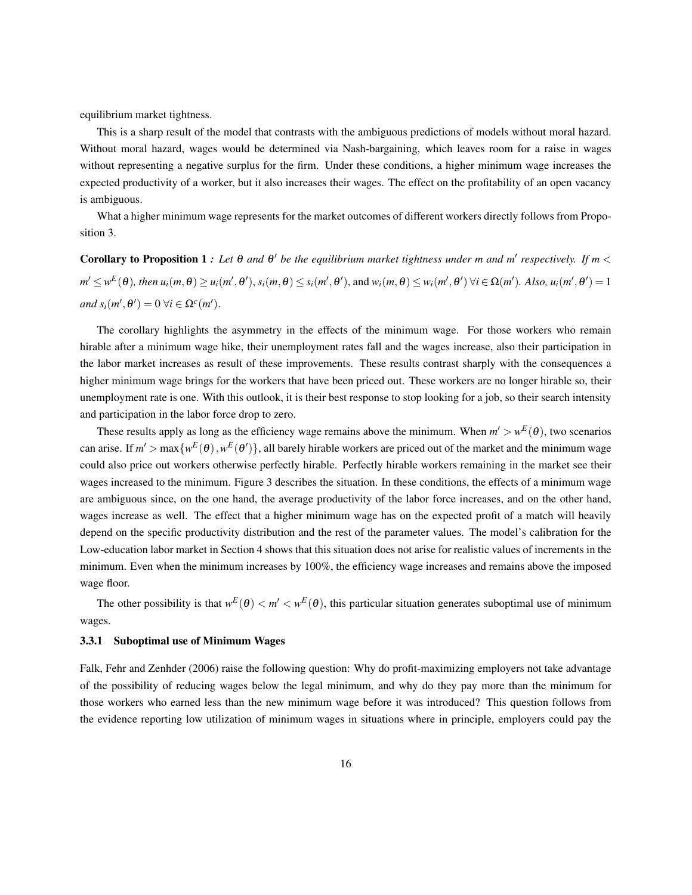equilibrium market tightness.

This is a sharp result of the model that contrasts with the ambiguous predictions of models without moral hazard. Without moral hazard, wages would be determined via Nash-bargaining, which leaves room for a raise in wages without representing a negative surplus for the firm. Under these conditions, a higher minimum wage increases the expected productivity of a worker, but it also increases their wages. The effect on the profitability of an open vacancy is ambiguous.

What a higher minimum wage represents for the market outcomes of different workers directly follows from Proposition 3.

**Corollary to Proposition 1** *: Let $\theta$ and $\theta'$ be the equilibrium market tightness under $m$ and $m'$ respectively. If $m < m' \leq w^E(\theta)$, then $u_i(m,\theta) \geq u_i(m',\theta')$, $s_i(m,\theta) \leq s_i(m',\theta')$,* and *$w_i(m,\theta) \leq w_i(m',\theta')$ $\forall i \in \Omega(m')$. Also, $u_i(m',\theta') = 1$ and $s_i(m',\theta') = 0$ $\forall i \in \Omega^c(m')$.*

The corollary highlights the asymmetry in the effects of the minimum wage. For those workers who remain hirable after a minimum wage hike, their unemployment rates fall and the wages increase, also their participation in the labor market increases as result of these improvements. These results contrast sharply with the consequences a higher minimum wage brings for the workers that have been priced out. These workers are no longer hirable so, their unemployment rate is one. With this outlook, it is their best response to stop looking for a job, so their search intensity and participation in the labor force drop to zero.

These results apply as long as the efficiency wage remains above the minimum. When $m' > w^E(\theta)$, two scenarios can arise. If $m' > \max\{w^E(\theta), w^E(\theta')\}$, all barely hirable workers are priced out of the market and the minimum wage could also price out workers otherwise perfectly hirable. Perfectly hirable workers remaining in the market see their wages increased to the minimum. Figure 3 describes the situation. In these conditions, the effects of a minimum wage are ambiguous since, on the one hand, the average productivity of the labor force increases, and on the other hand, wages increase as well. The effect that a higher minimum wage has on the expected profit of a match will heavily depend on the specific productivity distribution and the rest of the parameter values. The model's calibration for the Low-education labor market in Section 4 shows that this situation does not arise for realistic values of increments in the minimum. Even when the minimum increases by 100%, the efficiency wage increases and remains above the imposed wage floor.

The other possibility is that $w^E(\theta) < m' < w^E(\theta)$, this particular situation generates suboptimal use of minimum wages.

### 3.3.1 Suboptimal use of Minimum Wages

Falk, Fehr and Zenhder (2006) raise the following question: Why do profit-maximizing employers not take advantage of the possibility of reducing wages below the legal minimum, and why do they pay more than the minimum for those workers who earned less than the new minimum wage before it was introduced? This question follows from the evidence reporting low utilization of minimum wages in situations where in principle, employers could pay the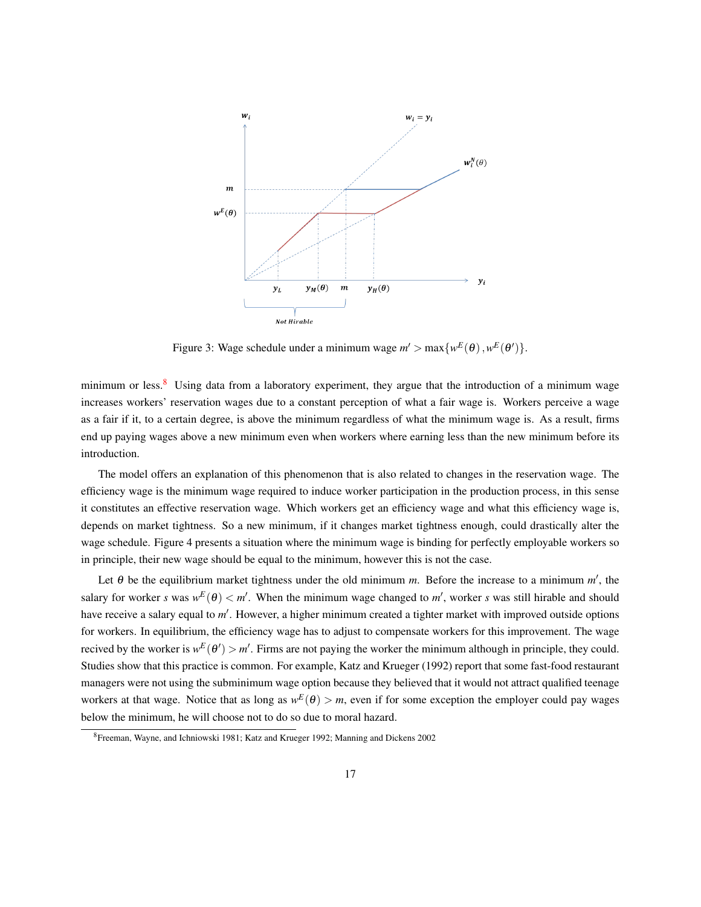Figure 3: Wage schedule under a minimum wage $m' > \max\{w^E(\theta), w^E(\theta')\}$.

minimum or less.[8] Using data from a laboratory experiment, they argue that the introduction of a minimum wage increases workers' reservation wages due to a constant perception of what a fair wage is. Workers perceive a wage as a fair if it, to a certain degree, is above the minimum regardless of what the minimum wage is. As a result, firms end up paying wages above a new minimum even when workers where earning less than the new minimum before its introduction.

The model offers an explanation of this phenomenon that is also related to changes in the reservation wage. The efficiency wage is the minimum wage required to induce worker participation in the production process, in this sense it constitutes an effective reservation wage. Which workers get an efficiency wage and what this efficiency wage is, depends on market tightness. So a new minimum, if it changes market tightness enough, could drastically alter the wage schedule. Figure 4 presents a situation where the minimum wage is binding for perfectly employable workers so in principle, their new wage should be equal to the minimum, however this is not the case.

Let $\theta$ be the equilibrium market tightness under the old minimum $m$. Before the increase to a minimum $m'$, the salary for worker $s$ was $w^E(\theta) < m'$. When the minimum wage changed to $m'$, worker $s$ was still hirable and should have receive a salary equal to $m'$. However, a higher minimum created a tighter market with improved outside options for workers. In equilibrium, the efficiency wage has to adjust to compensate workers for this improvement. The wage recived by the worker is $w^E(\theta') > m'$. Firms are not paying the worker the minimum although in principle, they could. Studies show that this practice is common. For example, Katz and Krueger (1992) report that some fast-food restaurant managers were not using the subminimum wage option because they believed that it would not attract qualified teenage workers at that wage. Notice that as long as $w^E(\theta) > m$, even if for some exception the employer could pay wages below the minimum, he will choose not to do so due to moral hazard.

[8] Freeman, Wayne, and Ichniowski 1981; Katz and Krueger 1992; Manning and Dickens 2002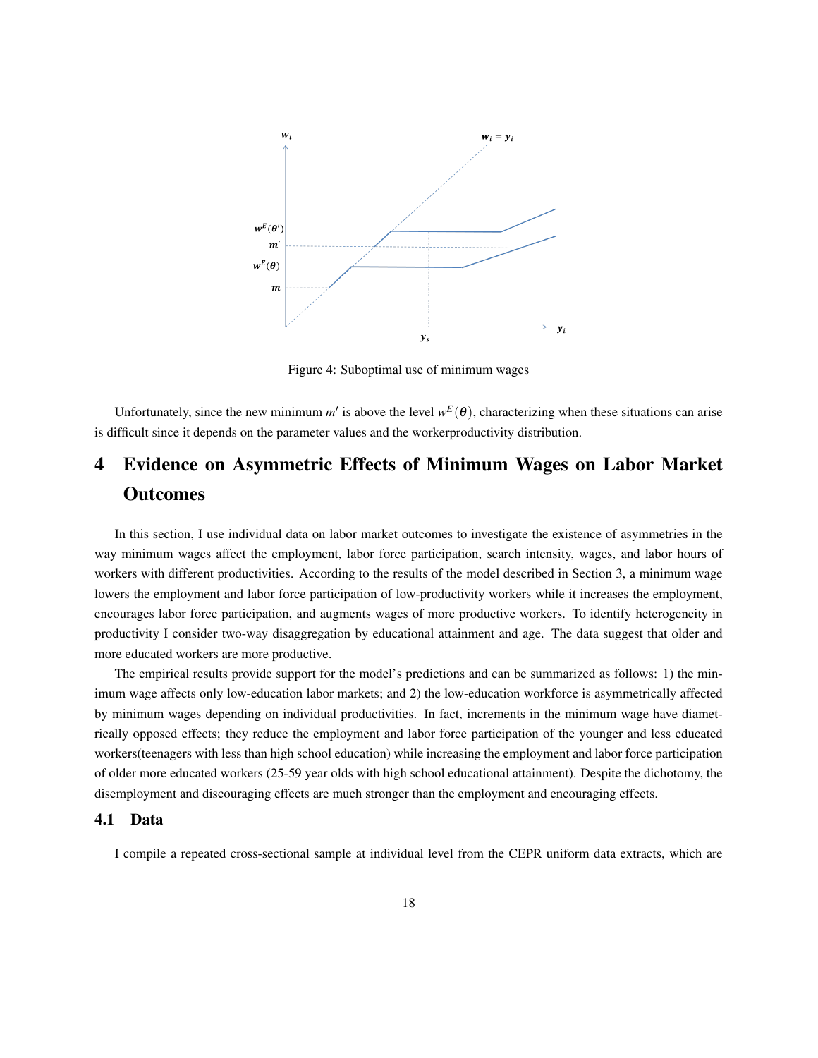Figure 4: Suboptimal use of minimum wages

Unfortunately, since the new minimum $m'$ is above the level $w^E(\theta)$, characterizing when these situations can arise is difficult since it depends on the parameter values and the workerproductivity distribution.

# 4 Evidence on Asymmetric Effects of Minimum Wages on Labor Market Outcomes

In this section, I use individual data on labor market outcomes to investigate the existence of asymmetries in the way minimum wages affect the employment, labor force participation, search intensity, wages, and labor hours of workers with different productivities. According to the results of the model described in Section 3, a minimum wage lowers the employment and labor force participation of low-productivity workers while it increases the employment, encourages labor force participation, and augments wages of more productive workers. To identify heterogeneity in productivity I consider two-way disaggregation by educational attainment and age. The data suggest that older and more educated workers are more productive.

The empirical results provide support for the model's predictions and can be summarized as follows: 1) the minimum wage affects only low-education labor markets; and 2) the low-education workforce is asymmetrically affected by minimum wages depending on individual productivities. In fact, increments in the minimum wage have diametrically opposed effects; they reduce the employment and labor force participation of the younger and less educated workers(teenagers with less than high school education) while increasing the employment and labor force participation of older more educated workers (25-59 year olds with high school educational attainment). Despite the dichotomy, the disemployment and discouraging effects are much stronger than the employment and encouraging effects.

## 4.1 Data

I compile a repeated cross-sectional sample at individual level from the CEPR uniform data extracts, which are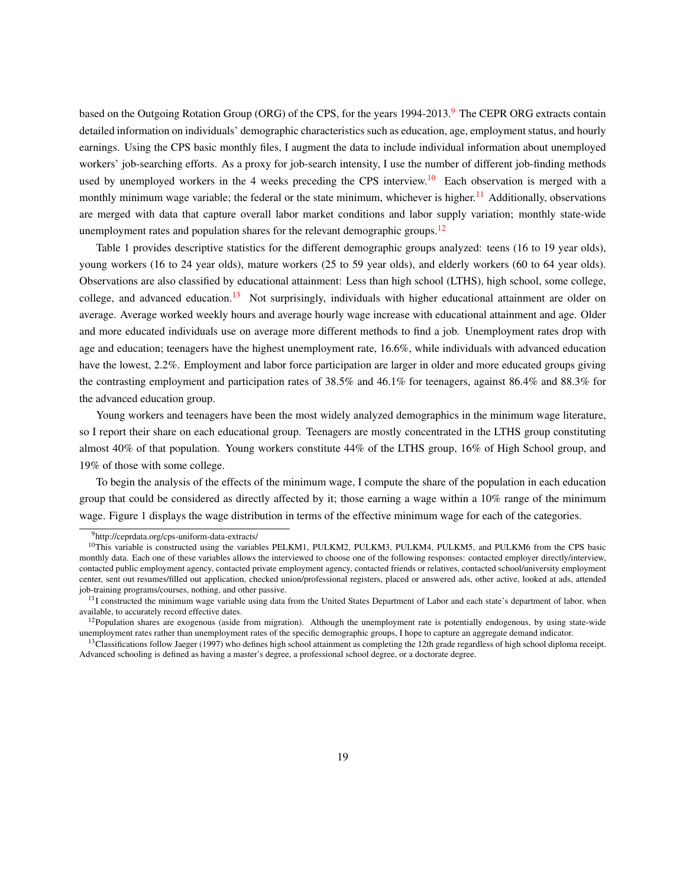based on the Outgoing Rotation Group (ORG) of the CPS, for the years 1994-2013.[9] The CEPR ORG extracts contain detailed information on individuals' demographic characteristics such as education, age, employment status, and hourly earnings. Using the CPS basic monthly files, I augment the data to include individual information about unemployed workers' job-searching efforts. As a proxy for job-search intensity, I use the number of different job-finding methods used by unemployed workers in the 4 weeks preceding the CPS interview.[10] Each observation is merged with a monthly minimum wage variable; the federal or the state minimum, whichever is higher.[11] Additionally, observations are merged with data that capture overall labor market conditions and labor supply variation; monthly state-wide unemployment rates and population shares for the relevant demographic groups.[12]

Table 1 provides descriptive statistics for the different demographic groups analyzed: teens (16 to 19 year olds), young workers (16 to 24 year olds), mature workers (25 to 59 year olds), and elderly workers (60 to 64 year olds). Observations are also classified by educational attainment: Less than high school (LTHS), high school, some college, college, and advanced education.[13] Not surprisingly, individuals with higher educational attainment are older on average. Average worked weekly hours and average hourly wage increase with educational attainment and age. Older and more educated individuals use on average more different methods to find a job. Unemployment rates drop with age and education; teenagers have the highest unemployment rate, 16.6%, while individuals with advanced education have the lowest, 2.2%. Employment and labor force participation are larger in older and more educated groups giving the contrasting employment and participation rates of 38.5% and 46.1% for teenagers, against 86.4% and 88.3% for the advanced education group.

Young workers and teenagers have been the most widely analyzed demographics in the minimum wage literature, so I report their share on each educational group. Teenagers are mostly concentrated in the LTHS group constituting almost 40% of that population. Young workers constitute 44% of the LTHS group, 16% of High School group, and 19% of those with some college.

To begin the analysis of the effects of the minimum wage, I compute the share of the population in each education group that could be considered as directly affected by it; those earning a wage within a 10% range of the minimum wage. Figure 1 displays the wage distribution in terms of the effective minimum wage for each of the categories.

---

[9] http://ceprdata.org/cps-uniform-data-extracts/

[10] This variable is constructed using the variables PELKM1, PULKM2, PULKM3, PULKM4, PULKM5, and PULKM6 from the CPS basic monthly data. Each one of these variables allows the interviewed to choose one of the following responses: contacted employer directly/interview, contacted public employment agency, contacted private employment agency, contacted friends or relatives, contacted school/university employment center, sent out resumes/filled out application, checked union/professional registers, placed or answered ads, other active, looked at ads, attended job-training programs/courses, nothing, and other passive.

[11] I constructed the minimum wage variable using data from the United States Department of Labor and each state's department of labor, when available, to accurately record effective dates.

[12] Population shares are exogenous (aside from migration). Although the unemployment rate is potentially endogenous, by using state-wide unemployment rates rather than unemployment rates of the specific demographic groups, I hope to capture an aggregate demand indicator.

[13] Classifications follow Jaeger (1997) who defines high school attainment as completing the 12th grade regardless of high school diploma receipt. Advanced schooling is defined as having a master's degree, a professional school degree, or a doctorate degree.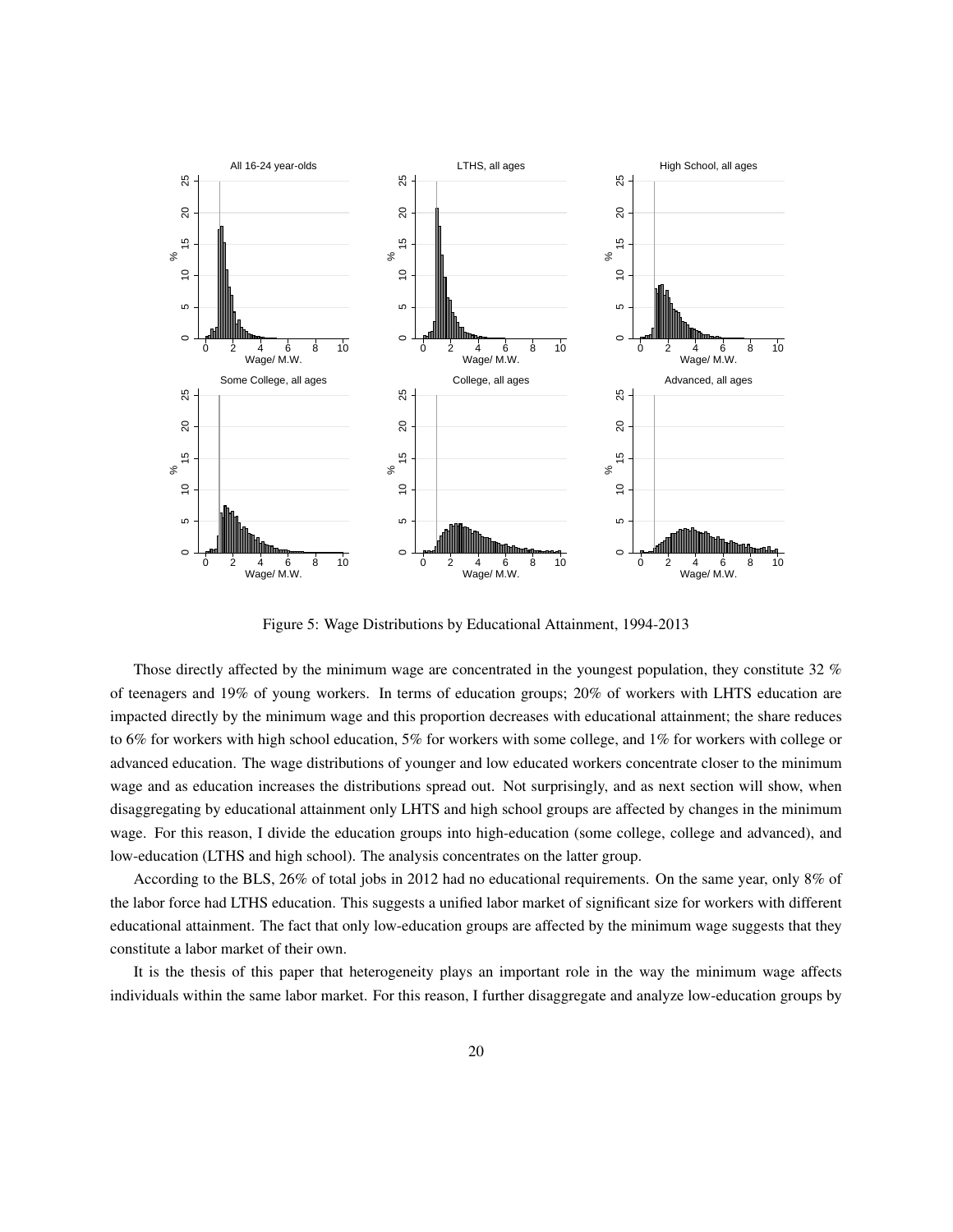Figure 5: Wage Distributions by Educational Attainment, 1994-2013

Those directly affected by the minimum wage are concentrated in the youngest population, they constitute 32 % of teenagers and 19% of young workers. In terms of education groups; 20% of workers with LHTS education are impacted directly by the minimum wage and this proportion decreases with educational attainment; the share reduces to 6% for workers with high school education, 5% for workers with some college, and 1% for workers with college or advanced education. The wage distributions of younger and low educated workers concentrate closer to the minimum wage and as education increases the distributions spread out. Not surprisingly, and as next section will show, when disaggregating by educational attainment only LHTS and high school groups are affected by changes in the minimum wage. For this reason, I divide the education groups into high-education (some college, college and advanced), and low-education (LTHS and high school). The analysis concentrates on the latter group.

According to the BLS, 26% of total jobs in 2012 had no educational requirements. On the same year, only 8% of the labor force had LTHS education. This suggests a unified labor market of significant size for workers with different educational attainment. The fact that only low-education groups are affected by the minimum wage suggests that they constitute a labor market of their own.

It is the thesis of this paper that heterogeneity plays an important role in the way the minimum wage affects individuals within the same labor market. For this reason, I further disaggregate and analyze low-education groups by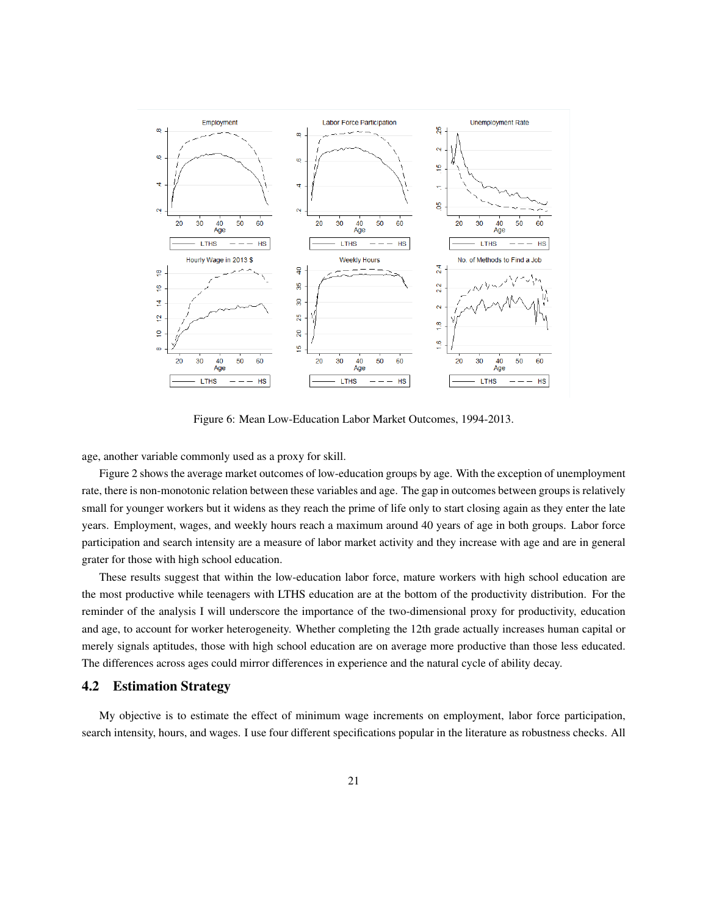Figure 6: Mean Low-Education Labor Market Outcomes, 1994-2013.

age, another variable commonly used as a proxy for skill.

Figure 2 shows the average market outcomes of low-education groups by age. With the exception of unemployment rate, there is non-monotonic relation between these variables and age. The gap in outcomes between groups is relatively small for younger workers but it widens as they reach the prime of life only to start closing again as they enter the late years. Employment, wages, and weekly hours reach a maximum around 40 years of age in both groups. Labor force participation and search intensity are a measure of labor market activity and they increase with age and are in general grater for those with high school education.

These results suggest that within the low-education labor force, mature workers with high school education are the most productive while teenagers with LTHS education are at the bottom of the productivity distribution. For the reminder of the analysis I will underscore the importance of the two-dimensional proxy for productivity, education and age, to account for worker heterogeneity. Whether completing the 12th grade actually increases human capital or merely signals aptitudes, those with high school education are on average more productive than those less educated. The differences across ages could mirror differences in experience and the natural cycle of ability decay.

## 4.2 Estimation Strategy

My objective is to estimate the effect of minimum wage increments on employment, labor force participation, search intensity, hours, and wages. I use four different specifications popular in the literature as robustness checks. All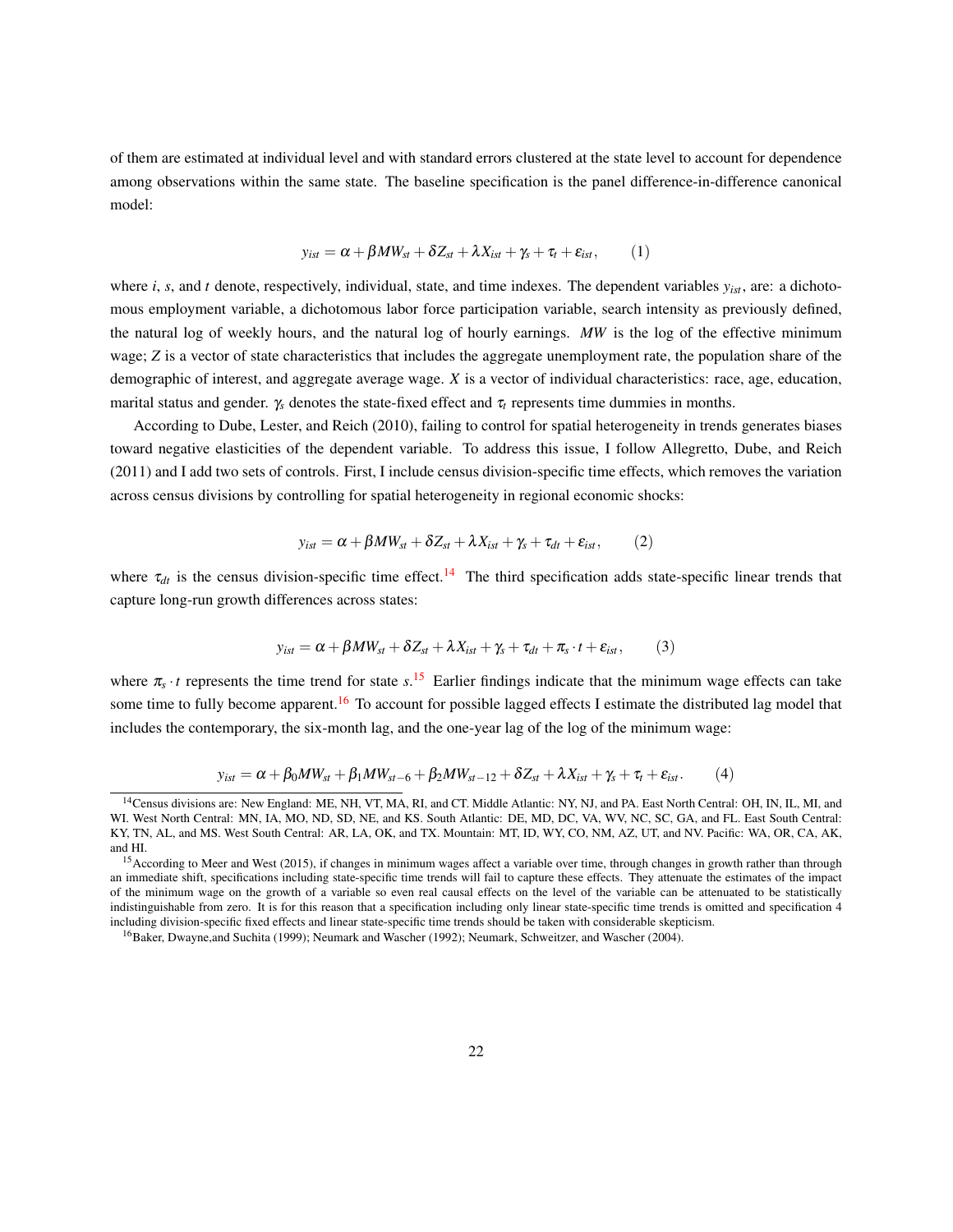of them are estimated at individual level and with standard errors clustered at the state level to account for dependence among observations within the same state. The baseline specification is the panel difference-in-difference canonical model:

$$y_{ist} = \alpha + \beta MW_{st} + \delta Z_{st} + \lambda X_{ist} + \gamma_s + \tau_t + \varepsilon_{ist}, \qquad (1)$$

where $i$, $s$, and $t$ denote, respectively, individual, state, and time indexes. The dependent variables $y_{ist}$, are: a dichotomous employment variable, a dichotomous labor force participation variable, search intensity as previously defined, the natural log of weekly hours, and the natural log of hourly earnings. $MW$ is the log of the effective minimum wage; $Z$ is a vector of state characteristics that includes the aggregate unemployment rate, the population share of the demographic of interest, and aggregate average wage. $X$ is a vector of individual characteristics: race, age, education, marital status and gender. $\gamma_s$ denotes the state-fixed effect and $\tau_t$ represents time dummies in months.

According to Dube, Lester, and Reich (2010), failing to control for spatial heterogeneity in trends generates biases toward negative elasticities of the dependent variable. To address this issue, I follow Allegretto, Dube, and Reich (2011) and I add two sets of controls. First, I include census division-specific time effects, which removes the variation across census divisions by controlling for spatial heterogeneity in regional economic shocks:

$$y_{ist} = \alpha + \beta MW_{st} + \delta Z_{st} + \lambda X_{ist} + \gamma_s + \tau_{dt} + \varepsilon_{ist}, \qquad (2)$$

where $\tau_{dt}$ is the census division-specific time effect.[14] The third specification adds state-specific linear trends that capture long-run growth differences across states:

$$y_{ist} = \alpha + \beta MW_{st} + \delta Z_{st} + \lambda X_{ist} + \gamma_s + \tau_{dt} + \pi_s \cdot t + \varepsilon_{ist}, \qquad (3)$$

where $\pi_s \cdot t$ represents the time trend for state $s$.[15] Earlier findings indicate that the minimum wage effects can take some time to fully become apparent.[16] To account for possible lagged effects I estimate the distributed lag model that includes the contemporary, the six-month lag, and the one-year lag of the log of the minimum wage:

$$y_{ist} = \alpha + \beta_0 MW_{st} + \beta_1 MW_{st-6} + \beta_2 MW_{st-12} + \delta Z_{st} + \lambda X_{ist} + \gamma_s + \tau_t + \varepsilon_{ist}. \qquad (4)$$

---

[14] Census divisions are: New England: ME, NH, VT, MA, RI, and CT. Middle Atlantic: NY, NJ, and PA. East North Central: OH, IN, IL, MI, and WI. West North Central: MN, IA, MO, ND, SD, NE, and KS. South Atlantic: DE, MD, DC, VA, WV, NC, SC, GA, and FL. East South Central: KY, TN, AL, and MS. West South Central: AR, LA, OK, and TX. Mountain: MT, ID, WY, CO, NM, AZ, UT, and NV. Pacific: WA, OR, CA, AK, and HI.

[15] According to Meer and West (2015), if changes in minimum wages affect a variable over time, through changes in growth rather than through an immediate shift, specifications including state-specific time trends will fail to capture these effects. They attenuate the estimates of the impact of the minimum wage on the growth of a variable so even real causal effects on the level of the variable can be attenuated to be statistically indistinguishable from zero. It is for this reason that a specification including only linear state-specific time trends is omitted and specification 4 including division-specific fixed effects and linear state-specific time trends should be taken with considerable skepticism.

[16] Baker, Dwayne,and Suchita (1999); Neumark and Wascher (1992); Neumark, Schweitzer, and Wascher (2004).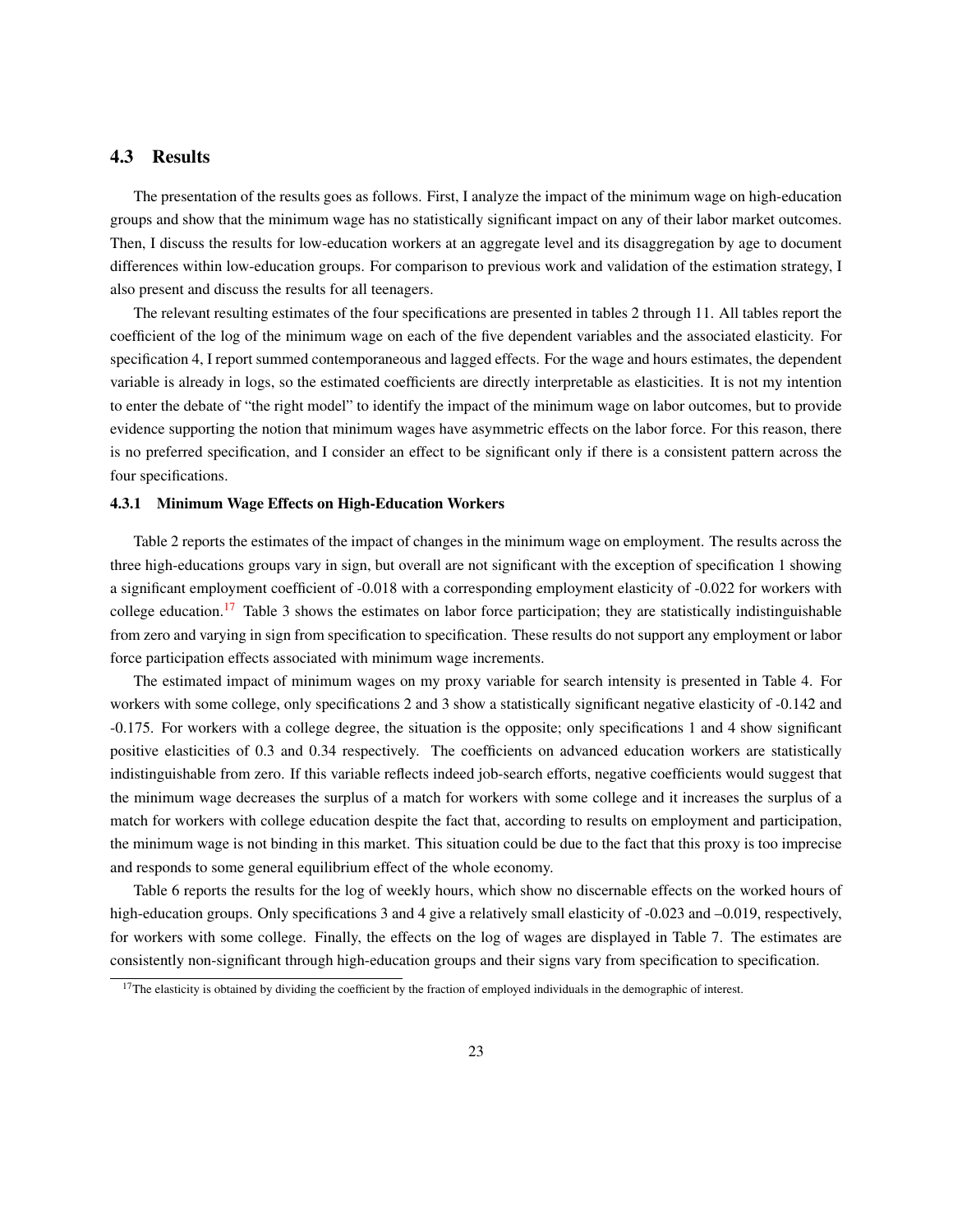## 4.3 Results

The presentation of the results goes as follows. First, I analyze the impact of the minimum wage on high-education groups and show that the minimum wage has no statistically significant impact on any of their labor market outcomes. Then, I discuss the results for low-education workers at an aggregate level and its disaggregation by age to document differences within low-education groups. For comparison to previous work and validation of the estimation strategy, I also present and discuss the results for all teenagers.

The relevant resulting estimates of the four specifications are presented in tables 2 through 11. All tables report the coefficient of the log of the minimum wage on each of the five dependent variables and the associated elasticity. For specification 4, I report summed contemporaneous and lagged effects. For the wage and hours estimates, the dependent variable is already in logs, so the estimated coefficients are directly interpretable as elasticities. It is not my intention to enter the debate of "the right model" to identify the impact of the minimum wage on labor outcomes, but to provide evidence supporting the notion that minimum wages have asymmetric effects on the labor force. For this reason, there is no preferred specification, and I consider an effect to be significant only if there is a consistent pattern across the four specifications.

### 4.3.1 Minimum Wage Effects on High-Education Workers

Table 2 reports the estimates of the impact of changes in the minimum wage on employment. The results across the three high-educations groups vary in sign, but overall are not significant with the exception of specification 1 showing a significant employment coefficient of -0.018 with a corresponding employment elasticity of -0.022 for workers with college education.[17] Table 3 shows the estimates on labor force participation; they are statistically indistinguishable from zero and varying in sign from specification to specification. These results do not support any employment or labor force participation effects associated with minimum wage increments.

The estimated impact of minimum wages on my proxy variable for search intensity is presented in Table 4. For workers with some college, only specifications 2 and 3 show a statistically significant negative elasticity of -0.142 and -0.175. For workers with a college degree, the situation is the opposite; only specifications 1 and 4 show significant positive elasticities of 0.3 and 0.34 respectively. The coefficients on advanced education workers are statistically indistinguishable from zero. If this variable reflects indeed job-search efforts, negative coefficients would suggest that the minimum wage decreases the surplus of a match for workers with some college and it increases the surplus of a match for workers with college education despite the fact that, according to results on employment and participation, the minimum wage is not binding in this market. This situation could be due to the fact that this proxy is too imprecise and responds to some general equilibrium effect of the whole economy.

Table 6 reports the results for the log of weekly hours, which show no discernable effects on the worked hours of high-education groups. Only specifications 3 and 4 give a relatively small elasticity of -0.023 and –0.019, respectively, for workers with some college. Finally, the effects on the log of wages are displayed in Table 7. The estimates are consistently non-significant through high-education groups and their signs vary from specification to specification.

[17] The elasticity is obtained by dividing the coefficient by the fraction of employed individuals in the demographic of interest.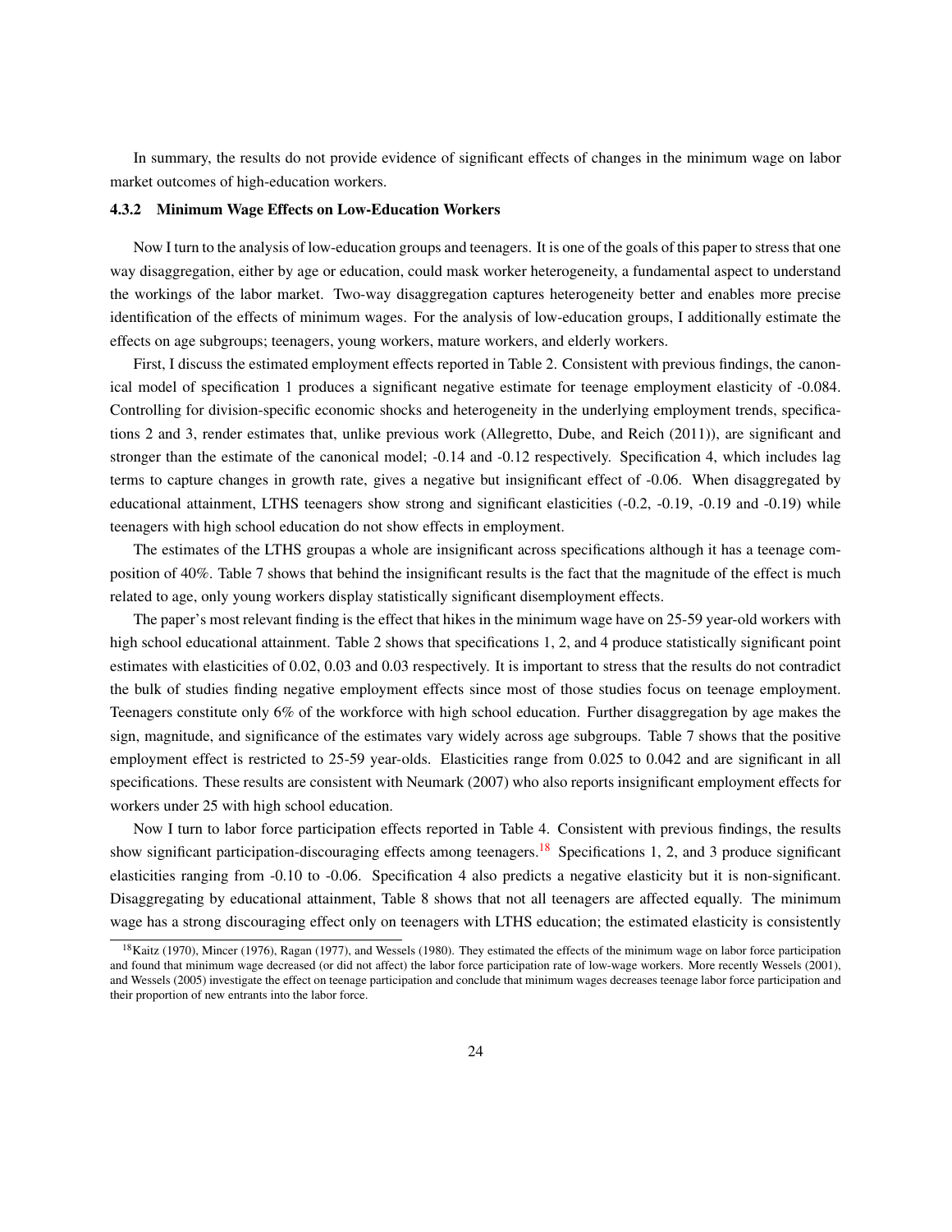In summary, the results do not provide evidence of significant effects of changes in the minimum wage on labor market outcomes of high-education workers.

#### 4.3.2 Minimum Wage Effects on Low-Education Workers

Now I turn to the analysis of low-education groups and teenagers. It is one of the goals of this paper to stress that one way disaggregation, either by age or education, could mask worker heterogeneity, a fundamental aspect to understand the workings of the labor market. Two-way disaggregation captures heterogeneity better and enables more precise identification of the effects of minimum wages. For the analysis of low-education groups, I additionally estimate the effects on age subgroups; teenagers, young workers, mature workers, and elderly workers.

First, I discuss the estimated employment effects reported in Table 2. Consistent with previous findings, the canonical model of specification 1 produces a significant negative estimate for teenage employment elasticity of -0.084. Controlling for division-specific economic shocks and heterogeneity in the underlying employment trends, specifications 2 and 3, render estimates that, unlike previous work (Allegretto, Dube, and Reich (2011)), are significant and stronger than the estimate of the canonical model; -0.14 and -0.12 respectively. Specification 4, which includes lag terms to capture changes in growth rate, gives a negative but insignificant effect of -0.06. When disaggregated by educational attainment, LTHS teenagers show strong and significant elasticities (-0.2, -0.19, -0.19 and -0.19) while teenagers with high school education do not show effects in employment.

The estimates of the LTHS groupas a whole are insignificant across specifications although it has a teenage composition of 40%. Table 7 shows that behind the insignificant results is the fact that the magnitude of the effect is much related to age, only young workers display statistically significant disemployment effects.

The paper's most relevant finding is the effect that hikes in the minimum wage have on 25-59 year-old workers with high school educational attainment. Table 2 shows that specifications 1, 2, and 4 produce statistically significant point estimates with elasticities of 0.02, 0.03 and 0.03 respectively. It is important to stress that the results do not contradict the bulk of studies finding negative employment effects since most of those studies focus on teenage employment. Teenagers constitute only 6% of the workforce with high school education. Further disaggregation by age makes the sign, magnitude, and significance of the estimates vary widely across age subgroups. Table 7 shows that the positive employment effect is restricted to 25-59 year-olds. Elasticities range from 0.025 to 0.042 and are significant in all specifications. These results are consistent with Neumark (2007) who also reports insignificant employment effects for workers under 25 with high school education.

Now I turn to labor force participation effects reported in Table 4. Consistent with previous findings, the results show significant participation-discouraging effects among teenagers.[18] Specifications 1, 2, and 3 produce significant elasticities ranging from -0.10 to -0.06. Specification 4 also predicts a negative elasticity but it is non-significant. Disaggregating by educational attainment, Table 8 shows that not all teenagers are affected equally. The minimum wage has a strong discouraging effect only on teenagers with LTHS education; the estimated elasticity is consistently

[18] Kaitz (1970), Mincer (1976), Ragan (1977), and Wessels (1980). They estimated the effects of the minimum wage on labor force participation and found that minimum wage decreased (or did not affect) the labor force participation rate of low-wage workers. More recently Wessels (2001), and Wessels (2005) investigate the effect on teenage participation and conclude that minimum wages decreases teenage labor force participation and their proportion of new entrants into the labor force.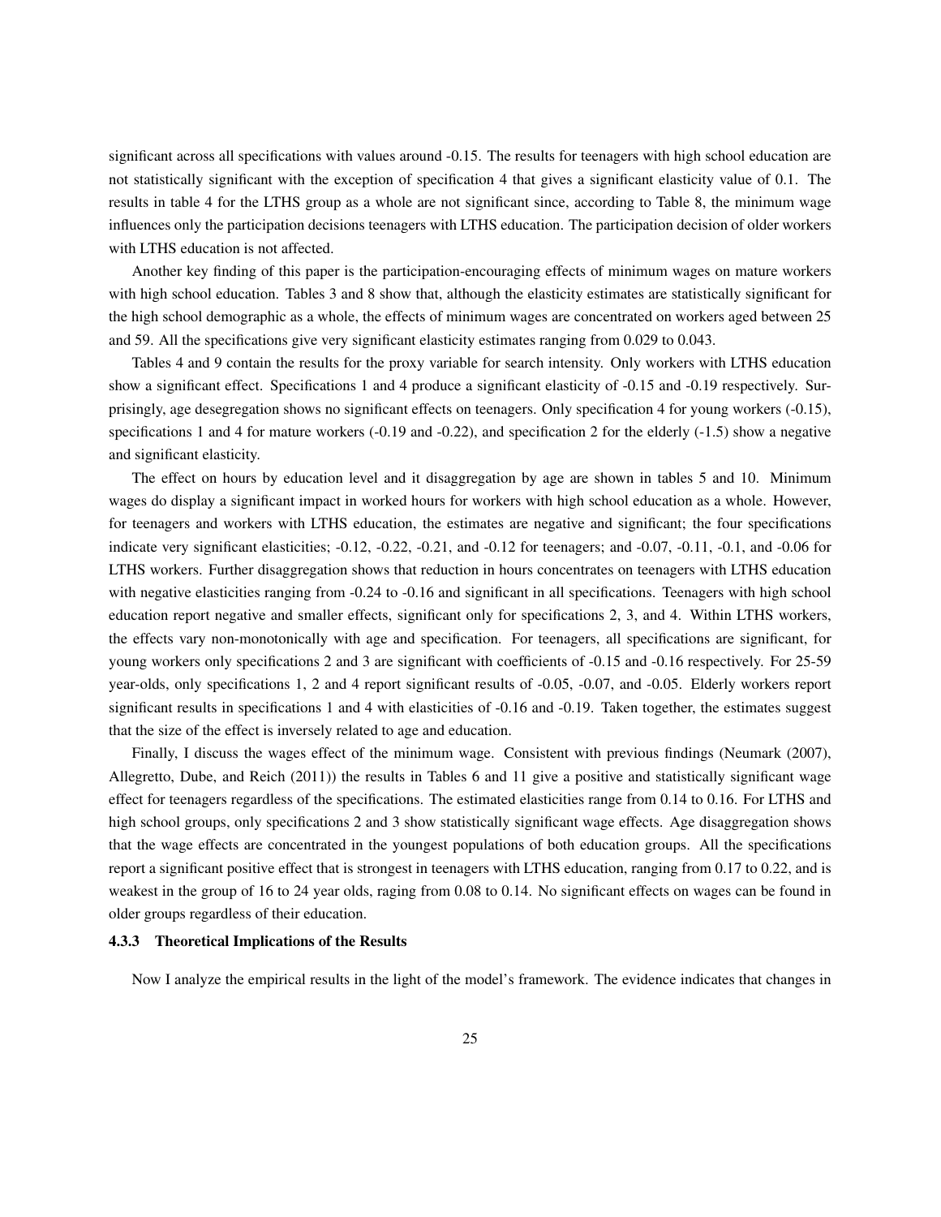significant across all specifications with values around -0.15. The results for teenagers with high school education are not statistically significant with the exception of specification 4 that gives a significant elasticity value of 0.1. The results in table 4 for the LTHS group as a whole are not significant since, according to Table 8, the minimum wage influences only the participation decisions teenagers with LTHS education. The participation decision of older workers with LTHS education is not affected.

Another key finding of this paper is the participation-encouraging effects of minimum wages on mature workers with high school education. Tables 3 and 8 show that, although the elasticity estimates are statistically significant for the high school demographic as a whole, the effects of minimum wages are concentrated on workers aged between 25 and 59. All the specifications give very significant elasticity estimates ranging from 0.029 to 0.043.

Tables 4 and 9 contain the results for the proxy variable for search intensity. Only workers with LTHS education show a significant effect. Specifications 1 and 4 produce a significant elasticity of -0.15 and -0.19 respectively. Surprisingly, age desegregation shows no significant effects on teenagers. Only specification 4 for young workers (-0.15), specifications 1 and 4 for mature workers (-0.19 and -0.22), and specification 2 for the elderly (-1.5) show a negative and significant elasticity.

The effect on hours by education level and it disaggregation by age are shown in tables 5 and 10. Minimum wages do display a significant impact in worked hours for workers with high school education as a whole. However, for teenagers and workers with LTHS education, the estimates are negative and significant; the four specifications indicate very significant elasticities; -0.12, -0.22, -0.21, and -0.12 for teenagers; and -0.07, -0.11, -0.1, and -0.06 for LTHS workers. Further disaggregation shows that reduction in hours concentrates on teenagers with LTHS education with negative elasticities ranging from -0.24 to -0.16 and significant in all specifications. Teenagers with high school education report negative and smaller effects, significant only for specifications 2, 3, and 4. Within LTHS workers, the effects vary non-monotonically with age and specification. For teenagers, all specifications are significant, for young workers only specifications 2 and 3 are significant with coefficients of -0.15 and -0.16 respectively. For 25-59 year-olds, only specifications 1, 2 and 4 report significant results of -0.05, -0.07, and -0.05. Elderly workers report significant results in specifications 1 and 4 with elasticities of -0.16 and -0.19. Taken together, the estimates suggest that the size of the effect is inversely related to age and education.

Finally, I discuss the wages effect of the minimum wage. Consistent with previous findings (Neumark (2007), Allegretto, Dube, and Reich (2011)) the results in Tables 6 and 11 give a positive and statistically significant wage effect for teenagers regardless of the specifications. The estimated elasticities range from 0.14 to 0.16. For LTHS and high school groups, only specifications 2 and 3 show statistically significant wage effects. Age disaggregation shows that the wage effects are concentrated in the youngest populations of both education groups. All the specifications report a significant positive effect that is strongest in teenagers with LTHS education, ranging from 0.17 to 0.22, and is weakest in the group of 16 to 24 year olds, raging from 0.08 to 0.14. No significant effects on wages can be found in older groups regardless of their education.

#### 4.3.3 Theoretical Implications of the Results

Now I analyze the empirical results in the light of the model's framework. The evidence indicates that changes in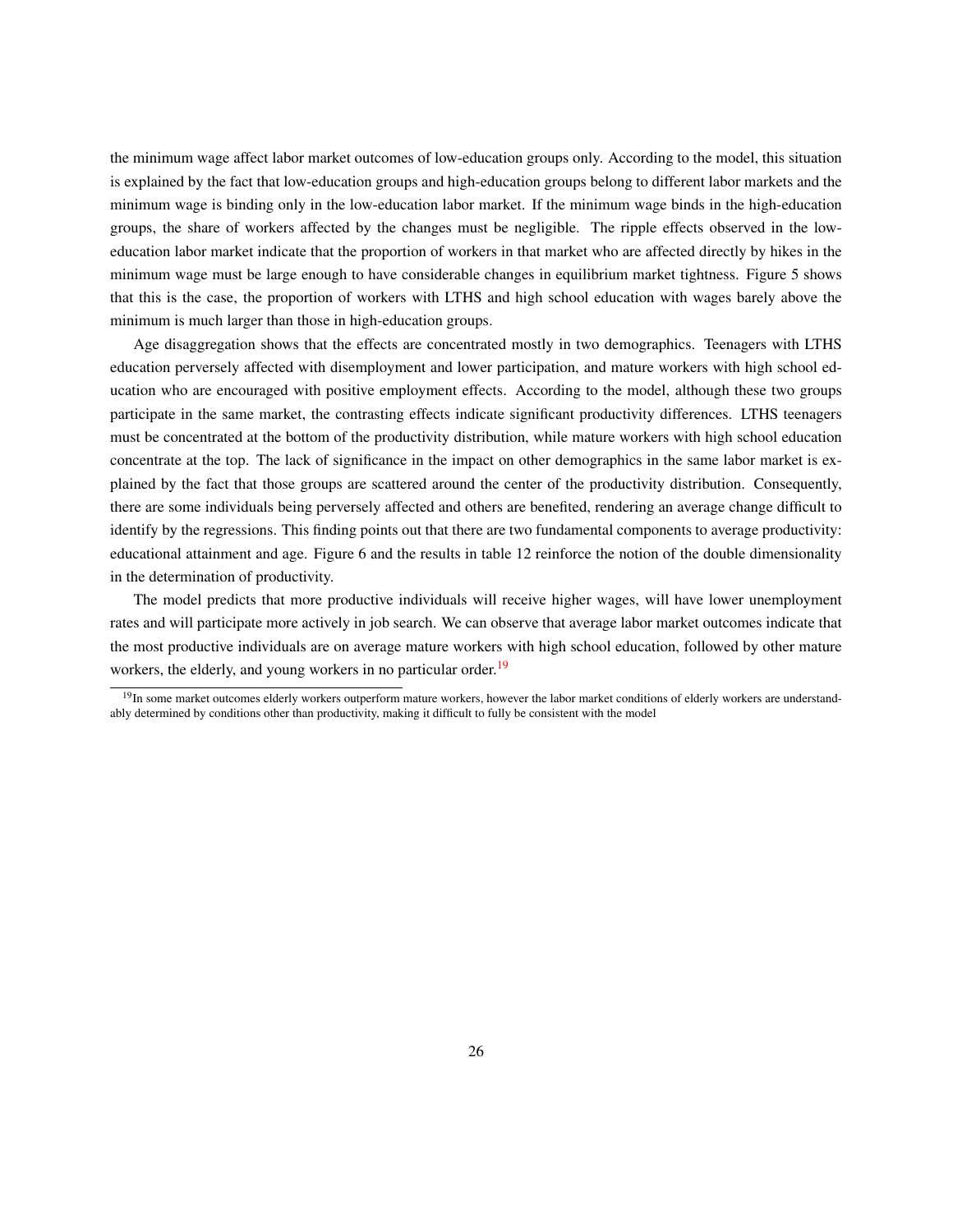the minimum wage affect labor market outcomes of low-education groups only. According to the model, this situation is explained by the fact that low-education groups and high-education groups belong to different labor markets and the minimum wage is binding only in the low-education labor market. If the minimum wage binds in the high-education groups, the share of workers affected by the changes must be negligible. The ripple effects observed in the low-education labor market indicate that the proportion of workers in that market who are affected directly by hikes in the minimum wage must be large enough to have considerable changes in equilibrium market tightness. Figure 5 shows that this is the case, the proportion of workers with LTHS and high school education with wages barely above the minimum is much larger than those in high-education groups.

Age disaggregation shows that the effects are concentrated mostly in two demographics. Teenagers with LTHS education perversely affected with disemployment and lower participation, and mature workers with high school education who are encouraged with positive employment effects. According to the model, although these two groups participate in the same market, the contrasting effects indicate significant productivity differences. LTHS teenagers must be concentrated at the bottom of the productivity distribution, while mature workers with high school education concentrate at the top. The lack of significance in the impact on other demographics in the same labor market is explained by the fact that those groups are scattered around the center of the productivity distribution. Consequently, there are some individuals being perversely affected and others are benefited, rendering an average change difficult to identify by the regressions. This finding points out that there are two fundamental components to average productivity: educational attainment and age. Figure 6 and the results in table 12 reinforce the notion of the double dimensionality in the determination of productivity.

The model predicts that more productive individuals will receive higher wages, will have lower unemployment rates and will participate more actively in job search. We can observe that average labor market outcomes indicate that the most productive individuals are on average mature workers with high school education, followed by other mature workers, the elderly, and young workers in no particular order.[19]

[19] In some market outcomes elderly workers outperform mature workers, however the labor market conditions of elderly workers are understandably determined by conditions other than productivity, making it difficult to fully be consistent with the model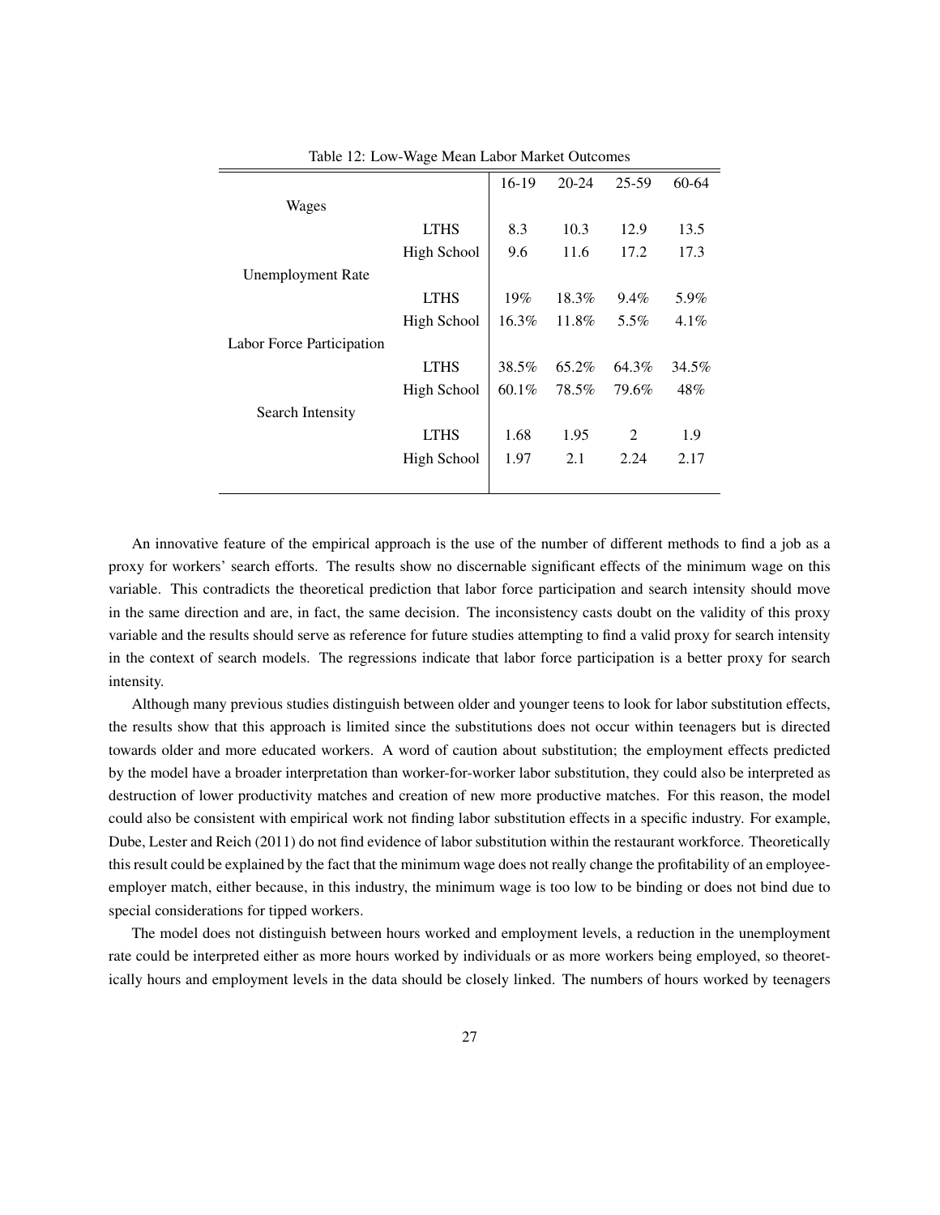Table 12: Low-Wage Mean Labor Market Outcomes

| | | 16-19 | 20-24 | 25-59 | 60-64 |
|---|---|---|---|---|---|
| Wages | | | | | |
| | LTHS | 8.3 | 10.3 | 12.9 | 13.5 |
| | High School | 9.6 | 11.6 | 17.2 | 17.3 |
| Unemployment Rate | | | | | |
| | LTHS | 19% | 18.3% | 9.4% | 5.9% |
| | High School | 16.3% | 11.8% | 5.5% | 4.1% |
| Labor Force Participation | | | | | |
| | LTHS | 38.5% | 65.2% | 64.3% | 34.5% |
| | High School | 60.1% | 78.5% | 79.6% | 48% |
| Search Intensity | | | | | |
| | LTHS | 1.68 | 1.95 | 2 | 1.9 |
| | High School | 1.97 | 2.1 | 2.24 | 2.17 |

An innovative feature of the empirical approach is the use of the number of different methods to find a job as a proxy for workers' search efforts. The results show no discernable significant effects of the minimum wage on this variable. This contradicts the theoretical prediction that labor force participation and search intensity should move in the same direction and are, in fact, the same decision. The inconsistency casts doubt on the validity of this proxy variable and the results should serve as reference for future studies attempting to find a valid proxy for search intensity in the context of search models. The regressions indicate that labor force participation is a better proxy for search intensity.

Although many previous studies distinguish between older and younger teens to look for labor substitution effects, the results show that this approach is limited since the substitutions does not occur within teenagers but is directed towards older and more educated workers. A word of caution about substitution; the employment effects predicted by the model have a broader interpretation than worker-for-worker labor substitution, they could also be interpreted as destruction of lower productivity matches and creation of new more productive matches. For this reason, the model could also be consistent with empirical work not finding labor substitution effects in a specific industry. For example, Dube, Lester and Reich (2011) do not find evidence of labor substitution within the restaurant workforce. Theoretically this result could be explained by the fact that the minimum wage does not really change the profitability of an employee-employer match, either because, in this industry, the minimum wage is too low to be binding or does not bind due to special considerations for tipped workers.

The model does not distinguish between hours worked and employment levels, a reduction in the unemployment rate could be interpreted either as more hours worked by individuals or as more workers being employed, so theoretically hours and employment levels in the data should be closely linked. The numbers of hours worked by teenagers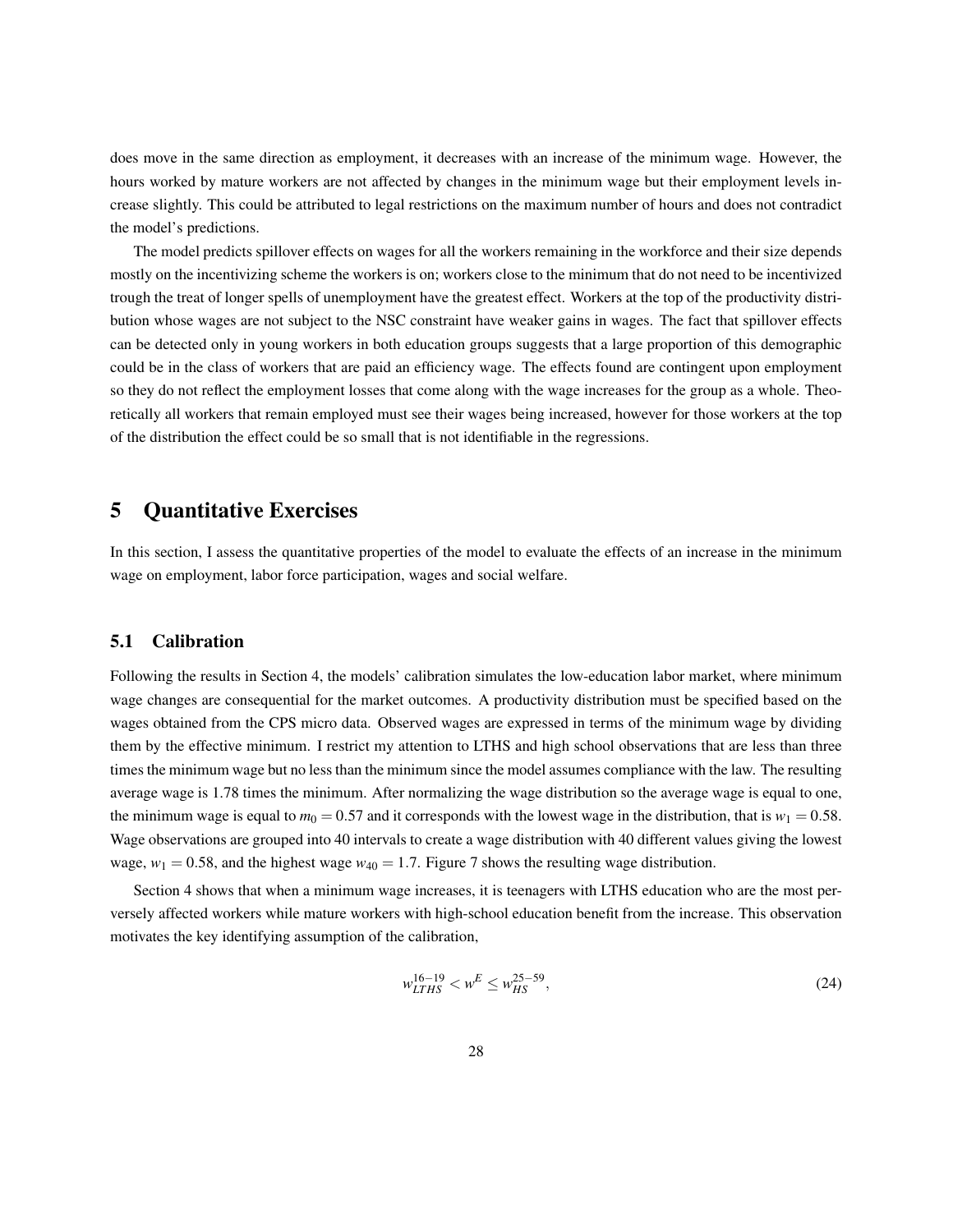does move in the same direction as employment, it decreases with an increase of the minimum wage. However, the hours worked by mature workers are not affected by changes in the minimum wage but their employment levels increase slightly. This could be attributed to legal restrictions on the maximum number of hours and does not contradict the model's predictions.

The model predicts spillover effects on wages for all the workers remaining in the workforce and their size depends mostly on the incentivizing scheme the workers is on; workers close to the minimum that do not need to be incentivized trough the treat of longer spells of unemployment have the greatest effect. Workers at the top of the productivity distribution whose wages are not subject to the NSC constraint have weaker gains in wages. The fact that spillover effects can be detected only in young workers in both education groups suggests that a large proportion of this demographic could be in the class of workers that are paid an efficiency wage. The effects found are contingent upon employment so they do not reflect the employment losses that come along with the wage increases for the group as a whole. Theoretically all workers that remain employed must see their wages being increased, however for those workers at the top of the distribution the effect could be so small that is not identifiable in the regressions.

# 5 Quantitative Exercises

In this section, I assess the quantitative properties of the model to evaluate the effects of an increase in the minimum wage on employment, labor force participation, wages and social welfare.

## 5.1 Calibration

Following the results in Section 4, the models' calibration simulates the low-education labor market, where minimum wage changes are consequential for the market outcomes. A productivity distribution must be specified based on the wages obtained from the CPS micro data. Observed wages are expressed in terms of the minimum wage by dividing them by the effective minimum. I restrict my attention to LTHS and high school observations that are less than three times the minimum wage but no less than the minimum since the model assumes compliance with the law. The resulting average wage is 1.78 times the minimum. After normalizing the wage distribution so the average wage is equal to one, the minimum wage is equal to $m_0 = 0.57$ and it corresponds with the lowest wage in the distribution, that is $w_1 = 0.58$. Wage observations are grouped into 40 intervals to create a wage distribution with 40 different values giving the lowest wage, $w_1 = 0.58$, and the highest wage $w_{40} = 1.7$. Figure 7 shows the resulting wage distribution.

Section 4 shows that when a minimum wage increases, it is teenagers with LTHS education who are the most perversely affected workers while mature workers with high-school education benefit from the increase. This observation motivates the key identifying assumption of the calibration,

$$w_{LTHS}^{16-19} < w^{E} \leq w_{HS}^{25-59}, \tag{24}$$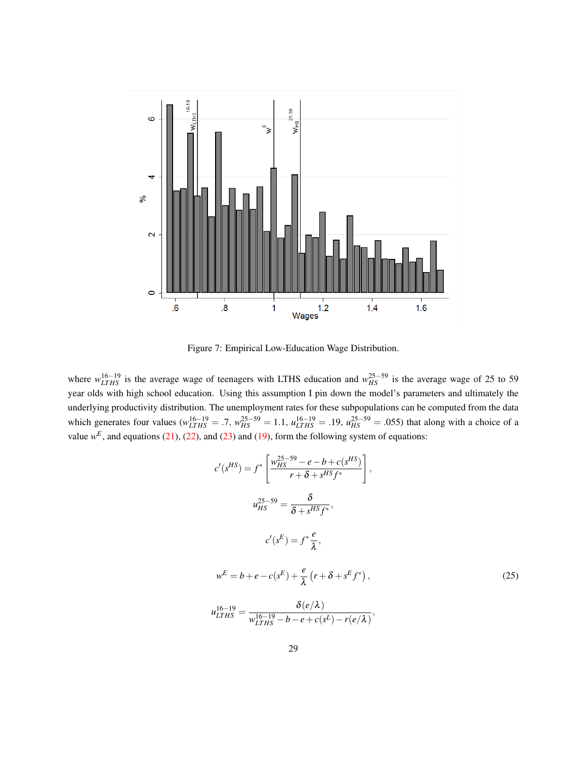Figure 7: Empirical Low-Education Wage Distribution.

where $w_{LTHS}^{16-19}$ is the average wage of teenagers with LTHS education and $w_{HS}^{25-59}$ is the average wage of 25 to 59 year olds with high school education. Using this assumption I pin down the model's parameters and ultimately the underlying productivity distribution. The unemployment rates for these subpopulations can be computed from the data which generates four values ($w_{LTHS}^{16-19} = .7$, $w_{HS}^{25-59} = 1.1$, $u_{LTHS}^{16-19} = .19$, $u_{HS}^{25-59} = .055$) that along with a choice of a value $w^E$, and equations (21), (22), and (23) and (19), form the following system of equations:

$$
\begin{aligned}
c'(s^{HS}) &= f^* \left[ \frac{w_{HS}^{25-59} - e - b + c(s^{HS})}{r + \delta + s^{HS} f^*} \right], \\
u_{HS}^{25-59} &= \frac{\delta}{\delta + s^{HS} f^*}, \\
c'(s^E) &= f^* \frac{e}{\lambda}, \\
w^E &= b + e - c(s^E) + \frac{e}{\lambda} \left( r + \delta + s^E f^* \right), \qquad (25) \\
u_{LTHS}^{16-19} &= \frac{\delta(e/\lambda)}{w_{LTHS}^{16-19} - b - e + c(s^L) - r(e/\lambda)},
\end{aligned}
$$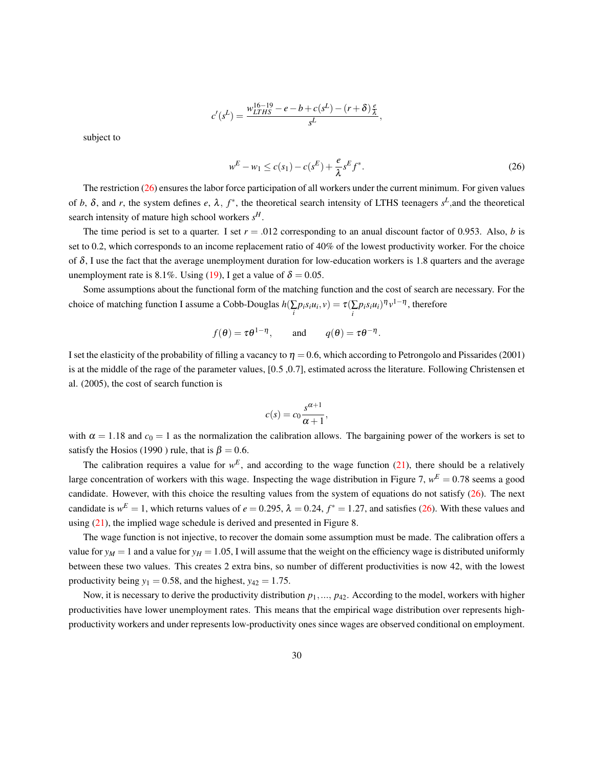$$c'(s^L) = \frac{w^{16-19}_{LTHS} - e - b + c(s^L) - (r+\delta)\frac{e}{\lambda}}{s^L},$$

subject to

$$w^E - w_1 \leq c(s_1) - c(s^E) + \frac{e}{\lambda} s^E f^*. \tag{26}$$

The restriction (26) ensures the labor force participation of all workers under the current minimum. For given values of $b$, $\delta$, and $r$, the system defines $e$, $\lambda$, $f^*$, the theoretical search intensity of LTHS teenagers $s^L$,and the theoretical search intensity of mature high school workers $s^H$.

The time period is set to a quarter. I set $r = .012$ corresponding to an anual discount factor of 0.953. Also, $b$ is set to 0.2, which corresponds to an income replacement ratio of 40% of the lowest productivity worker. For the choice of $\delta$, I use the fact that the average unemployment duration for low-education workers is 1.8 quarters and the average unemployment rate is 8.1%. Using (19), I get a value of $\delta = 0.05$.

Some assumptions about the functional form of the matching function and the cost of search are necessary. For the choice of matching function I assume a Cobb-Douglas $h(\sum_i p_i s_i u_i, v) = \tau(\sum_i p_i s_i u_i)^\eta v^{1-\eta}$, therefore

$$f(\theta) = \tau\theta^{1-\eta}, \qquad \text{and} \qquad q(\theta) = \tau\theta^{-\eta}.$$

I set the elasticity of the probability of filling a vacancy to $\eta = 0.6$, which according to Petrongolo and Pissarides (2001) is at the middle of the rage of the parameter values, [0.5 ,0.7], estimated across the literature. Following Christensen et al. (2005), the cost of search function is

$$c(s) = c_0 \frac{s^{\alpha+1}}{\alpha+1},$$

with $\alpha = 1.18$ and $c_0 = 1$ as the normalization the calibration allows. The bargaining power of the workers is set to satisfy the Hosios (1990 ) rule, that is $\beta = 0.6$.

The calibration requires a value for $w^E$, and according to the wage function (21), there should be a relatively large concentration of workers with this wage. Inspecting the wage distribution in Figure 7, $w^E = 0.78$ seems a good candidate. However, with this choice the resulting values from the system of equations do not satisfy (26). The next candidate is $w^E = 1$, which returns values of $e = 0.295$, $\lambda = 0.24$, $f^* = 1.27$, and satisfies (26). With these values and using (21), the implied wage schedule is derived and presented in Figure 8.

The wage function is not injective, to recover the domain some assumption must be made. The calibration offers a value for $y_M = 1$ and a value for $y_H = 1.05$, I will assume that the weight on the efficiency wage is distributed uniformly between these two values. This creates 2 extra bins, so number of different productivities is now 42, with the lowest productivity being $y_1 = 0.58$, and the highest, $y_{42} = 1.75$.

Now, it is necessary to derive the productivity distribution $p_1, ..., p_{42}$. According to the model, workers with higher productivities have lower unemployment rates. This means that the empirical wage distribution over represents high-productivity workers and under represents low-productivity ones since wages are observed conditional on employment.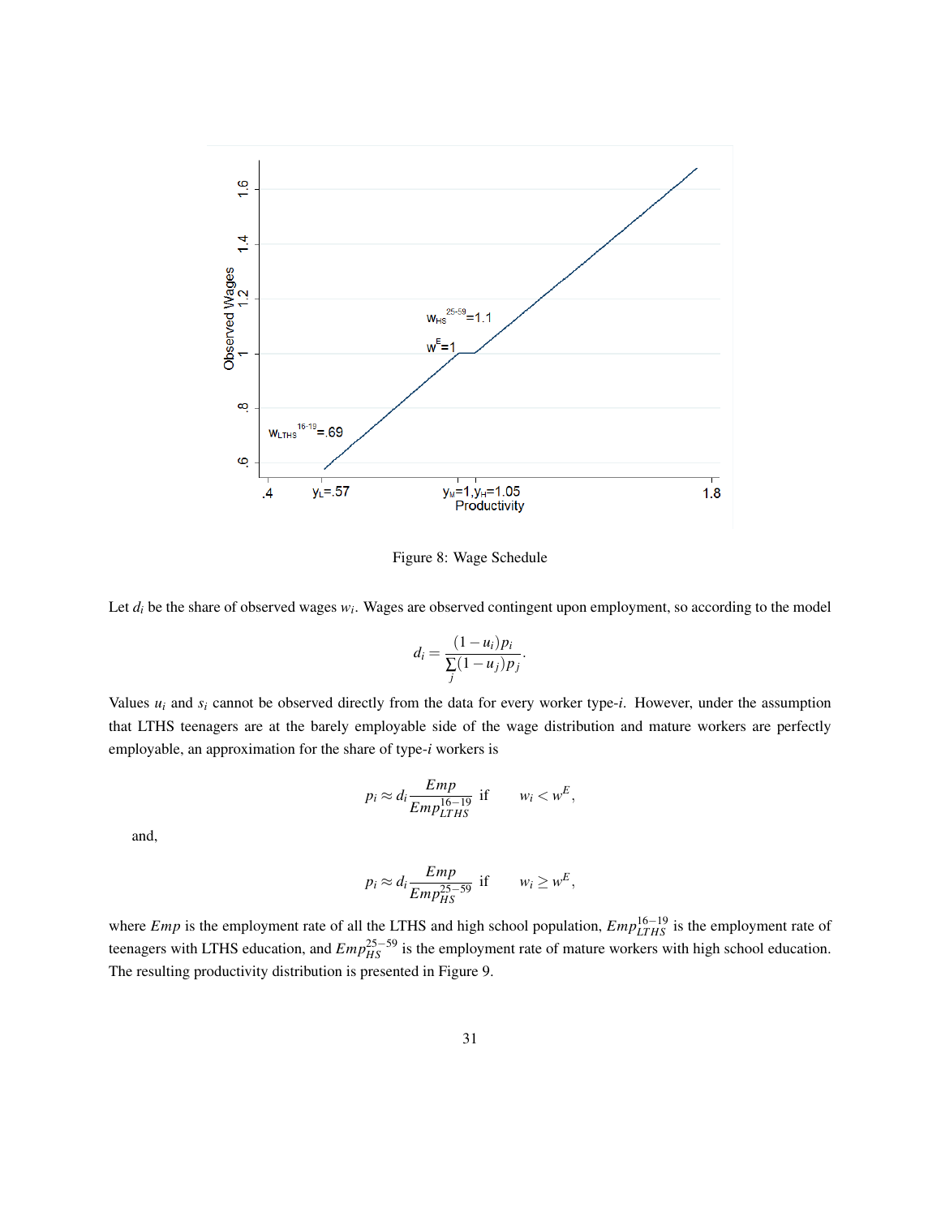Figure 8: Wage Schedule

Let $d_i$ be the share of observed wages $w_i$. Wages are observed contingent upon employment, so according to the model

$$d_i = \frac{(1-u_i)p_i}{\sum_j (1-u_j)p_j}.$$

Values $u_i$ and $s_i$ cannot be observed directly from the data for every worker type-$i$. However, under the assumption that LTHS teenagers are at the barely employable side of the wage distribution and mature workers are perfectly employable, an approximation for the share of type-$i$ workers is

$$p_i \approx d_i \frac{Emp}{Emp_{LTHS}^{16-19}} \text{ if } \quad w_i < w^E,$$

and,

$$p_i \approx d_i \frac{Emp}{Emp_{HS}^{25-59}} \text{ if } \quad w_i \geq w^E,$$

where $Emp$ is the employment rate of all the LTHS and high school population, $Emp_{LTHS}^{16-19}$ is the employment rate of teenagers with LTHS education, and $Emp_{HS}^{25-59}$ is the employment rate of mature workers with high school education. The resulting productivity distribution is presented in Figure 9.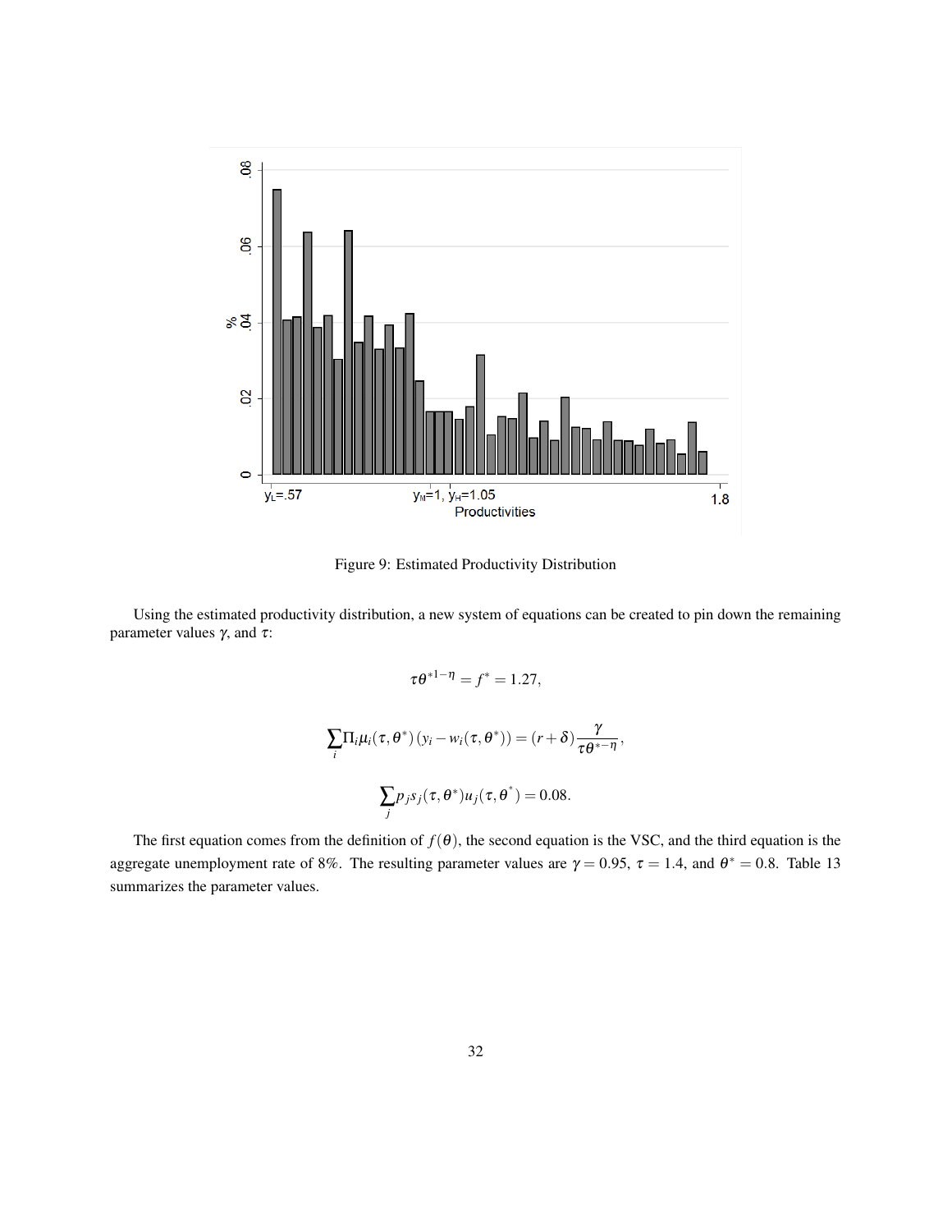Figure 9: Estimated Productivity Distribution

Using the estimated productivity distribution, a new system of equations can be created to pin down the remaining parameter values $\gamma$, and $\tau$:

$$\tau\theta^{*1-\eta} = f^* = 1.27,$$

$$\sum_i \Pi_i \mu_i(\tau, \theta^*)\,(y_i - w_i(\tau, \theta^*)) = (r+\delta)\frac{\gamma}{\tau\theta^{*-\eta}},$$

$$\sum_j p_j s_j(\tau, \theta^*) u_j(\tau, \theta^*) = 0.08.$$

The first equation comes from the definition of $f(\theta)$, the second equation is the VSC, and the third equation is the aggregate unemployment rate of 8%. The resulting parameter values are $\gamma = 0.95$, $\tau = 1.4$, and $\theta^* = 0.8$. Table 13 summarizes the parameter values.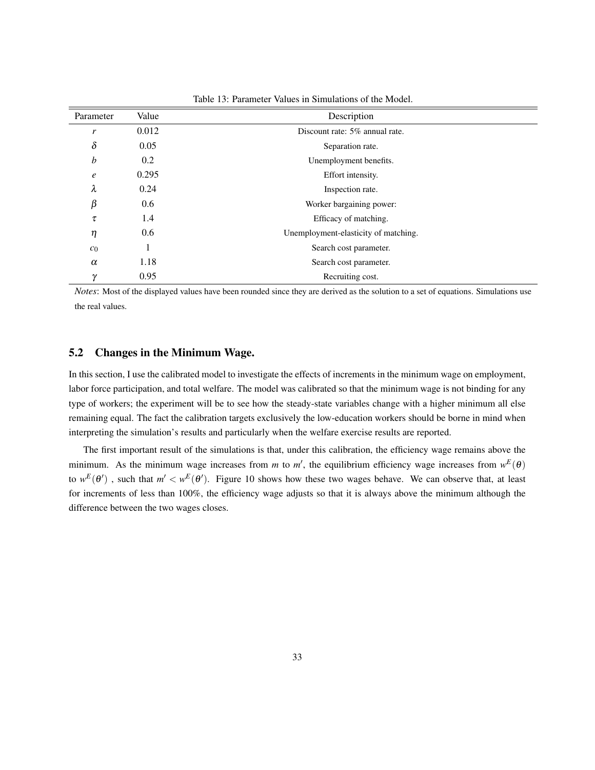Table 13: Parameter Values in Simulations of the Model.

| Parameter | Value | Description |
|---|---|---|
| $r$ | 0.012 | Discount rate: 5% annual rate. |
| $\delta$ | 0.05 | Separation rate. |
| $b$ | 0.2 | Unemployment benefits. |
| $e$ | 0.295 | Effort intensity. |
| $\lambda$ | 0.24 | Inspection rate. |
| $\beta$ | 0.6 | Worker bargaining power: |
| $\tau$ | 1.4 | Efficacy of matching. |
| $\eta$ | 0.6 | Unemployment-elasticity of matching. |
| $c_0$ | 1 | Search cost parameter. |
| $\alpha$ | 1.18 | Search cost parameter. |
| $\gamma$ | 0.95 | Recruiting cost. |

*Notes*: Most of the displayed values have been rounded since they are derived as the solution to a set of equations. Simulations use the real values.

## 5.2 Changes in the Minimum Wage.

In this section, I use the calibrated model to investigate the effects of increments in the minimum wage on employment, labor force participation, and total welfare. The model was calibrated so that the minimum wage is not binding for any type of workers; the experiment will be to see how the steady-state variables change with a higher minimum all else remaining equal. The fact the calibration targets exclusively the low-education workers should be borne in mind when interpreting the simulation's results and particularly when the welfare exercise results are reported.

The first important result of the simulations is that, under this calibration, the efficiency wage remains above the minimum. As the minimum wage increases from $m$ to $m'$, the equilibrium efficiency wage increases from $w^E(\theta)$ to $w^E(\theta')$ , such that $m' < w^E(\theta')$. Figure 10 shows how these two wages behave. We can observe that, at least for increments of less than 100%, the efficiency wage adjusts so that it is always above the minimum although the difference between the two wages closes.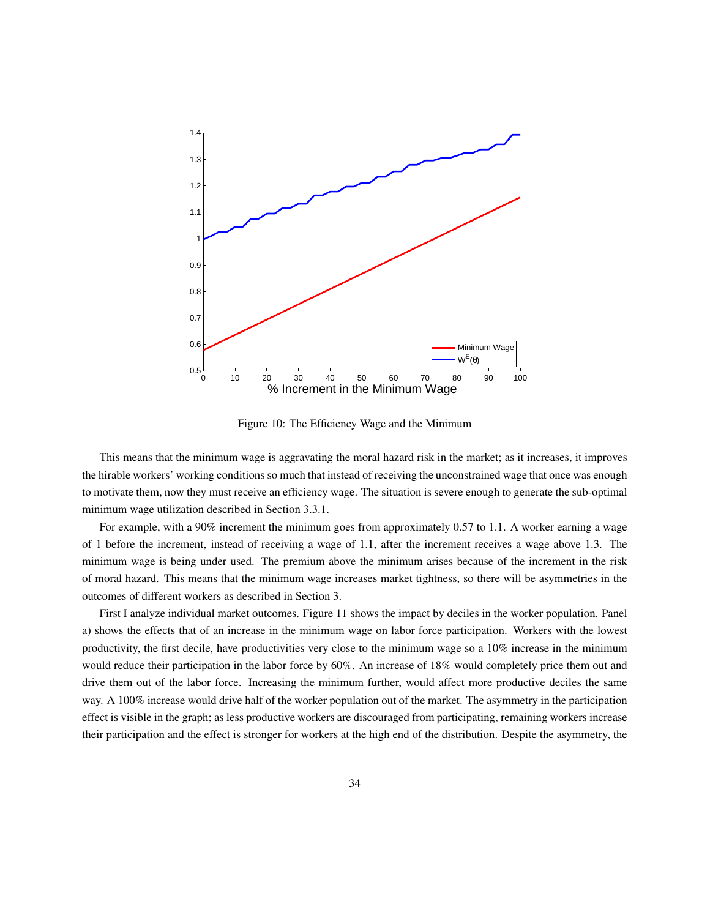Figure 10: The Efficiency Wage and the Minimum

This means that the minimum wage is aggravating the moral hazard risk in the market; as it increases, it improves the hirable workers' working conditions so much that instead of receiving the unconstrained wage that once was enough to motivate them, now they must receive an efficiency wage. The situation is severe enough to generate the sub-optimal minimum wage utilization described in Section 3.3.1.

For example, with a 90% increment the minimum goes from approximately 0.57 to 1.1. A worker earning a wage of 1 before the increment, instead of receiving a wage of 1.1, after the increment receives a wage above 1.3. The minimum wage is being under used. The premium above the minimum arises because of the increment in the risk of moral hazard. This means that the minimum wage increases market tightness, so there will be asymmetries in the outcomes of different workers as described in Section 3.

First I analyze individual market outcomes. Figure 11 shows the impact by deciles in the worker population. Panel a) shows the effects that of an increase in the minimum wage on labor force participation. Workers with the lowest productivity, the first decile, have productivities very close to the minimum wage so a 10% increase in the minimum would reduce their participation in the labor force by 60%. An increase of 18% would completely price them out and drive them out of the labor force. Increasing the minimum further, would affect more productive deciles the same way. A 100% increase would drive half of the worker population out of the market. The asymmetry in the participation effect is visible in the graph; as less productive workers are discouraged from participating, remaining workers increase their participation and the effect is stronger for workers at the high end of the distribution. Despite the asymmetry, the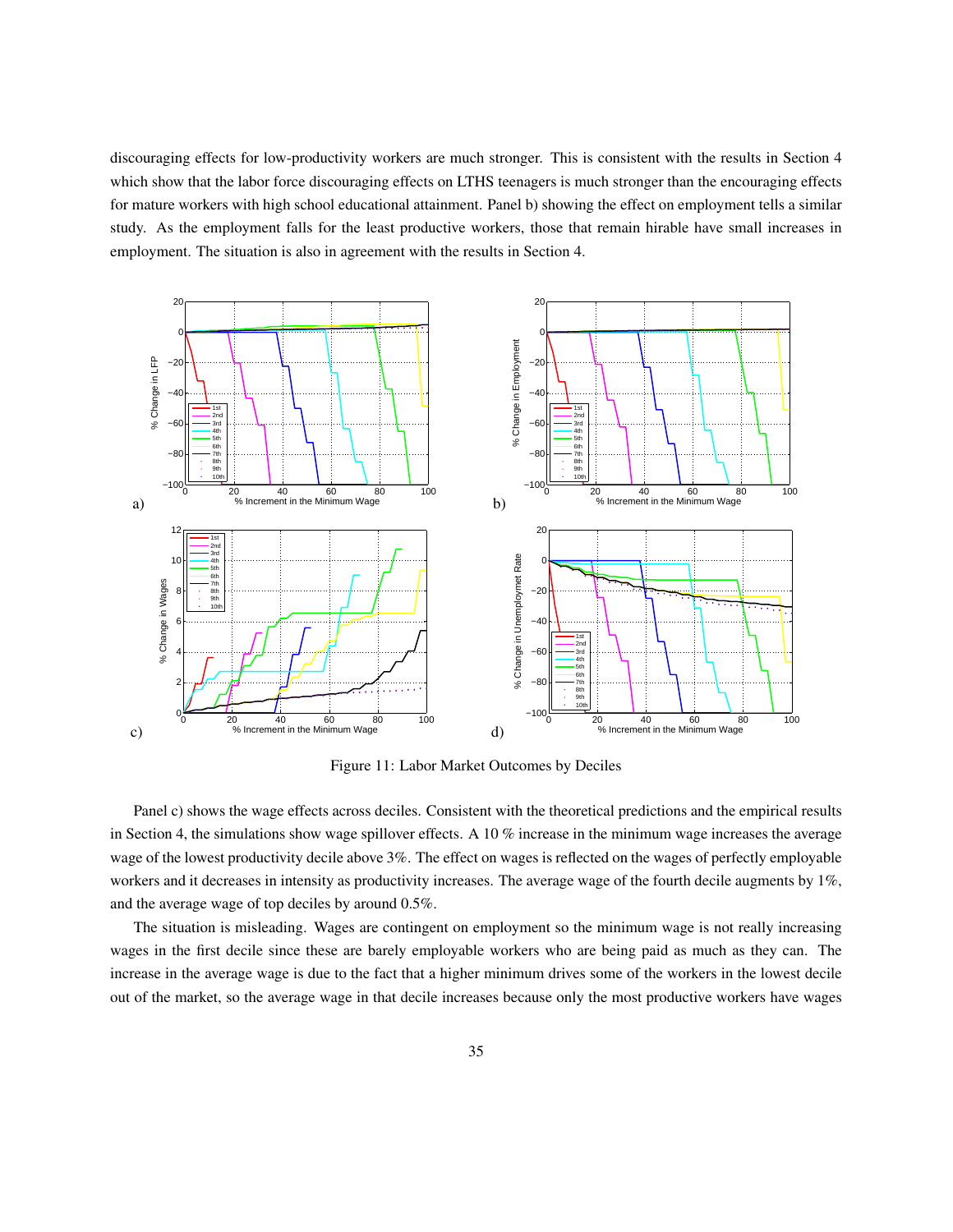discouraging effects for low-productivity workers are much stronger. This is consistent with the results in Section 4 which show that the labor force discouraging effects on LTHS teenagers is much stronger than the encouraging effects for mature workers with high school educational attainment. Panel b) showing the effect on employment tells a similar study. As the employment falls for the least productive workers, those that remain hirable have small increases in employment. The situation is also in agreement with the results in Section 4.

Figure 11: Labor Market Outcomes by Deciles

Panel c) shows the wage effects across deciles. Consistent with the theoretical predictions and the empirical results in Section 4, the simulations show wage spillover effects. A 10 % increase in the minimum wage increases the average wage of the lowest productivity decile above 3%. The effect on wages is reflected on the wages of perfectly employable workers and it decreases in intensity as productivity increases. The average wage of the fourth decile augments by 1%, and the average wage of top deciles by around 0.5%.

The situation is misleading. Wages are contingent on employment so the minimum wage is not really increasing wages in the first decile since these are barely employable workers who are being paid as much as they can. The increase in the average wage is due to the fact that a higher minimum drives some of the workers in the lowest decile out of the market, so the average wage in that decile increases because only the most productive workers have wages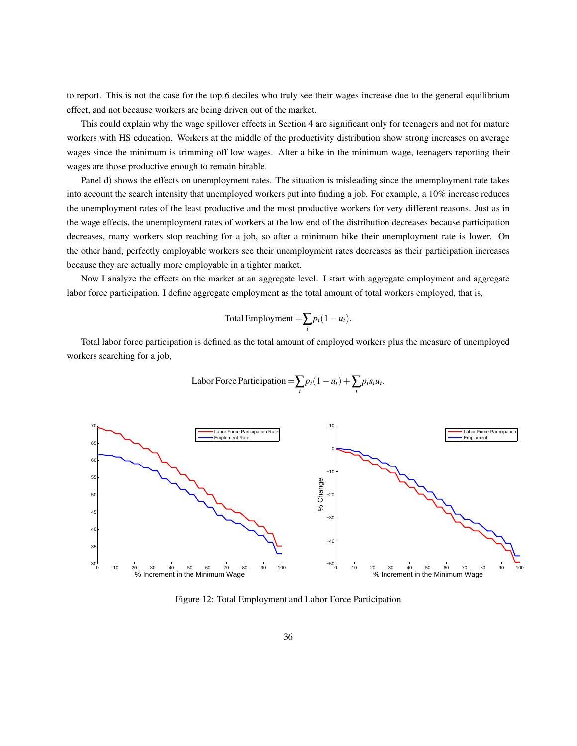to report. This is not the case for the top 6 deciles who truly see their wages increase due to the general equilibrium effect, and not because workers are being driven out of the market.

This could explain why the wage spillover effects in Section 4 are significant only for teenagers and not for mature workers with HS education. Workers at the middle of the productivity distribution show strong increases on average wages since the minimum is trimming off low wages. After a hike in the minimum wage, teenagers reporting their wages are those productive enough to remain hirable.

Panel d) shows the effects on unemployment rates. The situation is misleading since the unemployment rate takes into account the search intensity that unemployed workers put into finding a job. For example, a 10% increase reduces the unemployment rates of the least productive and the most productive workers for very different reasons. Just as in the wage effects, the unemployment rates of workers at the low end of the distribution decreases because participation decreases, many workers stop reaching for a job, so after a minimum hike their unemployment rate is lower. On the other hand, perfectly employable workers see their unemployment rates decreases as their participation increases because they are actually more employable in a tighter market.

Now I analyze the effects on the market at an aggregate level. I start with aggregate employment and aggregate labor force participation. I define aggregate employment as the total amount of total workers employed, that is,

$$\text{Total Employment} = \sum_i p_i(1-u_i).$$

Total labor force participation is defined as the total amount of employed workers plus the measure of unemployed workers searching for a job,

$$\text{Labor Force Participation} = \sum_i p_i(1-u_i) + \sum_i p_i s_i u_i.$$

Figure 12: Total Employment and Labor Force Participation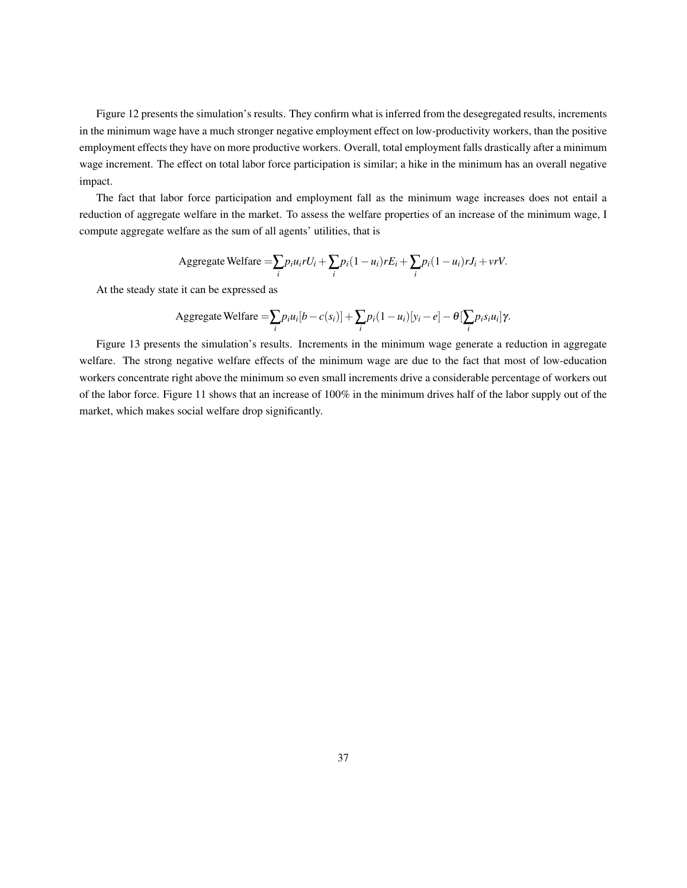Figure 12 presents the simulation's results. They confirm what is inferred from the desegregated results, increments in the minimum wage have a much stronger negative employment effect on low-productivity workers, than the positive employment effects they have on more productive workers. Overall, total employment falls drastically after a minimum wage increment. The effect on total labor force participation is similar; a hike in the minimum has an overall negative impact.

The fact that labor force participation and employment fall as the minimum wage increases does not entail a reduction of aggregate welfare in the market. To assess the welfare properties of an increase of the minimum wage, I compute aggregate welfare as the sum of all agents' utilities, that is

$$\text{Aggregate Welfare} = \sum_i p_i u_i rU_i + \sum_i p_i (1-u_i) rE_i + \sum_i p_i (1-u_i) rJ_i + vrV.$$

At the steady state it can be expressed as

$$\text{Aggregate Welfare} = \sum_i p_i u_i [b - c(s_i)] + \sum_i p_i (1-u_i)[y_i - e] - \theta [\sum_i p_i s_i u_i] \gamma.$$

Figure 13 presents the simulation's results. Increments in the minimum wage generate a reduction in aggregate welfare. The strong negative welfare effects of the minimum wage are due to the fact that most of low-education workers concentrate right above the minimum so even small increments drive a considerable percentage of workers out of the labor force. Figure 11 shows that an increase of 100% in the minimum drives half of the labor supply out of the market, which makes social welfare drop significantly.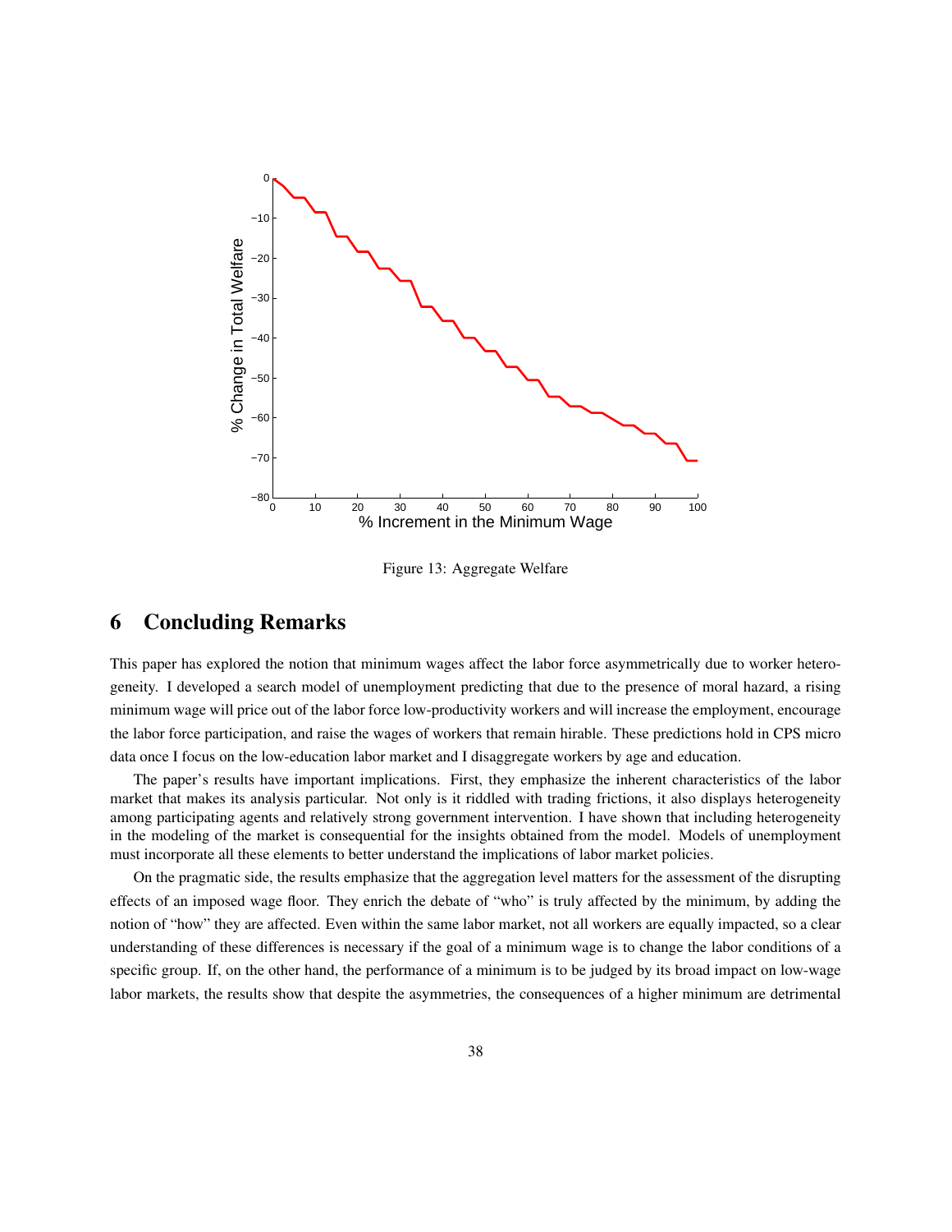Figure 13: Aggregate Welfare

## 6 Concluding Remarks

This paper has explored the notion that minimum wages affect the labor force asymmetrically due to worker heterogeneity. I developed a search model of unemployment predicting that due to the presence of moral hazard, a rising minimum wage will price out of the labor force low-productivity workers and will increase the employment, encourage the labor force participation, and raise the wages of workers that remain hirable. These predictions hold in CPS micro data once I focus on the low-education labor market and I disaggregate workers by age and education.

The paper's results have important implications. First, they emphasize the inherent characteristics of the labor market that makes its analysis particular. Not only is it riddled with trading frictions, it also displays heterogeneity among participating agents and relatively strong government intervention. I have shown that including heterogeneity in the modeling of the market is consequential for the insights obtained from the model. Models of unemployment must incorporate all these elements to better understand the implications of labor market policies.

On the pragmatic side, the results emphasize that the aggregation level matters for the assessment of the disrupting effects of an imposed wage floor. They enrich the debate of "who" is truly affected by the minimum, by adding the notion of "how" they are affected. Even within the same labor market, not all workers are equally impacted, so a clear understanding of these differences is necessary if the goal of a minimum wage is to change the labor conditions of a specific group. If, on the other hand, the performance of a minimum is to be judged by its broad impact on low-wage labor markets, the results show that despite the asymmetries, the consequences of a higher minimum are detrimental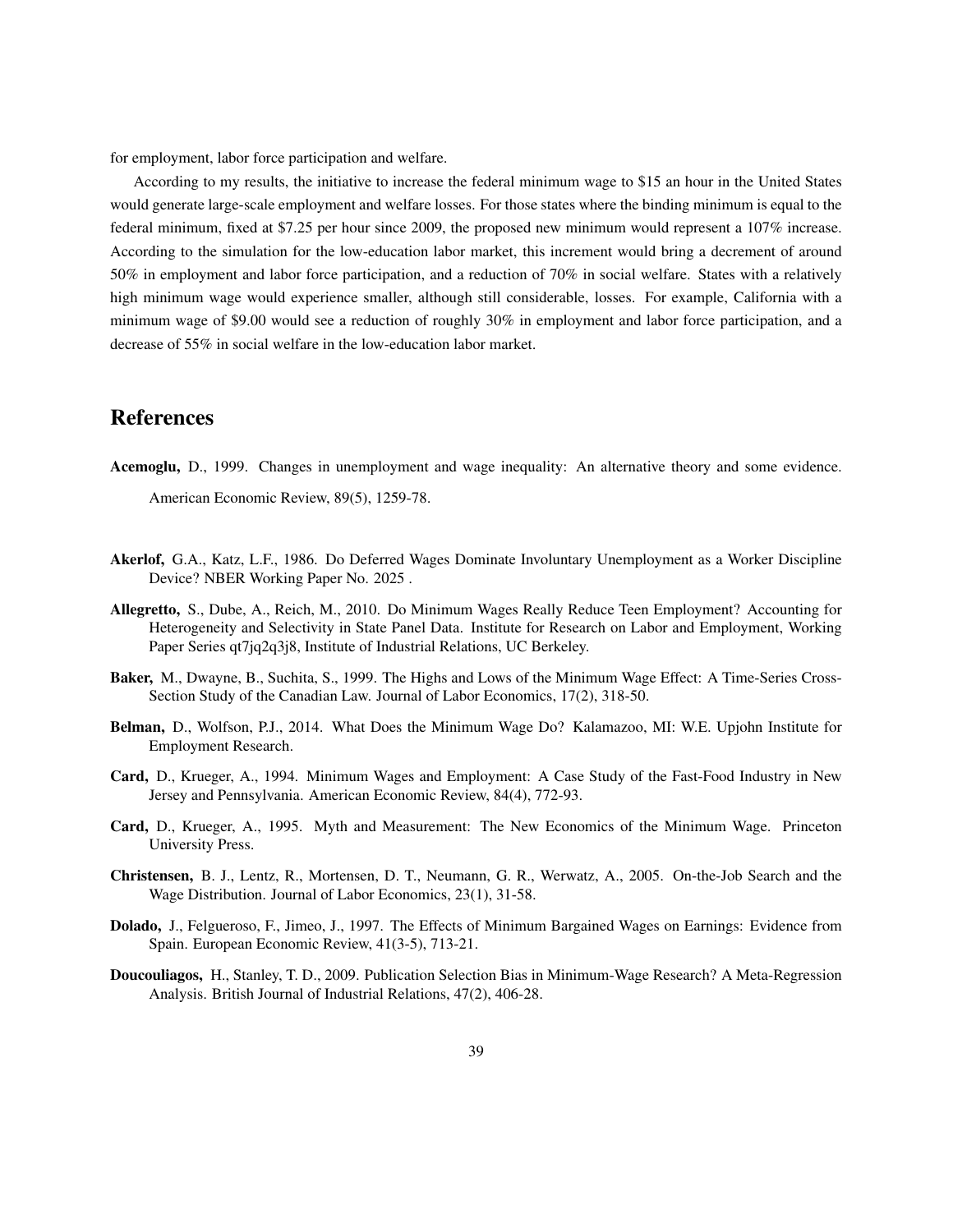for employment, labor force participation and welfare.

According to my results, the initiative to increase the federal minimum wage to $15 an hour in the United States would generate large-scale employment and welfare losses. For those states where the binding minimum is equal to the federal minimum, fixed at $7.25 per hour since 2009, the proposed new minimum would represent a 107% increase. According to the simulation for the low-education labor market, this increment would bring a decrement of around 50% in employment and labor force participation, and a reduction of 70% in social welfare. States with a relatively high minimum wage would experience smaller, although still considerable, losses. For example, California with a minimum wage of $9.00 would see a reduction of roughly 30% in employment and labor force participation, and a decrease of 55% in social welfare in the low-education labor market.

# References

**Acemoglu,** D., 1999. Changes in unemployment and wage inequality: An alternative theory and some evidence. American Economic Review, 89(5), 1259-78.

**Akerlof,** G.A., Katz, L.F., 1986. Do Deferred Wages Dominate Involuntary Unemployment as a Worker Discipline Device? NBER Working Paper No. 2025 .

**Allegretto,** S., Dube, A., Reich, M., 2010. Do Minimum Wages Really Reduce Teen Employment? Accounting for Heterogeneity and Selectivity in State Panel Data. Institute for Research on Labor and Employment, Working Paper Series qt7jq2q3j8, Institute of Industrial Relations, UC Berkeley.

**Baker,** M., Dwayne, B., Suchita, S., 1999. The Highs and Lows of the Minimum Wage Effect: A Time-Series Cross-Section Study of the Canadian Law. Journal of Labor Economics, 17(2), 318-50.

**Belman,** D., Wolfson, P.J., 2014. What Does the Minimum Wage Do? Kalamazoo, MI: W.E. Upjohn Institute for Employment Research.

**Card,** D., Krueger, A., 1994. Minimum Wages and Employment: A Case Study of the Fast-Food Industry in New Jersey and Pennsylvania. American Economic Review, 84(4), 772-93.

**Card,** D., Krueger, A., 1995. Myth and Measurement: The New Economics of the Minimum Wage. Princeton University Press.

**Christensen,** B. J., Lentz, R., Mortensen, D. T., Neumann, G. R., Werwatz, A., 2005. On-the-Job Search and the Wage Distribution. Journal of Labor Economics, 23(1), 31-58.

**Dolado,** J., Felgueroso, F., Jimeo, J., 1997. The Effects of Minimum Bargained Wages on Earnings: Evidence from Spain. European Economic Review, 41(3-5), 713-21.

**Doucouliagos,** H., Stanley, T. D., 2009. Publication Selection Bias in Minimum-Wage Research? A Meta-Regression Analysis. British Journal of Industrial Relations, 47(2), 406-28.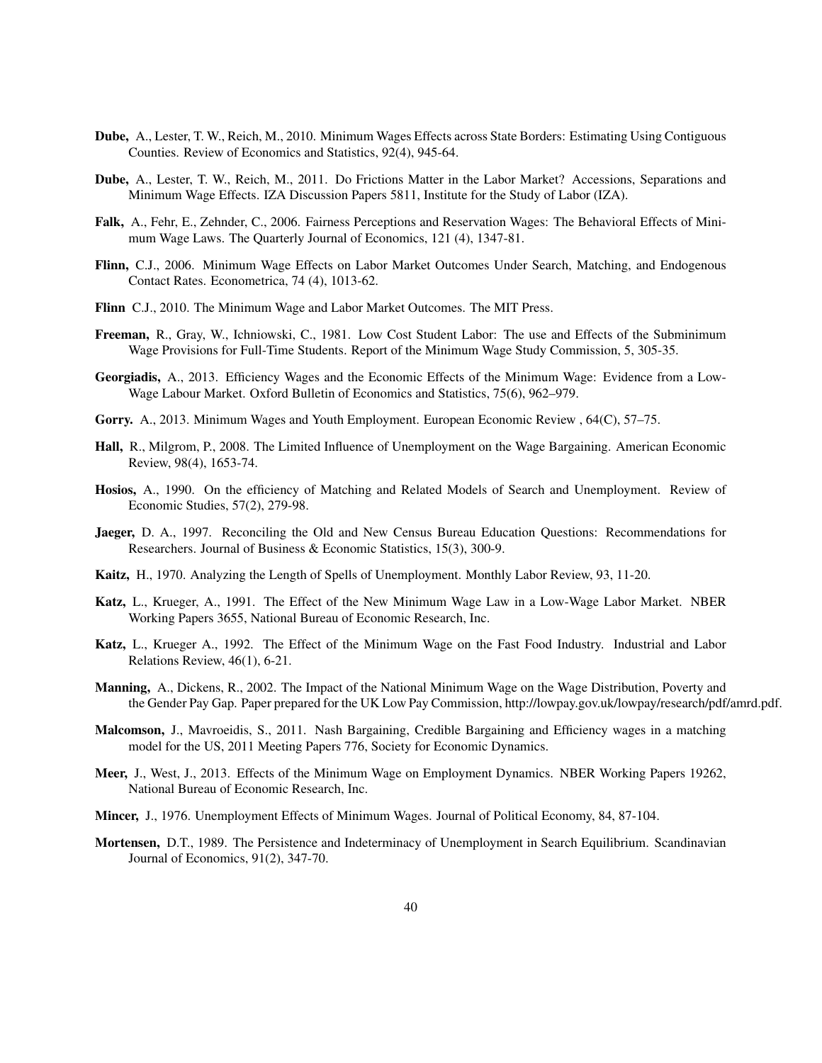**Dube,** A., Lester, T. W., Reich, M., 2010. Minimum Wages Effects across State Borders: Estimating Using Contiguous Counties. Review of Economics and Statistics, 92(4), 945-64.

**Dube,** A., Lester, T. W., Reich, M., 2011. Do Frictions Matter in the Labor Market? Accessions, Separations and Minimum Wage Effects. IZA Discussion Papers 5811, Institute for the Study of Labor (IZA).

**Falk,** A., Fehr, E., Zehnder, C., 2006. Fairness Perceptions and Reservation Wages: The Behavioral Effects of Minimum Wage Laws. The Quarterly Journal of Economics, 121 (4), 1347-81.

**Flinn,** C.J., 2006. Minimum Wage Effects on Labor Market Outcomes Under Search, Matching, and Endogenous Contact Rates. Econometrica, 74 (4), 1013-62.

**Flinn** C.J., 2010. The Minimum Wage and Labor Market Outcomes. The MIT Press.

**Freeman,** R., Gray, W., Ichniowski, C., 1981. Low Cost Student Labor: The use and Effects of the Subminimum Wage Provisions for Full-Time Students. Report of the Minimum Wage Study Commission, 5, 305-35.

**Georgiadis,** A., 2013. Efficiency Wages and the Economic Effects of the Minimum Wage: Evidence from a Low-Wage Labour Market. Oxford Bulletin of Economics and Statistics, 75(6), 962–979.

**Gorry.** A., 2013. Minimum Wages and Youth Employment. European Economic Review , 64(C), 57–75.

**Hall,** R., Milgrom, P., 2008. The Limited Influence of Unemployment on the Wage Bargaining. American Economic Review, 98(4), 1653-74.

**Hosios,** A., 1990. On the efficiency of Matching and Related Models of Search and Unemployment. Review of Economic Studies, 57(2), 279-98.

**Jaeger,** D. A., 1997. Reconciling the Old and New Census Bureau Education Questions: Recommendations for Researchers. Journal of Business & Economic Statistics, 15(3), 300-9.

**Kaitz,** H., 1970. Analyzing the Length of Spells of Unemployment. Monthly Labor Review, 93, 11-20.

**Katz,** L., Krueger, A., 1991. The Effect of the New Minimum Wage Law in a Low-Wage Labor Market. NBER Working Papers 3655, National Bureau of Economic Research, Inc.

**Katz,** L., Krueger A., 1992. The Effect of the Minimum Wage on the Fast Food Industry. Industrial and Labor Relations Review, 46(1), 6-21.

**Manning,** A., Dickens, R., 2002. The Impact of the National Minimum Wage on the Wage Distribution, Poverty and the Gender Pay Gap. Paper prepared for the UK Low Pay Commission, http://lowpay.gov.uk/lowpay/research/pdf/amrd.pdf.

**Malcomson,** J., Mavroeidis, S., 2011. Nash Bargaining, Credible Bargaining and Efficiency wages in a matching model for the US, 2011 Meeting Papers 776, Society for Economic Dynamics.

**Meer,** J., West, J., 2013. Effects of the Minimum Wage on Employment Dynamics. NBER Working Papers 19262, National Bureau of Economic Research, Inc.

**Mincer,** J., 1976. Unemployment Effects of Minimum Wages. Journal of Political Economy, 84, 87-104.

**Mortensen,** D.T., 1989. The Persistence and Indeterminacy of Unemployment in Search Equilibrium. Scandinavian Journal of Economics, 91(2), 347-70.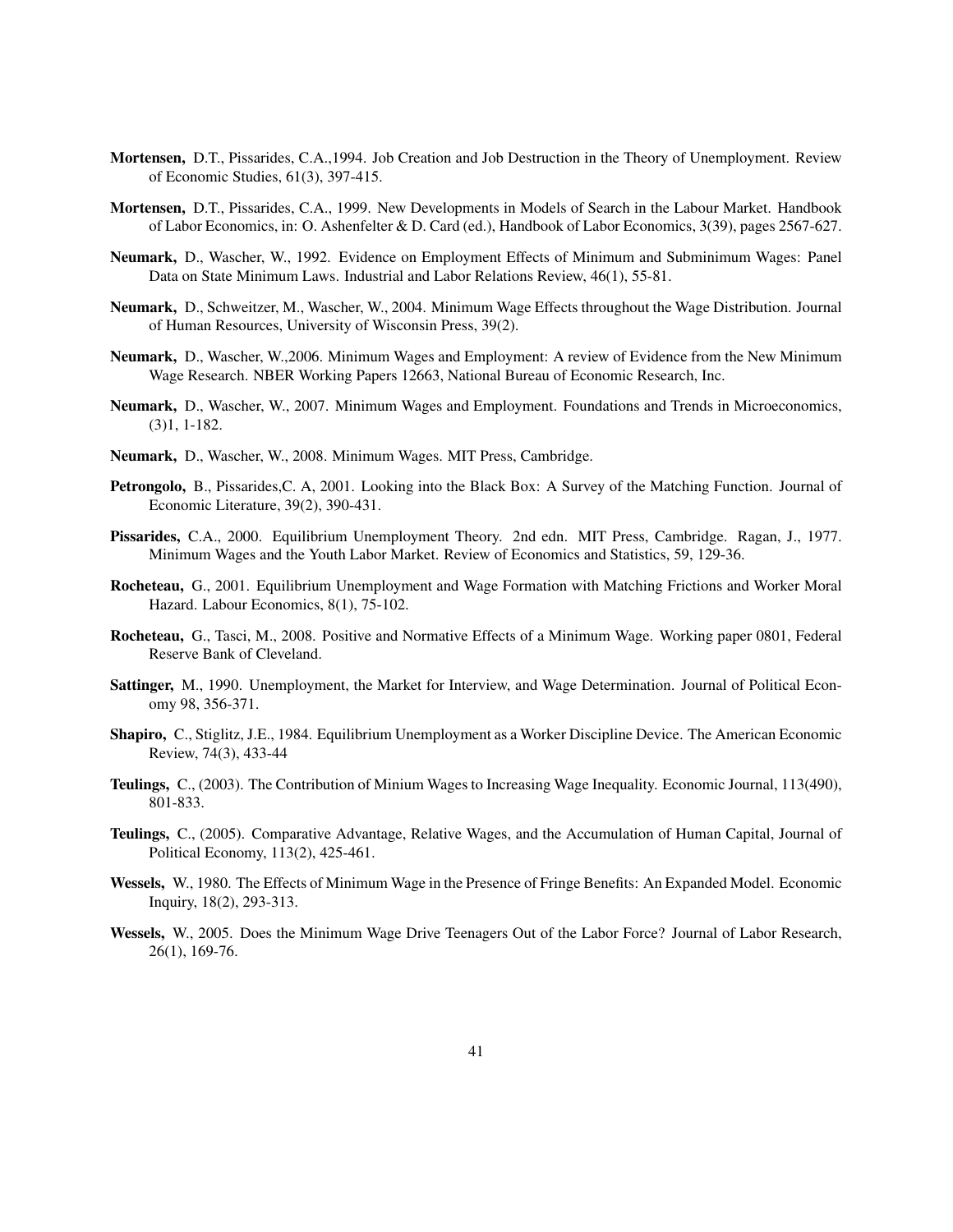**Mortensen,** D.T., Pissarides, C.A.,1994. Job Creation and Job Destruction in the Theory of Unemployment. Review of Economic Studies, 61(3), 397-415.

**Mortensen,** D.T., Pissarides, C.A., 1999. New Developments in Models of Search in the Labour Market. Handbook of Labor Economics, in: O. Ashenfelter & D. Card (ed.), Handbook of Labor Economics, 3(39), pages 2567-627.

**Neumark,** D., Wascher, W., 1992. Evidence on Employment Effects of Minimum and Subminimum Wages: Panel Data on State Minimum Laws. Industrial and Labor Relations Review, 46(1), 55-81.

**Neumark,** D., Schweitzer, M., Wascher, W., 2004. Minimum Wage Effects throughout the Wage Distribution. Journal of Human Resources, University of Wisconsin Press, 39(2).

**Neumark,** D., Wascher, W.,2006. Minimum Wages and Employment: A review of Evidence from the New Minimum Wage Research. NBER Working Papers 12663, National Bureau of Economic Research, Inc.

**Neumark,** D., Wascher, W., 2007. Minimum Wages and Employment. Foundations and Trends in Microeconomics, (3)1, 1-182.

**Neumark,** D., Wascher, W., 2008. Minimum Wages. MIT Press, Cambridge.

**Petrongolo,** B., Pissarides,C. A, 2001. Looking into the Black Box: A Survey of the Matching Function. Journal of Economic Literature, 39(2), 390-431.

**Pissarides,** C.A., 2000. Equilibrium Unemployment Theory. 2nd edn. MIT Press, Cambridge. Ragan, J., 1977. Minimum Wages and the Youth Labor Market. Review of Economics and Statistics, 59, 129-36.

**Rocheteau,** G., 2001. Equilibrium Unemployment and Wage Formation with Matching Frictions and Worker Moral Hazard. Labour Economics, 8(1), 75-102.

**Rocheteau,** G., Tasci, M., 2008. Positive and Normative Effects of a Minimum Wage. Working paper 0801, Federal Reserve Bank of Cleveland.

**Sattinger,** M., 1990. Unemployment, the Market for Interview, and Wage Determination. Journal of Political Economy 98, 356-371.

**Shapiro,** C., Stiglitz, J.E., 1984. Equilibrium Unemployment as a Worker Discipline Device. The American Economic Review, 74(3), 433-44

**Teulings,** C., (2003). The Contribution of Minium Wages to Increasing Wage Inequality. Economic Journal, 113(490), 801-833.

**Teulings,** C., (2005). Comparative Advantage, Relative Wages, and the Accumulation of Human Capital, Journal of Political Economy, 113(2), 425-461.

**Wessels,** W., 1980. The Effects of Minimum Wage in the Presence of Fringe Benefits: An Expanded Model. Economic Inquiry, 18(2), 293-313.

**Wessels,** W., 2005. Does the Minimum Wage Drive Teenagers Out of the Labor Force? Journal of Labor Research, 26(1), 169-76.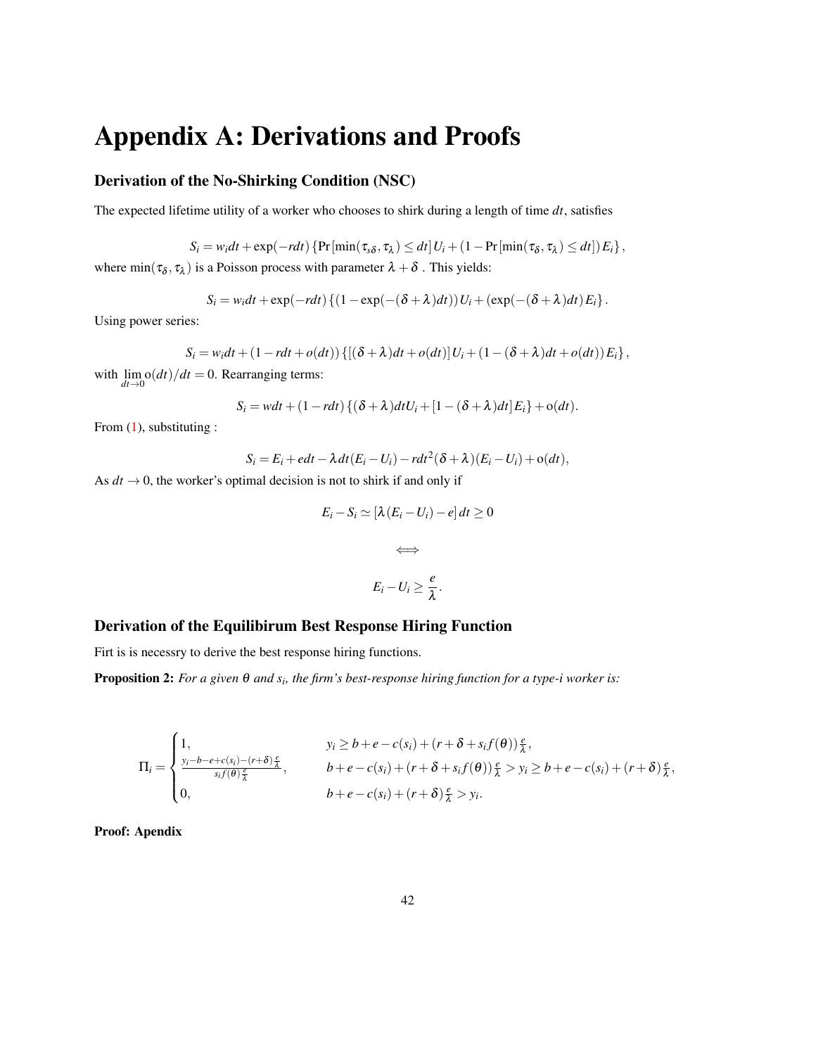# Appendix A: Derivations and Proofs

### Derivation of the No-Shirking Condition (NSC)

The expected lifetime utility of a worker who chooses to shirk during a length of time $dt$, satisfies

$$S_i = w_i dt + \exp(-rdt)\left\{\Pr[\min(\tau_{s\delta}, \tau_\lambda) \leq dt] U_i + (1 - \Pr[\min(\tau_\delta, \tau_\lambda) \leq dt]) E_i\right\},$$

where $\min(\tau_\delta, \tau_\lambda)$ is a Poisson process with parameter $\lambda + \delta$ . This yields:

$$S_i = w_i dt + \exp(-rdt)\left\{(1 - \exp(-(\delta+\lambda)dt)) U_i + (\exp(-(\delta+\lambda)dt) E_i\right\}.$$

Using power series:

$$S_i = w_i dt + (1 - rdt + o(dt))\left\{[(\delta+\lambda)dt + o(dt)] U_i + (1 - (\delta+\lambda)dt + o(dt)) E_i\right\},$$

with $\lim_{dt \to 0} \mathrm{o}(dt)/dt = 0$. Rearranging terms:

$$S_i = wdt + (1 - rdt)\left\{(\delta+\lambda)dtU_i + [1 - (\delta+\lambda)dt] E_i\right\} + \mathrm{o}(dt).$$

From (1), substituting :

$$S_i = E_i + edt - \lambda dt(E_i - U_i) - rdt^2(\delta+\lambda)(E_i - U_i) + \mathrm{o}(dt),$$

As $dt \to 0$, the worker's optimal decision is not to shirk if and only if

$$E_i - S_i \simeq [\lambda(E_i - U_i) - e]\, dt \geq 0$$

$$\Longleftrightarrow$$

$$E_i - U_i \geq \frac{e}{\lambda}.$$

### Derivation of the Equilibirum Best Response Hiring Function

Firt is is necessry to derive the best response hiring functions.

**Proposition 2:** *For a given $\theta$ and $s_i$, the firm's best-response hiring function for a type-i worker is:*

$$\Pi_i = \begin{cases} 1, & y_i \geq b + e - c(s_i) + (r + \delta + s_i f(\theta))\frac{e}{\lambda}, \\ \frac{y_i - b - e + c(s_i) - (r+\delta)\frac{e}{\lambda}}{s_i f(\theta)\frac{e}{\lambda}}, & b + e - c(s_i) + (r + \delta + s_i f(\theta))\frac{e}{\lambda} > y_i \geq b + e - c(s_i) + (r+\delta)\frac{e}{\lambda}, \\ 0, & b + e - c(s_i) + (r+\delta)\frac{e}{\lambda} > y_i. \end{cases}$$

**Proof: Apendix**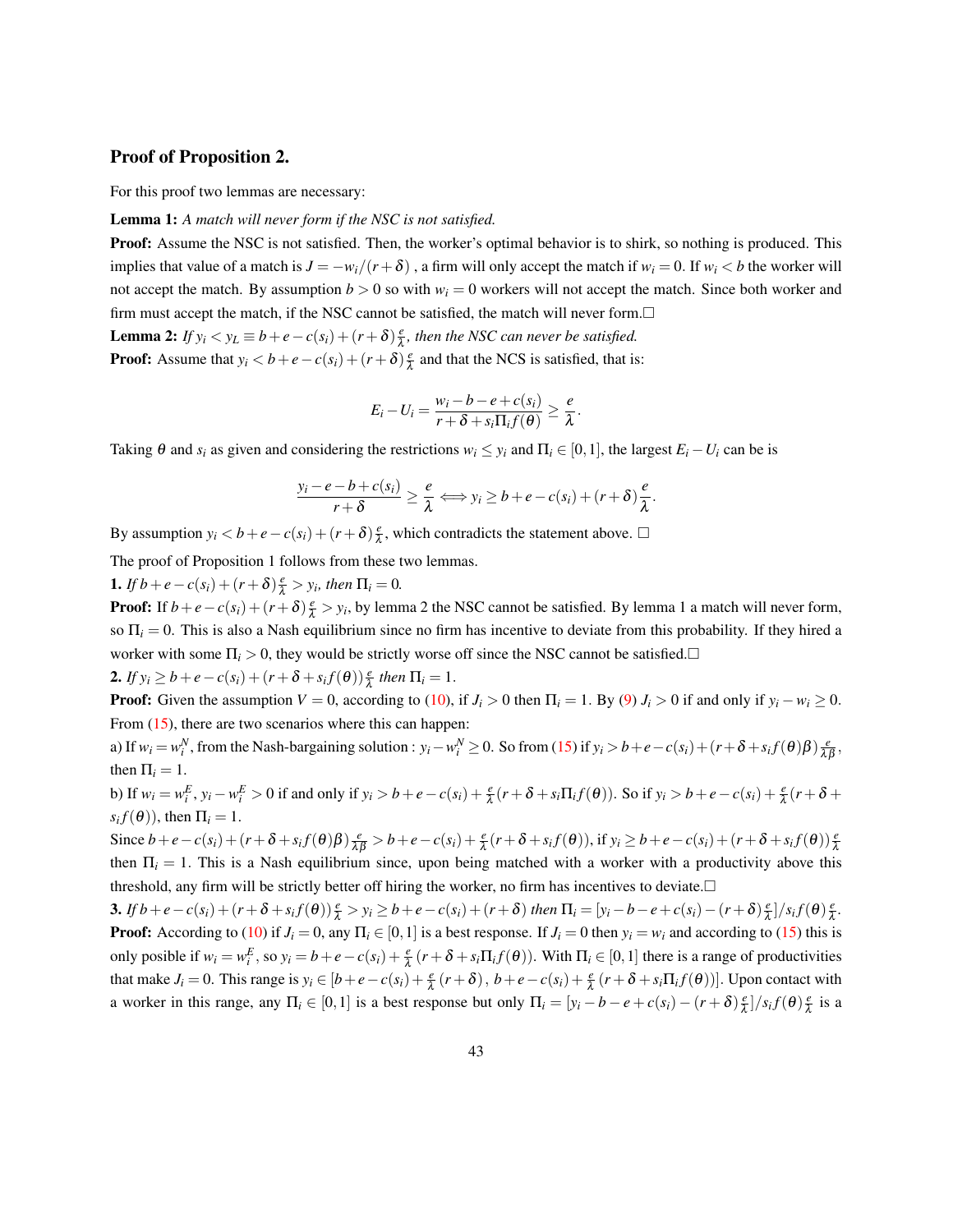### Proof of Proposition 2.

For this proof two lemmas are necessary:

**Lemma 1:** *A match will never form if the NSC is not satisfied.*

**Proof:** Assume the NSC is not satisfied. Then, the worker's optimal behavior is to shirk, so nothing is produced. This implies that value of a match is $J = -w_i/(r+\delta)$ , a firm will only accept the match if $w_i = 0$. If $w_i < b$ the worker will not accept the match. By assumption $b > 0$ so with $w_i = 0$ workers will not accept the match. Since both worker and firm must accept the match, if the NSC cannot be satisfied, the match will never form.□

**Lemma 2:** *If $y_i < y_L \equiv b + e - c(s_i) + (r+\delta)\frac{e}{\lambda}$, then the NSC can never be satisfied.*

**Proof:** Assume that $y_i < b + e - c(s_i) + (r+\delta)\frac{e}{\lambda}$ and that the NCS is satisfied, that is:

$$E_i - U_i = \frac{w_i - b - e + c(s_i)}{r + \delta + s_i \Pi_i f(\theta)} \geq \frac{e}{\lambda}.$$

Taking $\theta$ and $s_i$ as given and considering the restrictions $w_i \leq y_i$ and $\Pi_i \in [0,1]$, the largest $E_i - U_i$ can be is

$$\frac{y_i - e - b + c(s_i)}{r+\delta} \geq \frac{e}{\lambda} \Longleftrightarrow y_i \geq b + e - c(s_i) + (r+\delta)\frac{e}{\lambda}.$$

By assumption $y_i < b + e - c(s_i) + (r+\delta)\frac{e}{\lambda}$, which contradicts the statement above. □

The proof of Proposition 1 follows from these two lemmas.

**1.** *If $b + e - c(s_i) + (r+\delta)\frac{e}{\lambda} > y_i$, then $\Pi_i = 0$.*

**Proof:** If $b + e - c(s_i) + (r+\delta)\frac{e}{\lambda} > y_i$, by lemma 2 the NSC cannot be satisfied. By lemma 1 a match will never form, so $\Pi_i = 0$. This is also a Nash equilibrium since no firm has incentive to deviate from this probability. If they hired a worker with some $\Pi_i > 0$, they would be strictly worse off since the NSC cannot be satisfied.□

**2.** *If $y_i \geq b + e - c(s_i) + (r + \delta + s_i f(\theta))\frac{e}{\lambda}$ then $\Pi_i = 1$.*

**Proof:** Given the assumption $V = 0$, according to (10), if $J_i > 0$ then $\Pi_i = 1$. By (9) $J_i > 0$ if and only if $y_i - w_i \geq 0$. From (15), there are two scenarios where this can happen:

a) If $w_i = w_i^N$, from the Nash-bargaining solution : $y_i - w_i^N \geq 0$. So from (15) if $y_i > b + e - c(s_i) + (r + \delta + s_i f(\theta)\beta)\frac{e}{\lambda\beta}$, then $\Pi_i = 1$.

b) If $w_i = w_i^E$, $y_i - w_i^E > 0$ if and only if $y_i > b + e - c(s_i) + \frac{e}{\lambda}(r + \delta + s_i \Pi_i f(\theta))$. So if $y_i > b + e - c(s_i) + \frac{e}{\lambda}(r + \delta + s_i f(\theta))$, then $\Pi_i = 1$.

Since $b + e - c(s_i) + (r + \delta + s_i f(\theta)\beta)\frac{e}{\lambda\beta} > b + e - c(s_i) + \frac{e}{\lambda}(r + \delta + s_i f(\theta))$, if $y_i \geq b + e - c(s_i) + (r + \delta + s_i f(\theta))\frac{e}{\lambda}$ then $\Pi_i = 1$. This is a Nash equilibrium since, upon being matched with a worker with a productivity above this threshold, any firm will be strictly better off hiring the worker, no firm has incentives to deviate.□

**3.** *If $b + e - c(s_i) + (r + \delta + s_i f(\theta))\frac{e}{\lambda} > y_i \geq b + e - c(s_i) + (r + \delta)$ then $\Pi_i = [y_i - b - e + c(s_i) - (r+\delta)\frac{e}{\lambda}]/s_i f(\theta)\frac{e}{\lambda}$.*

**Proof:** According to (10) if $J_i = 0$, any $\Pi_i \in [0,1]$ is a best response. If $J_i = 0$ then $y_i = w_i$ and according to (15) this is only posible if $w_i = w_i^E$, so $y_i = b + e - c(s_i) + \frac{e}{\lambda}(r + \delta + s_i \Pi_i f(\theta))$. With $\Pi_i \in [0,1]$ there is a range of productivities that make $J_i = 0$. This range is $y_i \in [b + e - c(s_i) + \frac{e}{\lambda}(r+\delta),\, b + e - c(s_i) + \frac{e}{\lambda}(r + \delta + s_i \Pi_i f(\theta))]$. Upon contact with a worker in this range, any $\Pi_i \in [0,1]$ is a best response but only $\Pi_i = [y_i - b - e + c(s_i) - (r+\delta)\frac{e}{\lambda}]/s_i f(\theta)\frac{e}{\lambda}$ is a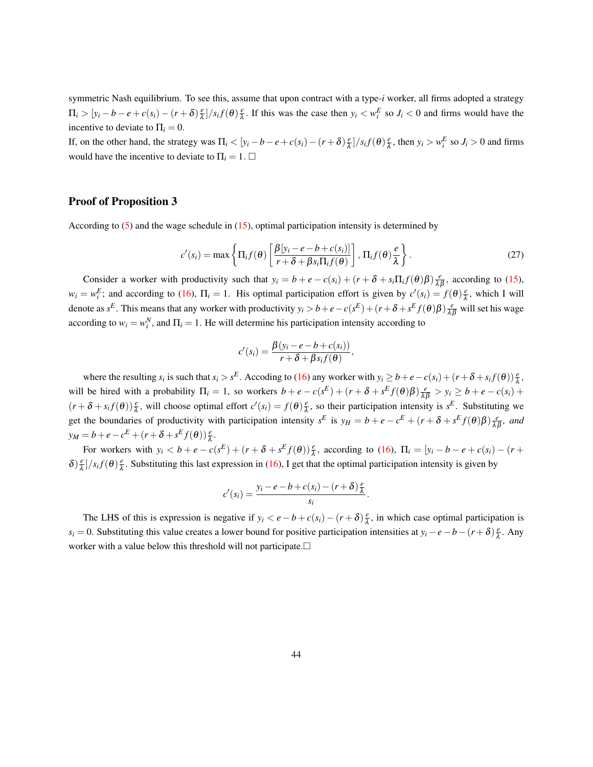symmetric Nash equilibrium. To see this, assume that upon contract with a type-$i$ worker, all firms adopted a strategy $\Pi_i > [y_i - b - e + c(s_i) - (r+\delta)\frac{e}{\lambda}]/s_i f(\theta)\frac{e}{\lambda}$. If this was the case then $y_i < w_i^E$ so $J_i < 0$ and firms would have the incentive to deviate to $\Pi_i = 0$.

If, on the other hand, the strategy was $\Pi_i < [y_i - b - e + c(s_i) - (r+\delta)\frac{e}{\lambda}]/s_i f(\theta)\frac{e}{\lambda}$, then $y_i > w_i^E$ so $J_i > 0$ and firms would have the incentive to deviate to $\Pi_i = 1$. $\square$

## Proof of Proposition 3

According to (5) and the wage schedule in (15), optimal participation intensity is determined by

$$c'(s_i) = \max\left\{\Pi_i f(\theta)\left[\frac{\beta[y_i - e - b + c(s_i)]}{r+\delta+\beta s_i \Pi_i f(\theta)}\right], \Pi_i f(\theta)\frac{e}{\lambda}\right\}. \tag{27}$$

Consider a worker with productivity such that $y_i = b + e - c(s_i) + (r + \delta + s_i \Pi_i f(\theta)\beta)\frac{e}{\lambda\beta}$, according to (15), $w_i = w_i^E$; and according to (16), $\Pi_i = 1$. His optimal participation effort is given by $c'(s_i) = f(\theta)\frac{e}{\lambda}$, which I will denote as $s^E$. This means that any worker with productivity $y_i > b + e - c(s^E) + (r + \delta + s^E f(\theta)\beta)\frac{e}{\lambda\beta}$ will set his wage according to $w_i = w_i^N$, and $\Pi_i = 1$. He will determine his participation intensity according to

$$c'(s_i) = \frac{\beta(y_i - e - b + c(s_i))}{r+\delta+\beta s_i f(\theta)},$$

where the resulting $s_i$ is such that $s_i > s^E$. Accoding to (16) any worker with $y_i \geq b + e - c(s_i) + (r + \delta + s_i f(\theta))\frac{e}{\lambda}$, will be hired with a probability $\Pi_i = 1$, so workers $b + e - c(s^E) + (r + \delta + s^E f(\theta)\beta)\frac{e}{\lambda\beta} > y_i \geq b + e - c(s_i) + (r + \delta + s_i f(\theta))\frac{e}{\lambda}$, will choose optimal effort $c'(s_i) = f(\theta)\frac{e}{\lambda}$, so their participation intensity is $s^E$. Substituting we get the boundaries of productivity with participation intensity $s^E$ is $y_H = b + e - c^E + (r + \delta + s^E f(\theta)\beta)\frac{e}{\lambda\beta}$, *and* $y_M = b + e - c^E + (r + \delta + s^E f(\theta))\frac{e}{\lambda}$.

For workers with $y_i < b + e - c(s^E) + (r + \delta + s^E f(\theta))\frac{e}{\lambda}$, according to (16), $\Pi_i = [y_i - b - e + c(s_i) - (r + \delta)\frac{e}{\lambda}]/s_i f(\theta)\frac{e}{\lambda}$. Substituting this last expression in (16), I get that the optimal participation intensity is given by

$$c'(s_i) = \frac{y_i - e - b + c(s_i) - (r+\delta)\frac{e}{\lambda}}{s_i}.$$

The LHS of this is expression is negative if $y_i < e - b + c(s_i) - (r + \delta)\frac{e}{\lambda}$, in which case optimal participation is $s_i = 0$. Substituting this value creates a lower bound for positive participation intensities at $y_i - e - b - (r + \delta)\frac{e}{\lambda}$. Any worker with a value below this threshold will not participate.$\square$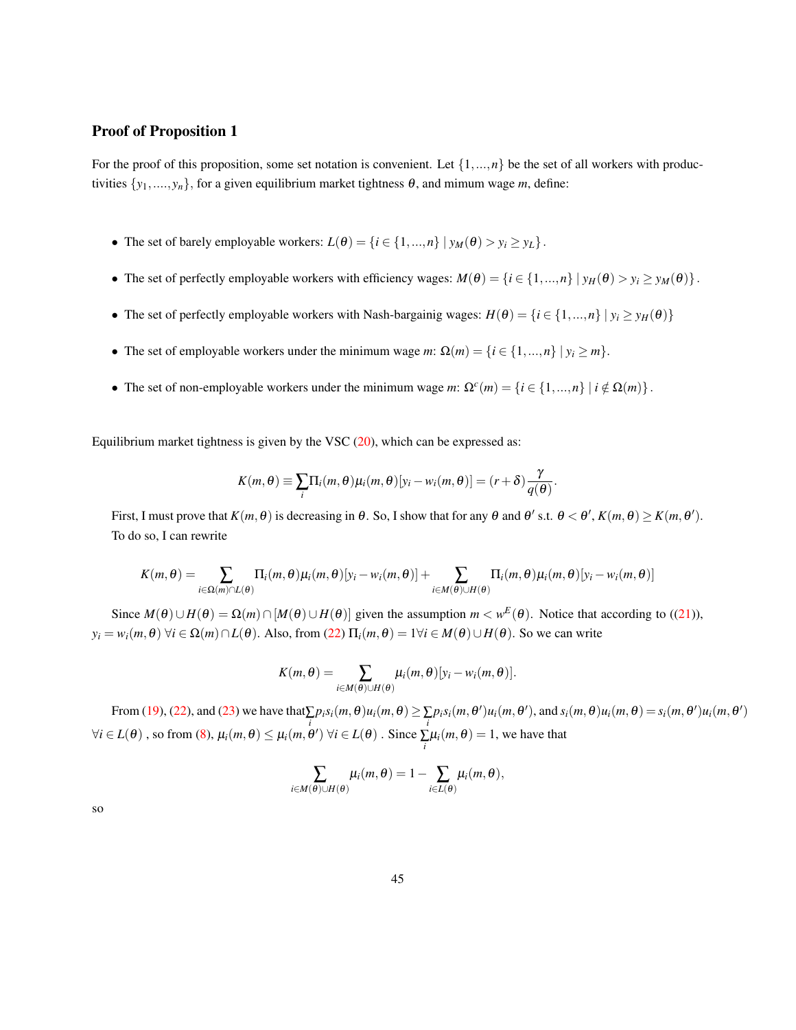### Proof of Proposition 1

For the proof of this proposition, some set notation is convenient. Let $\{1,...,n\}$ be the set of all workers with productivities $\{y_1,....,y_n\}$, for a given equilibrium market tightness $\theta$, and mimum wage $m$, define:

- The set of barely employable workers: $L(\theta) = \{i \in \{1,...,n\} \mid y_M(\theta) > y_i \geq y_L\}$.
- The set of perfectly employable workers with efficiency wages: $M(\theta) = \{i \in \{1,...,n\} \mid y_H(\theta) > y_i \geq y_M(\theta)\}$.
- The set of perfectly employable workers with Nash-bargainig wages: $H(\theta) = \{i \in \{1,...,n\} \mid y_i \geq y_H(\theta)\}$
- The set of employable workers under the minimum wage $m$: $\Omega(m) = \{i \in \{1,...,n\} \mid y_i \geq m\}$.
- The set of non-employable workers under the minimum wage $m$: $\Omega^c(m) = \{i \in \{1,...,n\} \mid i \notin \Omega(m)\}$.

Equilibrium market tightness is given by the VSC (20), which can be expressed as:

$$K(m,\theta) \equiv \sum_i \Pi_i(m,\theta)\mu_i(m,\theta)[y_i - w_i(m,\theta)] = (r+\delta)\frac{\gamma}{q(\theta)}.$$

First, I must prove that $K(m,\theta)$ is decreasing in $\theta$. So, I show that for any $\theta$ and $\theta'$ s.t. $\theta < \theta'$, $K(m,\theta) \geq K(m,\theta')$. To do so, I can rewrite

$$K(m,\theta) = \sum_{i\in\Omega(m)\cap L(\theta)} \Pi_i(m,\theta)\mu_i(m,\theta)[y_i - w_i(m,\theta)] + \sum_{i\in M(\theta)\cup H(\theta)} \Pi_i(m,\theta)\mu_i(m,\theta)[y_i - w_i(m,\theta)]$$

Since $M(\theta)\cup H(\theta) = \Omega(m) \cap [M(\theta)\cup H(\theta)]$ given the assumption $m < w^E(\theta)$. Notice that according to ((21)), $y_i = w_i(m,\theta)$ $\forall i \in \Omega(m)\cap L(\theta)$. Also, from (22) $\Pi_i(m,\theta) = 1 \forall i \in M(\theta)\cup H(\theta)$. So we can write

$$K(m,\theta) = \sum_{i\in M(\theta)\cup H(\theta)} \mu_i(m,\theta)[y_i - w_i(m,\theta)].$$

From (19), (22), and (23) we have that $\sum_i p_i s_i(m,\theta)u_i(m,\theta) \geq \sum_i p_i s_i(m,\theta')u_i(m,\theta')$, and $s_i(m,\theta)u_i(m,\theta) = s_i(m,\theta')u_i(m,\theta')$ $\forall i \in L(\theta)$ , so from (8), $\mu_i(m,\theta) \leq \mu_i(m,\theta')$ $\forall i \in L(\theta)$ . Since $\sum_i \mu_i(m,\theta) = 1$, we have that

$$\sum_{i\in M(\theta)\cup H(\theta)} \mu_i(m,\theta) = 1 - \sum_{i\in L(\theta)} \mu_i(m,\theta),$$

so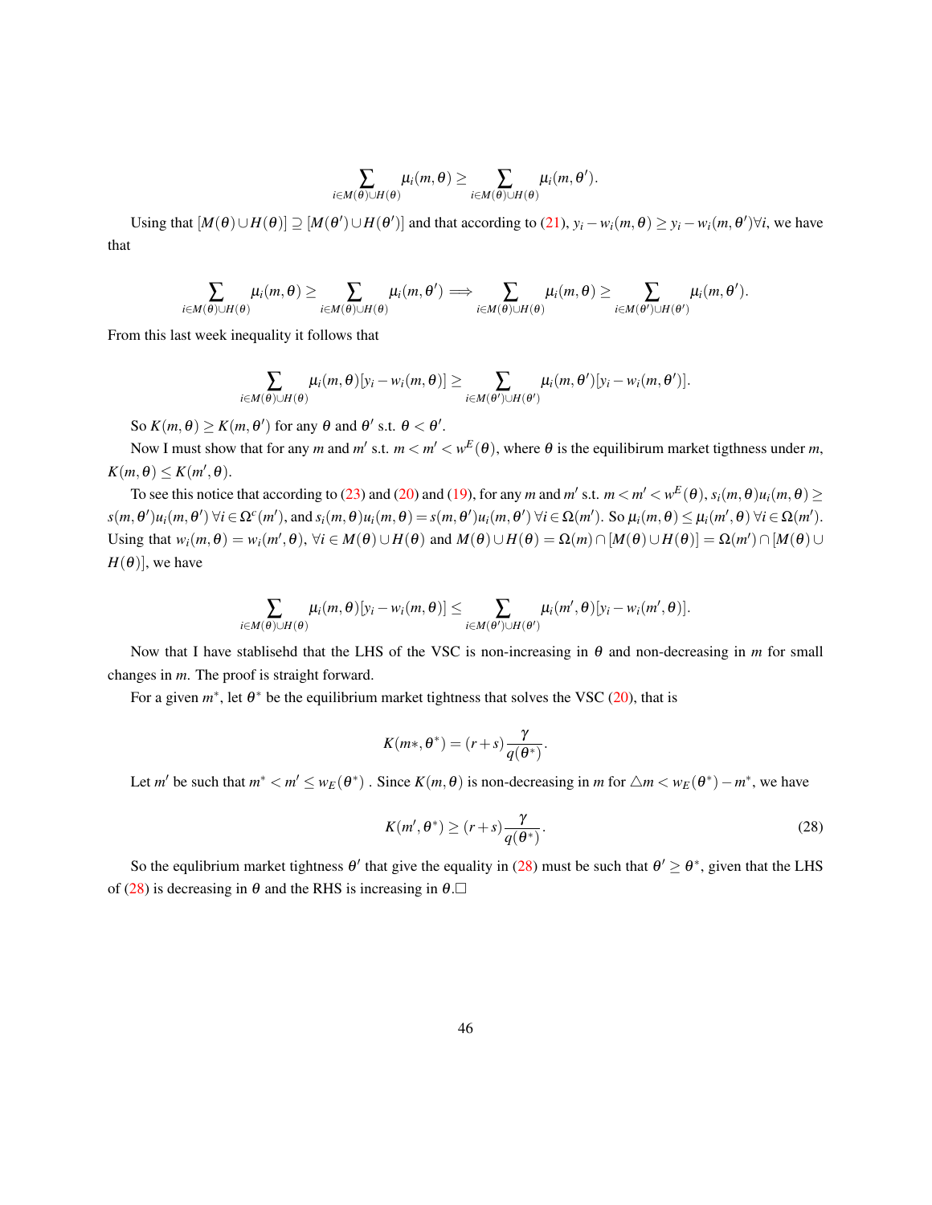$$\sum_{i\in M(\theta)\cup H(\theta)} \mu_i(m,\theta) \geq \sum_{i\in M(\theta)\cup H(\theta)} \mu_i(m,\theta').$$

Using that $[M(\theta)\cup H(\theta)] \supseteq [M(\theta')\cup H(\theta')]$ and that according to (21), $y_i - w_i(m,\theta) \geq y_i - w_i(m,\theta')\forall i$, we have that

$$\sum_{i\in M(\theta)\cup H(\theta)} \mu_i(m,\theta) \geq \sum_{i\in M(\theta)\cup H(\theta)} \mu_i(m,\theta') \implies \sum_{i\in M(\theta)\cup H(\theta)} \mu_i(m,\theta) \geq \sum_{i\in M(\theta')\cup H(\theta')} \mu_i(m,\theta').$$

From this last week inequality it follows that

$$\sum_{i\in M(\theta)\cup H(\theta)} \mu_i(m,\theta)[y_i - w_i(m,\theta)] \geq \sum_{i\in M(\theta')\cup H(\theta')} \mu_i(m,\theta')[y_i - w_i(m,\theta')].$$

So $K(m,\theta) \geq K(m,\theta')$ for any $\theta$ and $\theta'$ s.t. $\theta < \theta'$.

Now I must show that for any $m$ and $m'$ s.t. $m < m' < w^E(\theta)$, where $\theta$ is the equilibirum market tigthness under $m$, $K(m,\theta) \leq K(m',\theta)$.

To see this notice that according to (23) and (20) and (19), for any $m$ and $m'$ s.t. $m < m' < w^E(\theta)$, $s_i(m,\theta)u_i(m,\theta) \geq s(m,\theta')u_i(m,\theta')$ $\forall i \in \Omega^c(m')$, and $s_i(m,\theta)u_i(m,\theta) = s(m,\theta')u_i(m,\theta')$ $\forall i \in \Omega(m')$. So $\mu_i(m,\theta) \leq \mu_i(m',\theta)$ $\forall i \in \Omega(m')$. Using that $w_i(m,\theta) = w_i(m',\theta)$, $\forall i \in M(\theta)\cup H(\theta)$ and $M(\theta)\cup H(\theta) = \Omega(m)\cap[M(\theta)\cup H(\theta)] = \Omega(m')\cap[M(\theta)\cup H(\theta)]$, we have

$$\sum_{i\in M(\theta)\cup H(\theta)} \mu_i(m,\theta)[y_i - w_i(m,\theta)] \leq \sum_{i\in M(\theta')\cup H(\theta')} \mu_i(m',\theta)[y_i - w_i(m',\theta)].$$

Now that I have stablisehd that the LHS of the VSC is non-increasing in $\theta$ and non-decreasing in $m$ for small changes in $m$. The proof is straight forward.

For a given $m^*$, let $\theta^*$ be the equilibrium market tightness that solves the VSC (20), that is

$$K(m*,\theta^*) = (r+s)\frac{\gamma}{q(\theta^*)}.$$

Let $m'$ be such that $m^* < m' \leq w_E(\theta^*)$ . Since $K(m,\theta)$ is non-decreasing in $m$ for $\triangle m < w_E(\theta^*) - m^*$, we have

$$K(m',\theta^*) \geq (r+s)\frac{\gamma}{q(\theta^*)}. \tag{28}$$

So the equlibrium market tightness $\theta'$ that give the equality in (28) must be such that $\theta' \geq \theta^*$, given that the LHS of (28) is decreasing in $\theta$ and the RHS is increasing in $\theta$.□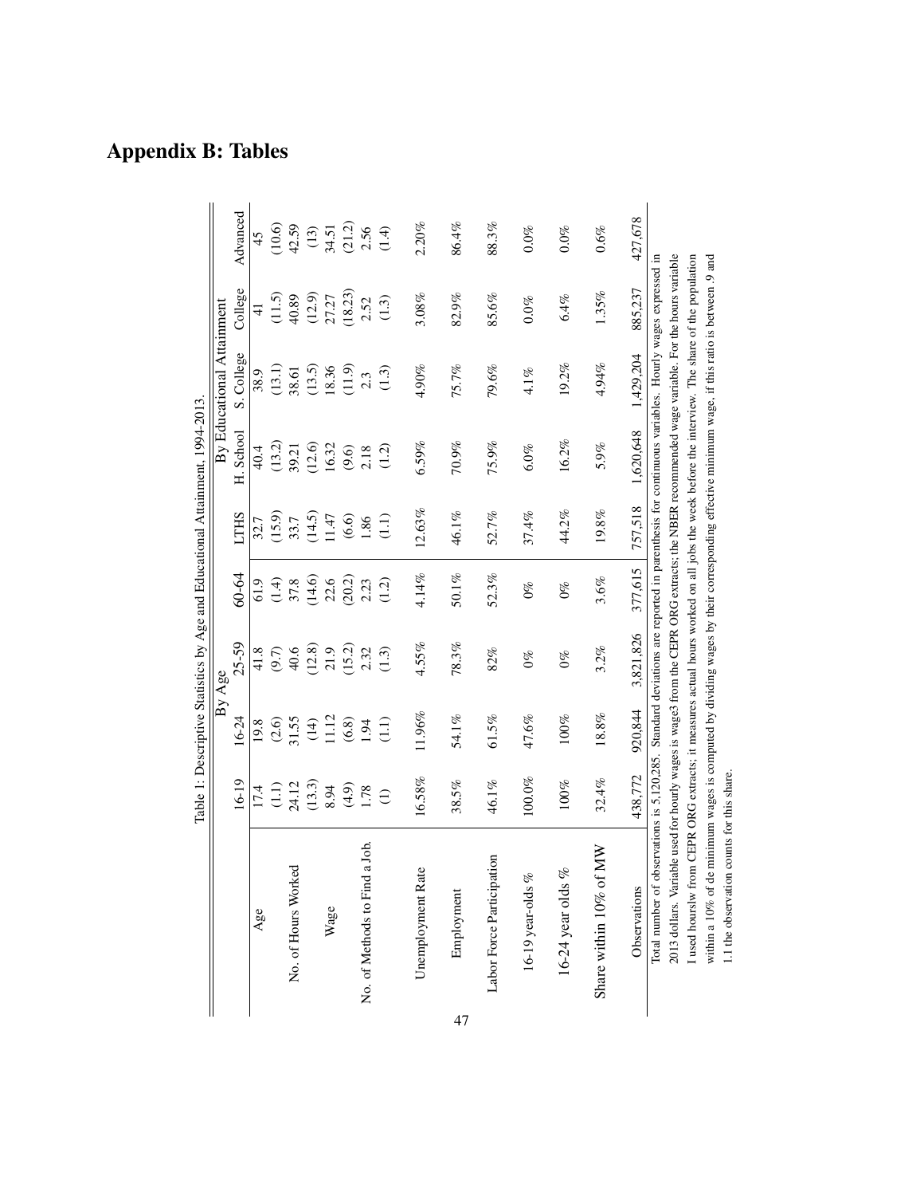# Appendix B: Tables

Table 1: Descriptive Statistics by Age and Educational Attainment, 1994-2013.

| | By Age | | | | | By Educational Attainment | | | | |
|---|---|---|---|---|---|---|---|---|---|---|
| | 16-19 | 16-24 | 25-59 | 60-64 | LTHS | H. School | S. College | College | Advanced |
| Age | 17.4 | 19.8 | 41.8 | 61.9 | 32.7 | 40.4 | 38.9 | 41 | 45 |
| | (1.1) | (2.6) | (9.7) | (1.4) | (15.9) | (13.2) | (13.1) | (11.5) | (10.6) |
| No. of Hours Worked | 24.12 | 31.55 | 40.6 | 37.8 | 33.7 | 39.21 | 38.61 | 40.89 | 42.59 |
| | (13.3) | (14) | (12.8) | (14.6) | (14.5) | (12.6) | (13.5) | (12.9) | (13) |
| Wage | 8.94 | 11.12 | 21.9 | 22.6 | 11.47 | 16.32 | 18.36 | 27.27 | 34.51 |
| | (4.9) | (6.8) | (15.2) | (20.2) | (6.6) | (9.6) | (11.9) | (18.23) | (21.2) |
| No. of Methods to Find a Job. | 1.78 | 1.94 | 2.32 | 2.23 | 1.86 | 2.18 | 2.3 | 2.52 | 2.56 |
| | (1) | (1.1) | (1.3) | (1.2) | (1.1) | (1.2) | (1.3) | (1.3) | (1.4) |
| Unemployment Rate | 16.58% | 11.96% | 4.55% | 4.14% | 12.63% | 6.59% | 4.90% | 3.08% | 2.20% |
| Employment | 38.5% | 54.1% | 78.3% | 50.1% | 46.1% | 70.9% | 75.7% | 82.9% | 86.4% |
| Labor Force Participation | 46.1% | 61.5% | 82% | 52.3% | 52.7% | 75.9% | 79.6% | 85.6% | 88.3% |
| 16-19 year-olds % | 100.0% | 47.6% | 0% | 0% | 37.4% | 6.0% | 4.1% | 0.0% | 0.0% |
| 16-24 year olds % | 100% | 100% | 0% | 0% | 44.2% | 16.2% | 19.2% | 6.4% | 0.0% |
| Share within 10% of MW | 32.4% | 18.8% | 3.2% | 3.6% | 19.8% | 5.9% | 4.94% | 1.35% | 0.6% |
| Observations | 438,772 | 920,844 | 3,821,826 | 377,615 | 757,518 | 1,620,648 | 1,429,204 | 885,237 | 427,678 |

Total number of observations is 5,120,285. Standard deviations are reported in parenthesis for continuous variables. Hourly wages expressed in 2013 dollars. Variable used for hourly wages is wage3 from the CEPR ORG extracts; the NBER recommended wage variable. For the hours variable I used hourslw from CEPR ORG extracts; it measures actual hours worked on all jobs the week before the interview. The share of the population within a 10% of de minimum wages is computed by dividing wages by their corresponding effective minimum wage, if this ratio is between .9 and 1.1 the observation counts for this share.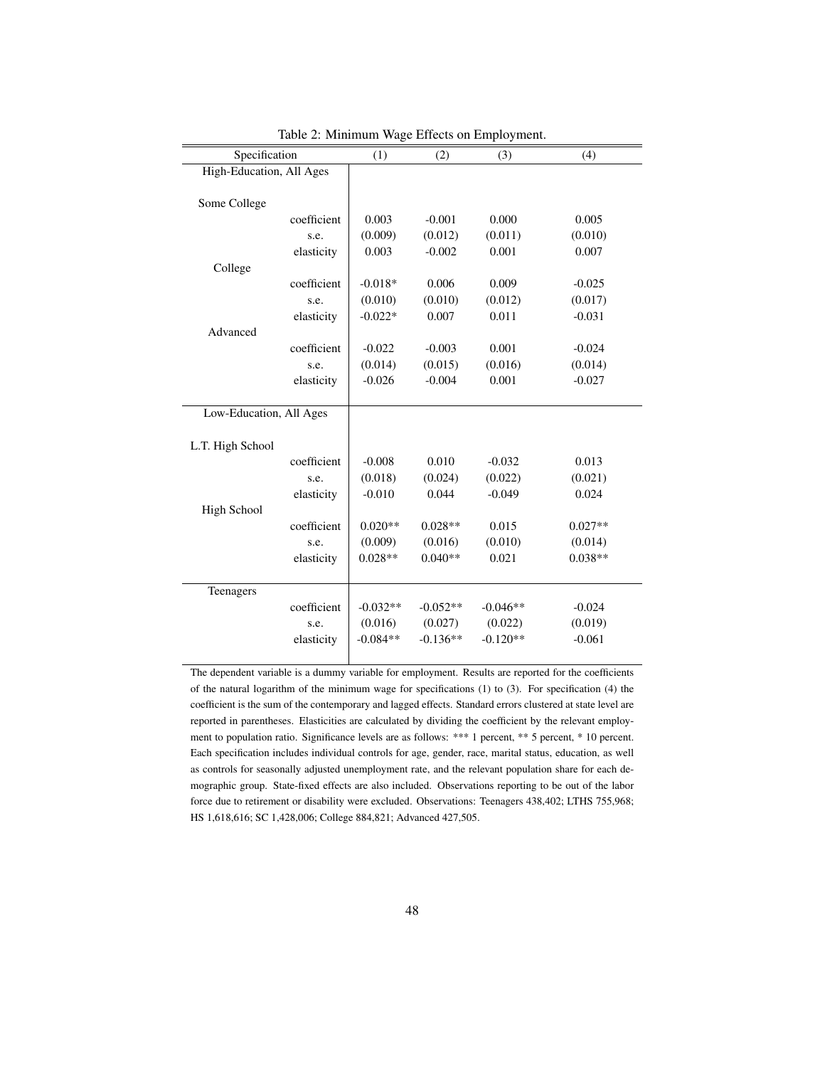Table 2: Minimum Wage Effects on Employment.

| Specification | | (1) | (2) | (3) | (4) |
|---|---|---|---|---|---|
| High-Education, All Ages | | | | | |
| Some College | | | | | |
| | coefficient | 0.003 | -0.001 | 0.000 | 0.005 |
| | s.e. | (0.009) | (0.012) | (0.011) | (0.010) |
| | elasticity | 0.003 | -0.002 | 0.001 | 0.007 |
| College | | | | | |
| | coefficient | -0.018* | 0.006 | 0.009 | -0.025 |
| | s.e. | (0.010) | (0.010) | (0.012) | (0.017) |
| | elasticity | -0.022* | 0.007 | 0.011 | -0.031 |
| Advanced | | | | | |
| | coefficient | -0.022 | -0.003 | 0.001 | -0.024 |
| | s.e. | (0.014) | (0.015) | (0.016) | (0.014) |
| | elasticity | -0.026 | -0.004 | 0.001 | -0.027 |
| Low-Education, All Ages | | | | | |
| L.T. High School | | | | | |
| | coefficient | -0.008 | 0.010 | -0.032 | 0.013 |
| | s.e. | (0.018) | (0.024) | (0.022) | (0.021) |
| | elasticity | -0.010 | 0.044 | -0.049 | 0.024 |
| High School | | | | | |
| | coefficient | 0.020** | 0.028** | 0.015 | 0.027** |
| | s.e. | (0.009) | (0.016) | (0.010) | (0.014) |
| | elasticity | 0.028** | 0.040** | 0.021 | 0.038** |
| Teenagers | | | | | |
| | coefficient | -0.032** | -0.052** | -0.046** | -0.024 |
| | s.e. | (0.016) | (0.027) | (0.022) | (0.019) |
| | elasticity | -0.084** | -0.136** | -0.120** | -0.061 |

The dependent variable is a dummy variable for employment. Results are reported for the coefficients of the natural logarithm of the minimum wage for specifications (1) to (3). For specification (4) the coefficient is the sum of the contemporary and lagged effects. Standard errors clustered at state level are reported in parentheses. Elasticities are calculated by dividing the coefficient by the relevant employment to population ratio. Significance levels are as follows: *** 1 percent, ** 5 percent, * 10 percent. Each specification includes individual controls for age, gender, race, marital status, education, as well as controls for seasonally adjusted unemployment rate, and the relevant population share for each demographic group. State-fixed effects are also included. Observations reporting to be out of the labor force due to retirement or disability were excluded. Observations: Teenagers 438,402; LTHS 755,968; HS 1,618,616; SC 1,428,006; College 884,821; Advanced 427,505.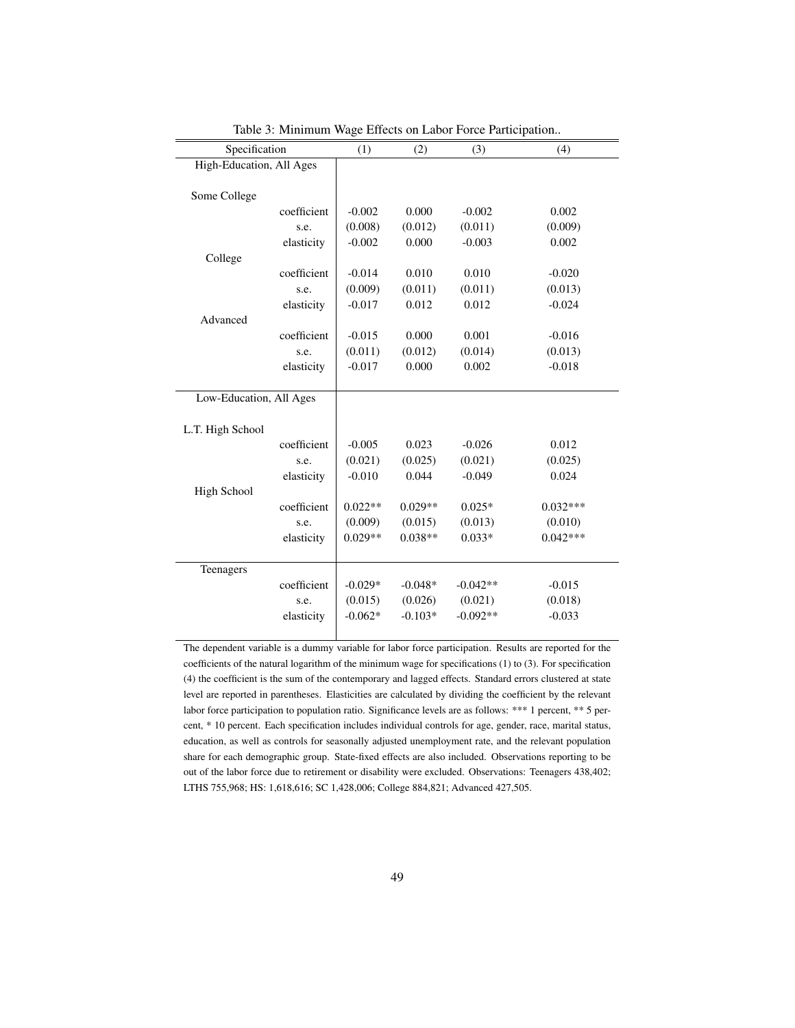Table 3: Minimum Wage Effects on Labor Force Participation..

| Specification | | (1) | (2) | (3) | (4) |
|---|---|---|---|---|---|
| High-Education, All Ages | | | | | |
| Some College | | | | | |
| | coefficient | -0.002 | 0.000 | -0.002 | 0.002 |
| | s.e. | (0.008) | (0.012) | (0.011) | (0.009) |
| | elasticity | -0.002 | 0.000 | -0.003 | 0.002 |
| College | | | | | |
| | coefficient | -0.014 | 0.010 | 0.010 | -0.020 |
| | s.e. | (0.009) | (0.011) | (0.011) | (0.013) |
| | elasticity | -0.017 | 0.012 | 0.012 | -0.024 |
| Advanced | | | | | |
| | coefficient | -0.015 | 0.000 | 0.001 | -0.016 |
| | s.e. | (0.011) | (0.012) | (0.014) | (0.013) |
| | elasticity | -0.017 | 0.000 | 0.002 | -0.018 |
| Low-Education, All Ages | | | | | |
| L.T. High School | | | | | |
| | coefficient | -0.005 | 0.023 | -0.026 | 0.012 |
| | s.e. | (0.021) | (0.025) | (0.021) | (0.025) |
| | elasticity | -0.010 | 0.044 | -0.049 | 0.024 |
| High School | | | | | |
| | coefficient | 0.022** | 0.029** | 0.025* | 0.032*** |
| | s.e. | (0.009) | (0.015) | (0.013) | (0.010) |
| | elasticity | 0.029** | 0.038** | 0.033* | 0.042*** |
| Teenagers | | | | | |
| | coefficient | -0.029* | -0.048* | -0.042** | -0.015 |
| | s.e. | (0.015) | (0.026) | (0.021) | (0.018) |
| | elasticity | -0.062* | -0.103* | -0.092** | -0.033 |

The dependent variable is a dummy variable for labor force participation. Results are reported for the coefficients of the natural logarithm of the minimum wage for specifications (1) to (3). For specification (4) the coefficient is the sum of the contemporary and lagged effects. Standard errors clustered at state level are reported in parentheses. Elasticities are calculated by dividing the coefficient by the relevant labor force participation to population ratio. Significance levels are as follows: *** 1 percent, ** 5 percent, * 10 percent. Each specification includes individual controls for age, gender, race, marital status, education, as well as controls for seasonally adjusted unemployment rate, and the relevant population share for each demographic group. State-fixed effects are also included. Observations reporting to be out of the labor force due to retirement or disability were excluded. Observations: Teenagers 438,402; LTHS 755,968; HS: 1,618,616; SC 1,428,006; College 884,821; Advanced 427,505.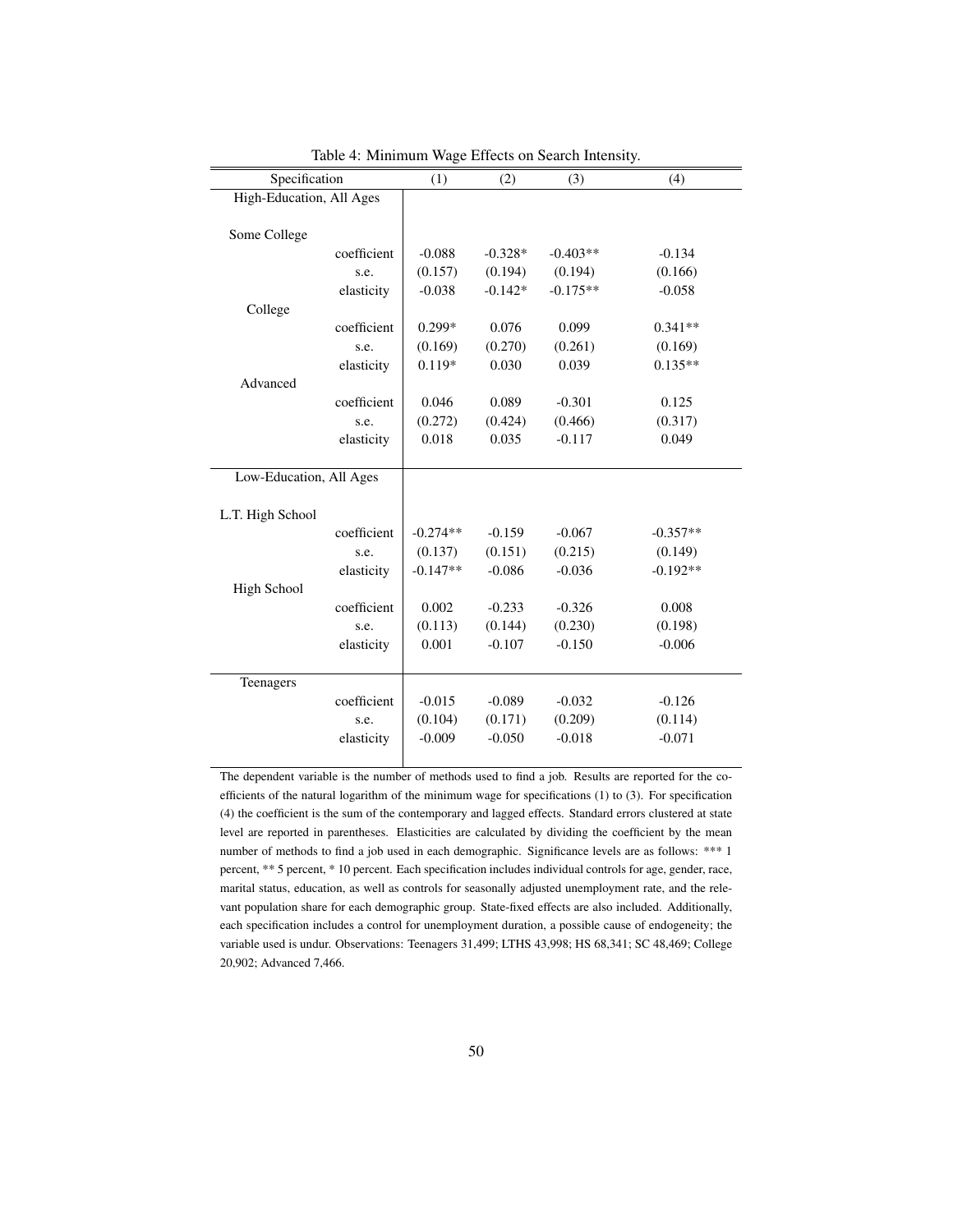Table 4: Minimum Wage Effects on Search Intensity.

| Specification | | (1) | (2) | (3) | (4) |
|---|---|---|---|---|---|
| **High-Education, All Ages** | | | | | |
| Some College | | | | | |
| | coefficient | -0.088 | -0.328* | -0.403** | -0.134 |
| | s.e. | (0.157) | (0.194) | (0.194) | (0.166) |
| | elasticity | -0.038 | -0.142* | -0.175** | -0.058 |
| College | | | | | |
| | coefficient | 0.299* | 0.076 | 0.099 | 0.341** |
| | s.e. | (0.169) | (0.270) | (0.261) | (0.169) |
| | elasticity | 0.119* | 0.030 | 0.039 | 0.135** |
| Advanced | | | | | |
| | coefficient | 0.046 | 0.089 | -0.301 | 0.125 |
| | s.e. | (0.272) | (0.424) | (0.466) | (0.317) |
| | elasticity | 0.018 | 0.035 | -0.117 | 0.049 |
| **Low-Education, All Ages** | | | | | |
| L.T. High School | | | | | |
| | coefficient | -0.274** | -0.159 | -0.067 | -0.357** |
| | s.e. | (0.137) | (0.151) | (0.215) | (0.149) |
| | elasticity | -0.147** | -0.086 | -0.036 | -0.192** |
| High School | | | | | |
| | coefficient | 0.002 | -0.233 | -0.326 | 0.008 |
| | s.e. | (0.113) | (0.144) | (0.230) | (0.198) |
| | elasticity | 0.001 | -0.107 | -0.150 | -0.006 |
| **Teenagers** | | | | | |
| | coefficient | -0.015 | -0.089 | -0.032 | -0.126 |
| | s.e. | (0.104) | (0.171) | (0.209) | (0.114) |
| | elasticity | -0.009 | -0.050 | -0.018 | -0.071 |

The dependent variable is the number of methods used to find a job. Results are reported for the coefficients of the natural logarithm of the minimum wage for specifications (1) to (3). For specification (4) the coefficient is the sum of the contemporary and lagged effects. Standard errors clustered at state level are reported in parentheses. Elasticities are calculated by dividing the coefficient by the mean number of methods to find a job used in each demographic. Significance levels are as follows: *** 1 percent, ** 5 percent, * 10 percent. Each specification includes individual controls for age, gender, race, marital status, education, as well as controls for seasonally adjusted unemployment rate, and the relevant population share for each demographic group. State-fixed effects are also included. Additionally, each specification includes a control for unemployment duration, a possible cause of endogeneity; the variable used is undur. Observations: Teenagers 31,499; LTHS 43,998; HS 68,341; SC 48,469; College 20,902; Advanced 7,466.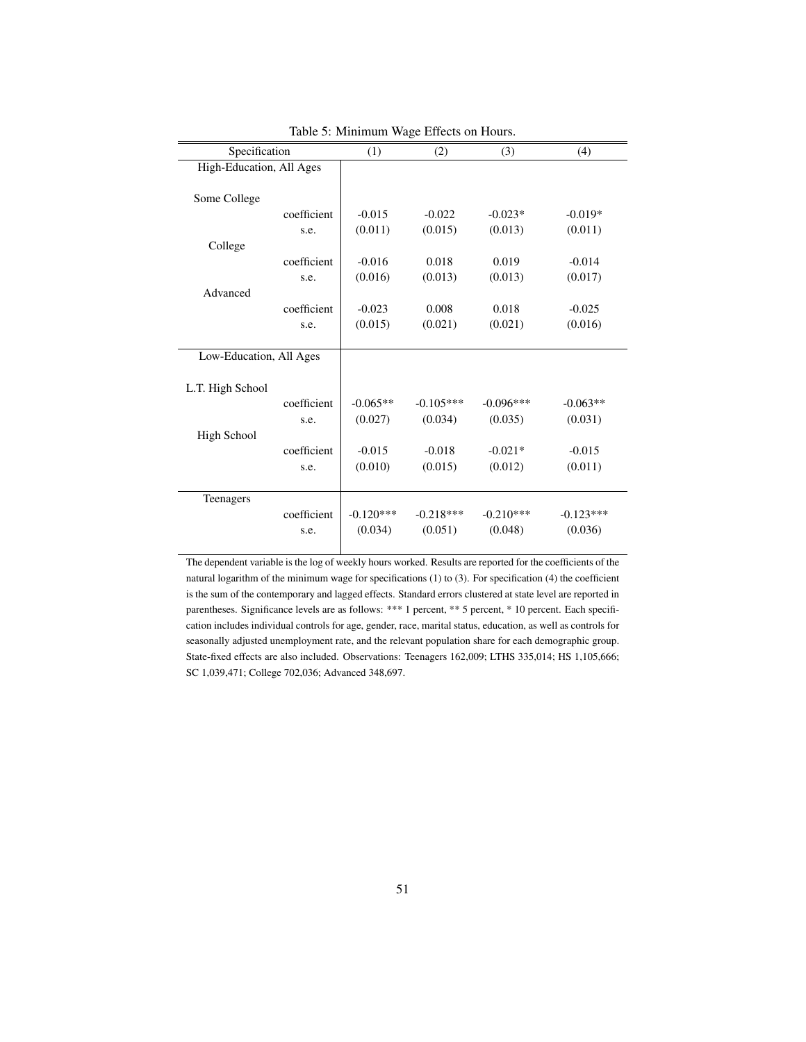Table 5: Minimum Wage Effects on Hours.

| Specification | | (1) | (2) | (3) | (4) |
|---|---|---|---|---|---|
| High-Education, All Ages | | | | | |
| Some College | | | | | |
| | coefficient | -0.015 | -0.022 | -0.023* | -0.019* |
| | s.e. | (0.011) | (0.015) | (0.013) | (0.011) |
| College | | | | | |
| | coefficient | -0.016 | 0.018 | 0.019 | -0.014 |
| | s.e. | (0.016) | (0.013) | (0.013) | (0.017) |
| Advanced | | | | | |
| | coefficient | -0.023 | 0.008 | 0.018 | -0.025 |
| | s.e. | (0.015) | (0.021) | (0.021) | (0.016) |
| Low-Education, All Ages | | | | | |
| L.T. High School | | | | | |
| | coefficient | -0.065** | -0.105*** | -0.096*** | -0.063** |
| | s.e. | (0.027) | (0.034) | (0.035) | (0.031) |
| High School | | | | | |
| | coefficient | -0.015 | -0.018 | -0.021* | -0.015 |
| | s.e. | (0.010) | (0.015) | (0.012) | (0.011) |
| Teenagers | | | | | |
| | coefficient | -0.120*** | -0.218*** | -0.210*** | -0.123*** |
| | s.e. | (0.034) | (0.051) | (0.048) | (0.036) |

The dependent variable is the log of weekly hours worked. Results are reported for the coefficients of the natural logarithm of the minimum wage for specifications (1) to (3). For specification (4) the coefficient is the sum of the contemporary and lagged effects. Standard errors clustered at state level are reported in parentheses. Significance levels are as follows: *** 1 percent, ** 5 percent, * 10 percent. Each specification includes individual controls for age, gender, race, marital status, education, as well as controls for seasonally adjusted unemployment rate, and the relevant population share for each demographic group. State-fixed effects are also included. Observations: Teenagers 162,009; LTHS 335,014; HS 1,105,666; SC 1,039,471; College 702,036; Advanced 348,697.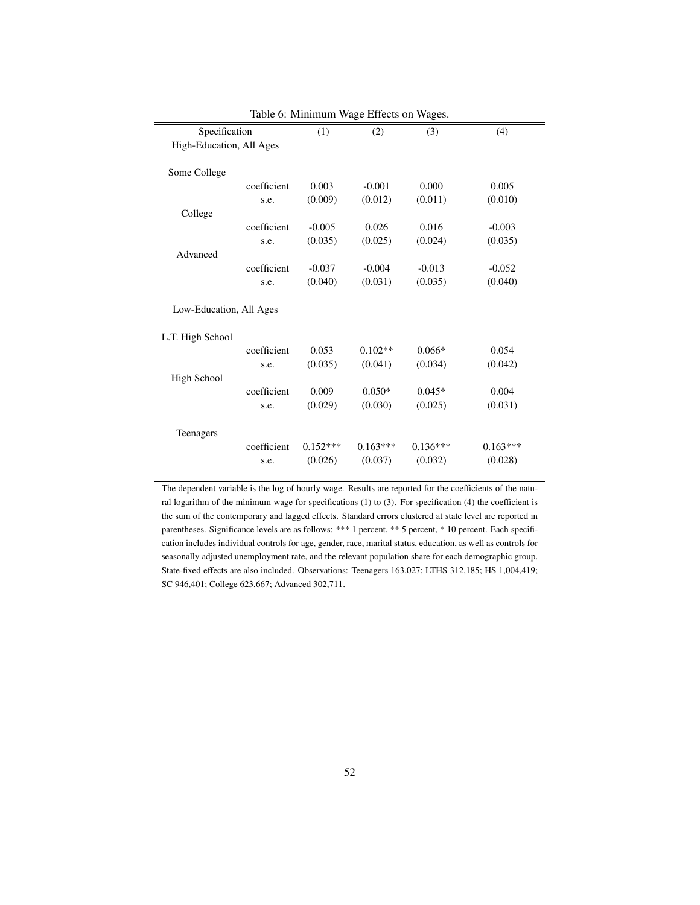Table 6: Minimum Wage Effects on Wages.

| Specification | | (1) | (2) | (3) | (4) |
|---|---|---|---|---|---|
| High-Education, All Ages | | | | | |
| Some College | | | | | |
| | coefficient | 0.003 | -0.001 | 0.000 | 0.005 |
| | s.e. | (0.009) | (0.012) | (0.011) | (0.010) |
| College | | | | | |
| | coefficient | -0.005 | 0.026 | 0.016 | -0.003 |
| | s.e. | (0.035) | (0.025) | (0.024) | (0.035) |
| Advanced | | | | | |
| | coefficient | -0.037 | -0.004 | -0.013 | -0.052 |
| | s.e. | (0.040) | (0.031) | (0.035) | (0.040) |
| Low-Education, All Ages | | | | | |
| L.T. High School | | | | | |
| | coefficient | 0.053 | 0.102** | 0.066* | 0.054 |
| | s.e. | (0.035) | (0.041) | (0.034) | (0.042) |
| High School | | | | | |
| | coefficient | 0.009 | 0.050* | 0.045* | 0.004 |
| | s.e. | (0.029) | (0.030) | (0.025) | (0.031) |
| Teenagers | | | | | |
| | coefficient | 0.152*** | 0.163*** | 0.136*** | 0.163*** |
| | s.e. | (0.026) | (0.037) | (0.032) | (0.028) |

The dependent variable is the log of hourly wage. Results are reported for the coefficients of the natural logarithm of the minimum wage for specifications (1) to (3). For specification (4) the coefficient is the sum of the contemporary and lagged effects. Standard errors clustered at state level are reported in parentheses. Significance levels are as follows: *** 1 percent, ** 5 percent, * 10 percent. Each specification includes individual controls for age, gender, race, marital status, education, as well as controls for seasonally adjusted unemployment rate, and the relevant population share for each demographic group. State-fixed effects are also included. Observations: Teenagers 163,027; LTHS 312,185; HS 1,004,419; SC 946,401; College 623,667; Advanced 302,711.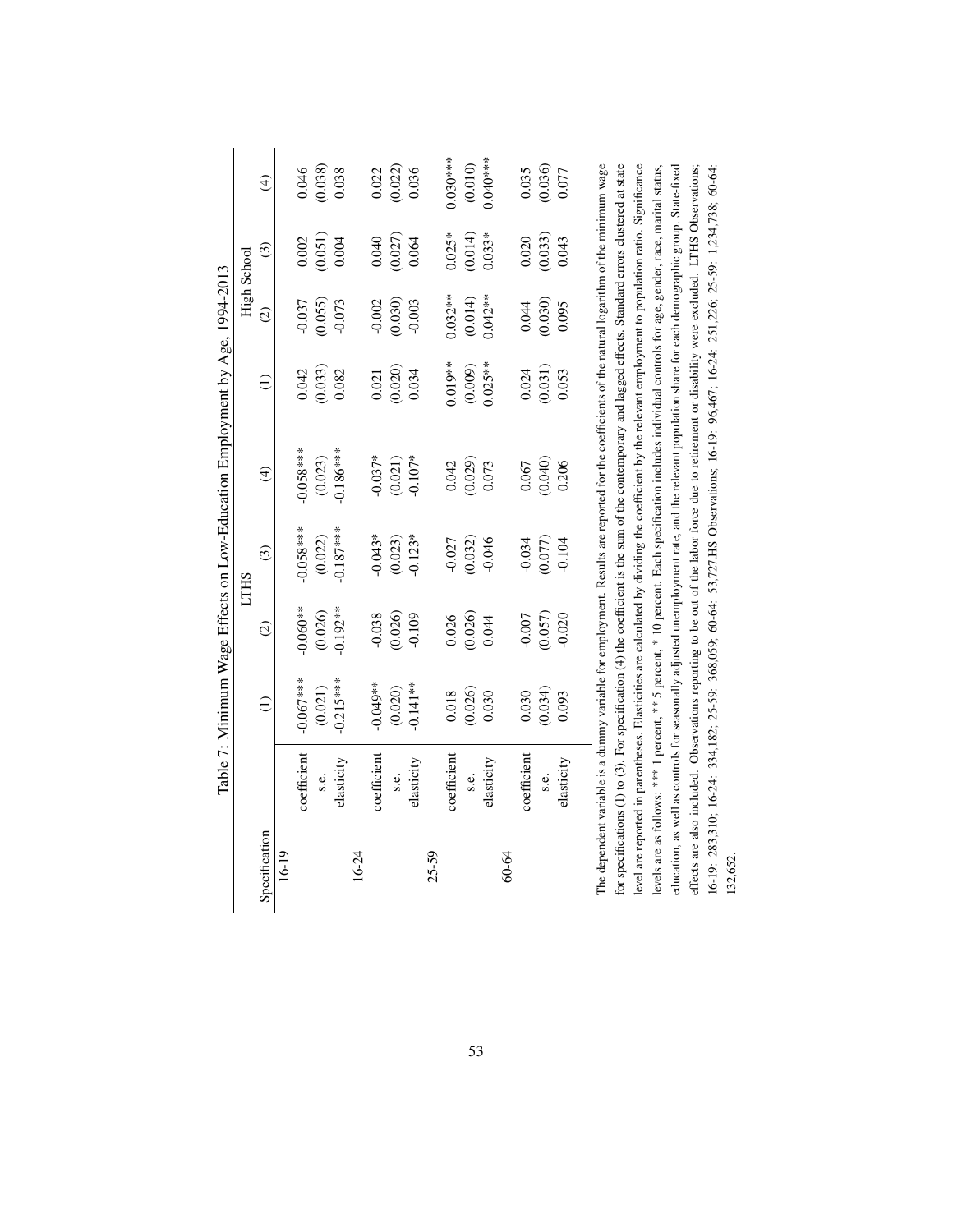Table 7: Minimum Wage Effects on Low-Education Employment by Age, 1994-2013

| Specification | | LTHS | | | | High School | | | |
|---|---|---|---|---|---|---|---|---|---|
| | | (1) | (2) | (3) | (4) | (1) | (2) | (3) | (4) |
| 16-19 | | | | | | | | | |
| | coefficient | -0.067*** | -0.060** | -0.058*** | -0.058*** | 0.042 | -0.037 | 0.002 | 0.046 |
| | s.e. | (0.021) | (0.026) | (0.022) | (0.023) | (0.033) | (0.055) | (0.051) | (0.038) |
| | elasticity | -0.215*** | -0.192** | -0.187*** | -0.186*** | 0.082 | -0.073 | 0.004 | 0.038 |
| 16-24 | | | | | | | | | |
| | coefficient | -0.049** | -0.038 | -0.043* | -0.037* | 0.021 | -0.002 | 0.040 | 0.022 |
| | s.e. | (0.020) | (0.026) | (0.023) | (0.021) | (0.020) | (0.030) | (0.027) | (0.022) |
| | elasticity | -0.141** | -0.109 | -0.123* | -0.107* | 0.034 | -0.003 | 0.064 | 0.036 |
| 25-59 | | | | | | | | | |
| | coefficient | 0.018 | 0.026 | -0.027 | 0.042 | 0.019** | 0.032** | 0.025* | 0.030*** |
| | s.e. | (0.026) | (0.026) | (0.032) | (0.029) | (0.009) | (0.014) | (0.014) | (0.010) |
| | elasticity | 0.030 | 0.044 | -0.046 | 0.073 | 0.025** | 0.042** | 0.033* | 0.040*** |
| 60-64 | | | | | | | | | |
| | coefficient | 0.030 | -0.007 | -0.034 | 0.067 | 0.024 | 0.044 | 0.020 | 0.035 |
| | s.e. | (0.034) | (0.057) | (0.077) | (0.040) | (0.031) | (0.030) | (0.033) | (0.036) |
| | elasticity | 0.093 | -0.020 | -0.104 | 0.206 | 0.053 | 0.095 | 0.043 | 0.077 |

The dependent variable is a dummy variable for employment. Results are reported for the coefficients of the natural logarithm of the minimum wage for specifications (1) to (3). For specification (4) the coefficient is the sum of the contemporary and lagged effects. Standard errors clustered at state level are reported in parentheses. Elasticities are calculated by dividing the coefficient by the relevant employment to population ratio. Significance levels are as follows: *** 1 percent, ** 5 percent, * 10 percent. Each specification includes individual controls for age, gender, race, marital status, education, as well as controls for seasonally adjusted unemployment rate, and the relevant population share for each demographic group. State-fixed effects are also included. Observations reporting to be out of the labor force due to retirement or disability were excluded. LTHS Observations; 16-19: 283,310; 16-24: 334,182; 25-59: 368,059; 60-64: 53,727.HS Observations; 16-19: 96,467; 16-24: 251,226; 25-59: 1,234,738; 60-64: 132,652.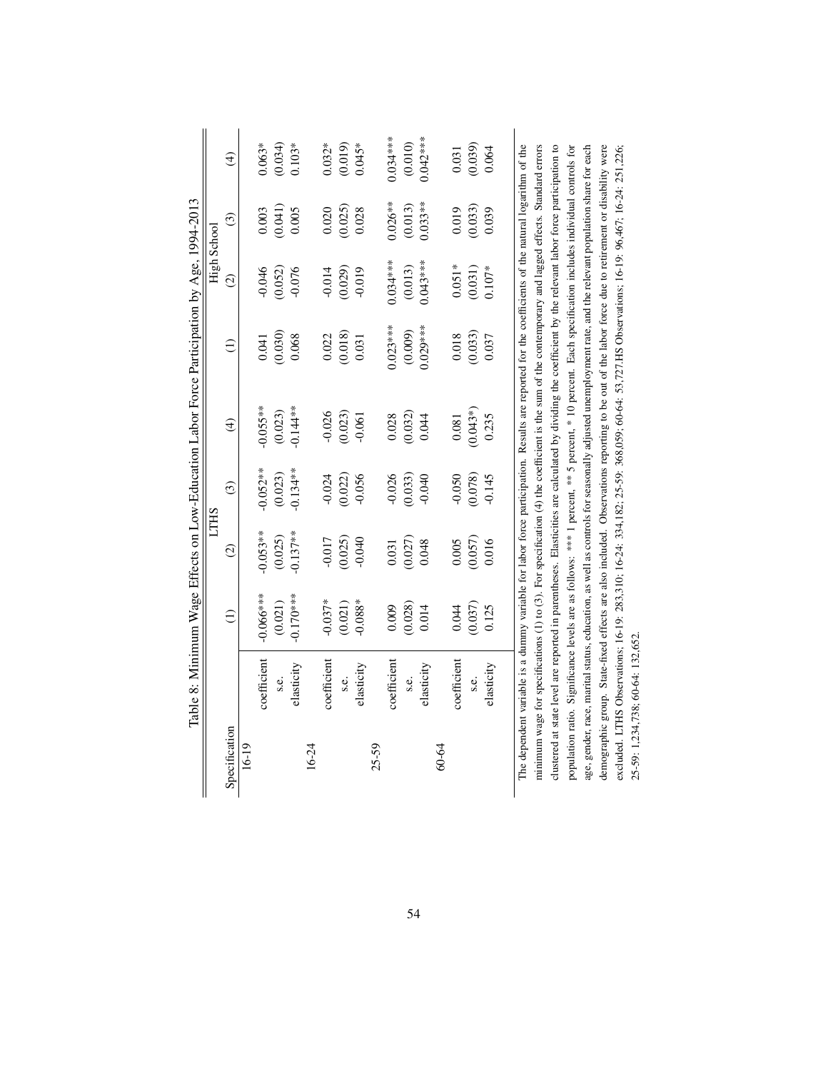Table 8: Minimum Wage Effects on Low-Education Labor Force Participation by Age, 1994-2013

| Specification | | LTHS | | | | High School | | | |
|---|---|---|---|---|---|---|---|---|---|
| | | (1) | (2) | (3) | (4) | (1) | (2) | (3) | (4) |
| 16-19 | | | | | | | | | |
| | coefficient | -0.066*** | -0.053** | -0.052** | -0.055** | 0.041 | -0.046 | 0.003 | 0.063* |
| | s.e. | (0.021) | (0.025) | (0.023) | (0.023) | (0.030) | (0.052) | (0.041) | (0.034) |
| | elasticity | -0.170*** | -0.137** | -0.134** | -0.144** | 0.068 | -0.076 | 0.005 | 0.103* |
| 16-24 | | | | | | | | | |
| | coefficient | -0.037* | -0.017 | -0.024 | -0.026 | 0.022 | -0.014 | 0.020 | 0.032* |
| | s.e. | (0.021) | (0.025) | (0.022) | (0.023) | (0.018) | (0.029) | (0.025) | (0.019) |
| | elasticity | -0.088* | -0.040 | -0.056 | -0.061 | 0.031 | -0.019 | 0.028 | 0.045* |
| 25-59 | | | | | | | | | |
| | coefficient | 0.009 | 0.031 | -0.026 | 0.028 | 0.023*** | 0.034*** | 0.026** | 0.034*** |
| | s.e. | (0.028) | (0.027) | (0.033) | (0.032) | (0.009) | (0.013) | (0.013) | (0.010) |
| | elasticity | 0.014 | 0.048 | -0.040 | 0.044 | 0.029*** | 0.043*** | 0.033** | 0.042*** |
| 60-64 | | | | | | | | | |
| | coefficient | 0.044 | 0.005 | -0.050 | 0.081 | 0.018 | 0.051* | 0.019 | 0.031 |
| | s.e. | (0.037) | (0.057) | (0.078) | (0.043*) | (0.033) | (0.031) | (0.033) | (0.039) |
| | elasticity | 0.125 | 0.016 | -0.145 | 0.235 | 0.037 | 0.107* | 0.039 | 0.064 |

The dependent variable is a dummy variable for labor force participation. Results are reported for the coefficients of the natural logarithm of the minimum wage for specifications (1) to (3). For specification (4) the coefficient is the sum of the contemporary and lagged effects. Standard errors clustered at state level are reported in parentheses. Elasticities are calculated by dividing the coefficient by the relevant labor force participation to population ratio. Significance levels are as follows: *** 1 percent, ** 5 percent, * 10 percent. Each specification includes individual controls for age, gender, race, marital status, education, as well as controls for seasonally adjusted unemployment rate, and the relevant population share for each demographic group. State-fixed effects are also included. Observations reporting to be out of the labor force due to retirement or disability were excluded. LTHS Observations: 16-19: 283,310; 16-24: 334,182; 25-59: 368,059; 60-64: 53,727.HS Observations: 16-19: 96,467; 16-24: 251,226; 25-59: 1,234,738; 60-64: 132,652.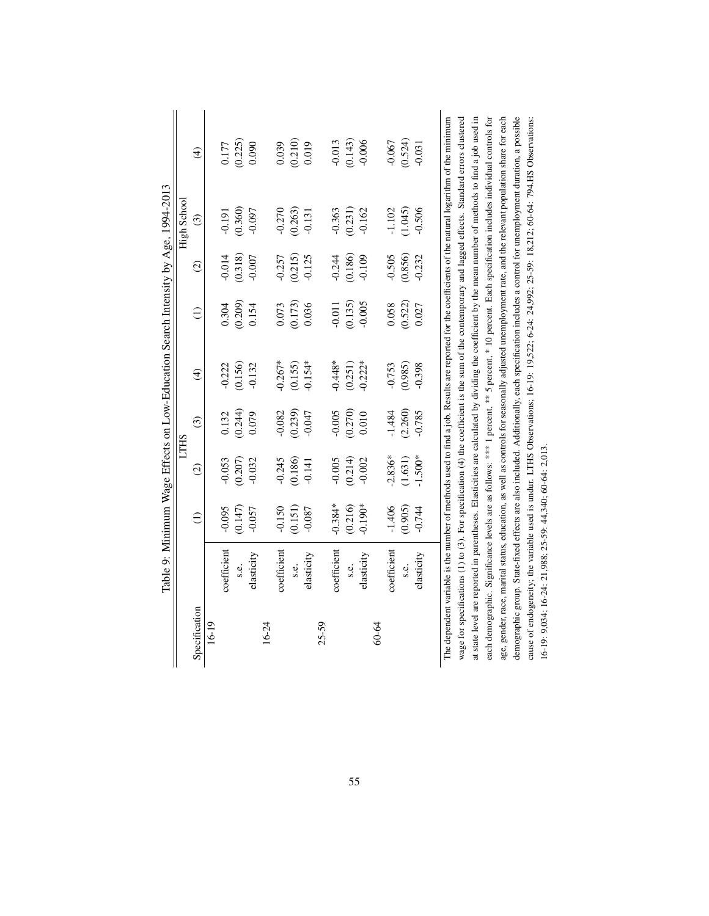Table 9: Minimum Wage Effects on Low-Education Search Intensity by Age, 1994-2013

| Specification | | LTHS | | | | High School | | | |
|---|---|---|---|---|---|---|---|---|---|
| | | (1) | (2) | (3) | (4) | (1) | (2) | (3) | (4) |
| 16-19 | | | | | | | | | |
| | coefficient | -0.095 | -0.053 | 0.132 | -0.222 | 0.304 | -0.014 | -0.191 | 0.177 |
| | s.e. | (0.147) | (0.207) | (0.244) | (0.156) | (0.209) | (0.318) | (0.360) | (0.225) |
| | elasticity | -0.057 | -0.032 | 0.079 | -0.132 | 0.154 | -0.007 | -0.097 | 0.090 |
| 16-24 | | | | | | | | | |
| | coefficient | -0.150 | -0.245 | -0.082 | -0.267* | 0.073 | -0.257 | -0.270 | 0.039 |
| | s.e. | (0.151) | (0.186) | (0.239) | (0.155) | (0.173) | (0.215) | (0.263) | (0.210) |
| | elasticity | -0.087 | -0.141 | -0.047 | -0.154* | 0.036 | -0.125 | -0.131 | 0.019 |
| 25-59 | | | | | | | | | |
| | coefficient | -0.384* | -0.005 | -0.005 | -0.448* | -0.011 | -0.244 | -0.363 | -0.013 |
| | s.e. | (0.216) | (0.214) | (0.270) | (0.251) | (0.135) | (0.186) | (0.231) | (0.143) |
| | elasticity | -0.190* | -0.002 | 0.010 | -0.222* | -0.005 | -0.109 | -0.162 | -0.006 |
| 60-64 | | | | | | | | | |
| | coefficient | -1.406 | -2.836* | -1.484 | -0.753 | 0.058 | -0.505 | -1.102 | -0.067 |
| | s.e. | (0.905) | (1.631) | (2.260) | (0.985) | (0.522) | (0.856) | (1.045) | (0.524) |
| | elasticity | -0.744 | -1.500* | -0.785 | -0.398 | 0.027 | -0.232 | -0.506 | -0.031 |

The dependent variable is the number of methods used to find a job. Results are reported for the coefficients of the natural logarithm of the minimum wage for specifications (1) to (3). For specification (4) the coefficient is the sum of the contemporary and lagged effects. Standard errors clustered at state level are reported in parentheses. Elasticities are calculated by dividing the coefficient by the mean number of methods to find a job used in each demographic. Significance levels are as follows: *** 1 percent, ** 5 percent, * 10 percent. Each specification includes individual controls for age, gender, race, marital status, education, as well as controls for seasonally adjusted unemployment rate, and the relevant population share for each demographic group. State-fixed effects are also included. Additionally, each specification includes a control for unemployment duration, a possible cause of endogeneity; the variable used is undur. LTHS Observations: 16-19: 19,522; 6-24: 24,992; 25-59: 18,212; 60-64: 794.HS Observations: 16-19: 9,034; 16-24: 21,988; 25-59: 44,340; 60-64: 2,013.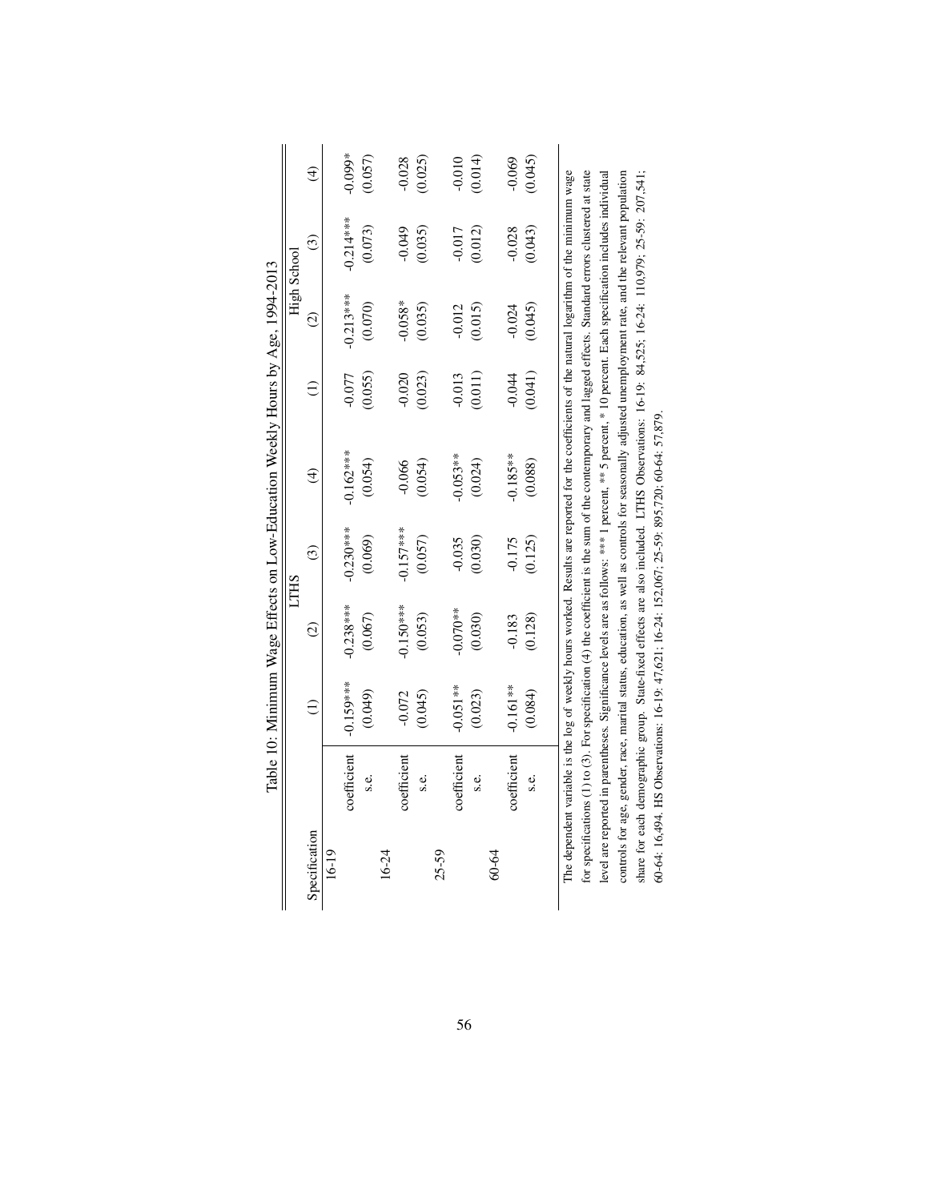Table 10: Minimum Wage Effects on Low-Education Weekly Hours by Age, 1994-2013

| Specification | | LTHS | | | | High School | | | |
|---|---|---|---|---|---|---|---|---|---|
| | | (1) | (2) | (3) | (4) | (1) | (2) | (3) | (4) |
| 16-19 | | | | | | | | | |
| | coefficient | -0.159*** | -0.238*** | -0.230*** | -0.162*** | -0.077 | -0.213*** | -0.214*** | -0.099* |
| | s.e. | (0.049) | (0.067) | (0.069) | (0.054) | (0.055) | (0.070) | (0.073) | (0.057) |
| 16-24 | | | | | | | | | |
| | coefficient | -0.072 | -0.150*** | -0.157*** | -0.066 | -0.020 | -0.058* | -0.049 | -0.028 |
| | s.e. | (0.045) | (0.053) | (0.057) | (0.054) | (0.023) | (0.035) | (0.035) | (0.025) |
| 25-59 | | | | | | | | | |
| | coefficient | -0.051** | -0.070** | -0.035 | -0.053** | -0.013 | -0.012 | -0.017 | -0.010 |
| | s.e. | (0.023) | (0.030) | (0.030) | (0.024) | (0.011) | (0.015) | (0.012) | (0.014) |
| 60-64 | | | | | | | | | |
| | coefficient | -0.161** | -0.183 | -0.175 | -0.185** | -0.044 | -0.024 | -0.028 | -0.069 |
| | s.e. | (0.084) | (0.128) | (0.125) | (0.088) | (0.041) | (0.045) | (0.043) | (0.045) |

The dependent variable is the log of weekly hours worked. Results are reported for the coefficients of the natural logarithm of the minimum wage for specifications (1) to (3). For specification (4) the coefficient is the sum of the contemporary and lagged effects. Standard errors clustered at state level are reported in parentheses. Significance levels are as follows: *** 1 percent, ** 5 percent, * 10 percent. Each specification includes individual controls for age, gender, race, marital status, education, as well as controls for seasonally adjusted unemployment rate, and the relevant population share for each demographic group. State-fixed effects are also included. LTHS Observations: 16-19: 84,525; 16-24: 110,979; 25-59: 207,541; 60-64: 16,494. HS Observations: 16-19: 47,621; 16-24: 152,067; 25-59: 895,720; 60-64: 57,879.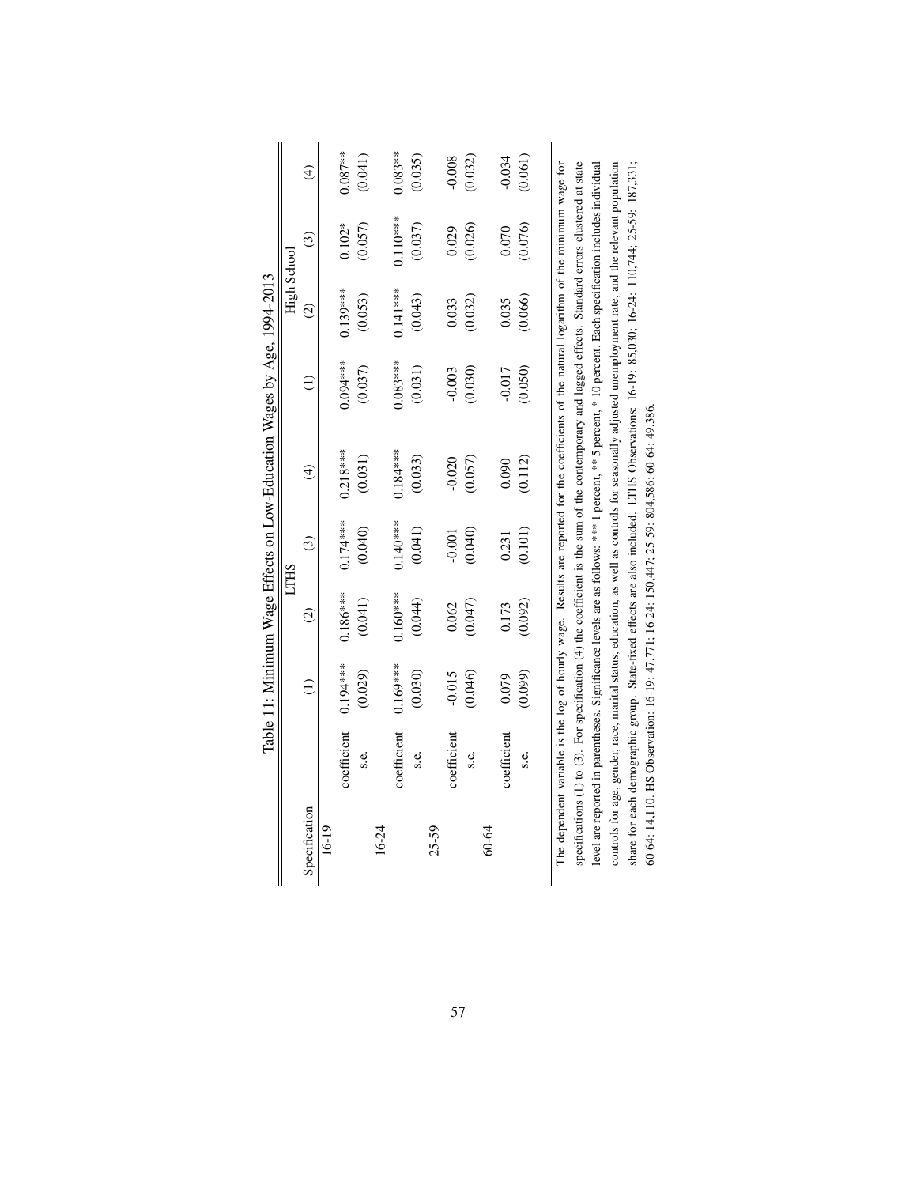Table 11: Minimum Wage Effects on Low-Education Wages by Age, 1994-2013

| Specification | | LTHS | | | | High School | | | |
|---|---|---|---|---|---|---|---|---|---|
| | | (1) | (2) | (3) | (4) | (1) | (2) | (3) | (4) |
| 16-19 | | | | | | | | | |
| | coefficient | 0.194*** | 0.186*** | 0.174*** | 0.218*** | 0.094*** | 0.139*** | 0.102* | 0.087** |
| | s.e. | (0.029) | (0.041) | (0.040) | (0.031) | (0.037) | (0.053) | (0.057) | (0.041) |
| 16-24 | | | | | | | | | |
| | coefficient | 0.169*** | 0.160*** | 0.140*** | 0.184*** | 0.083*** | 0.141*** | 0.110*** | 0.083** |
| | s.e. | (0.030) | (0.044) | (0.041) | (0.033) | (0.031) | (0.043) | (0.037) | (0.035) |
| 25-59 | | | | | | | | | |
| | coefficient | -0.015 | 0.062 | -0.001 | -0.020 | -0.003 | 0.033 | 0.029 | -0.008 |
| | s.e. | (0.046) | (0.047) | (0.040) | (0.057) | (0.030) | (0.032) | (0.026) | (0.032) |
| 60-64 | | | | | | | | | |
| | coefficient | 0.079 | 0.173 | 0.231 | 0.090 | -0.017 | 0.035 | 0.070 | -0.034 |
| | s.e. | (0.099) | (0.092) | (0.101) | (0.112) | (0.050) | (0.066) | (0.076) | (0.061) |

The dependent variable is the log of hourly wage. Results are reported for the coefficients of the natural logarithm of the minimum wage for specifications (1) to (3). For specification (4) the coefficient is the sum of the contemporary and lagged effects. Standard errors clustered at state level are reported in parentheses. Significance levels are as follows: *** 1 percent, ** 5 percent, * 10 percent. Each specification includes individual controls for age, gender, race, marital status, education, as well as controls for seasonally adjusted unemployment rate, and the relevant population share for each demographic group. State-fixed effects are also included. LTHS Observations: 16-19: 85,030; 16-24: 110,744; 25-59: 187,331; 60-64: 14,110. HS Observation: 16-19: 47,771; 16-24: 150,447; 25-59: 804,586; 60-64: 49,386.